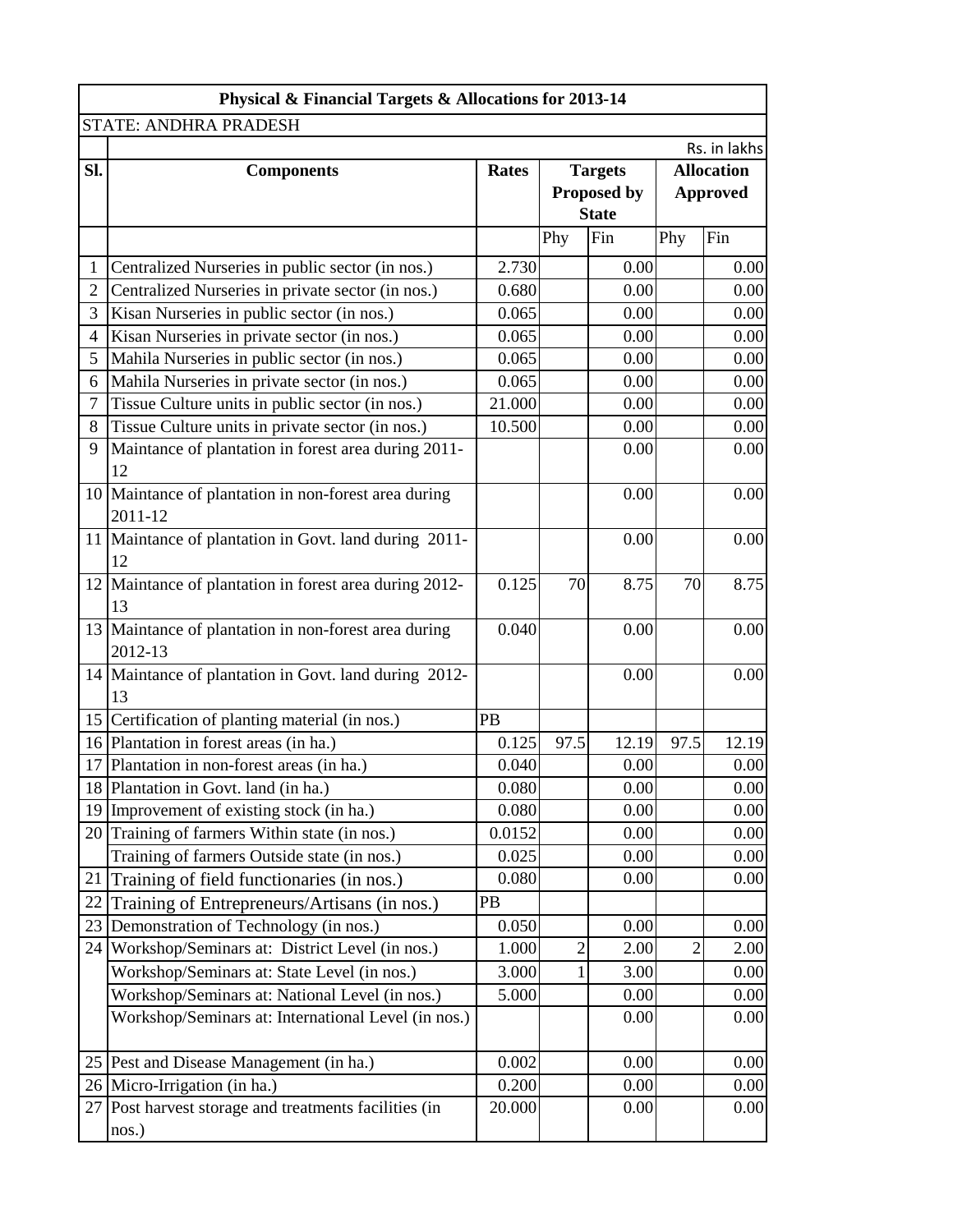| Physical & Financial Targets & Allocations for 2013-14 | | | | | | |
|---|---|---|---|---|---|---|
| STATE: ANDHRA PRADESH | | | | | | |
| | | | | | | Rs. in lakhs |
| **Sl.** | **Components** | **Rates** | **Targets Proposed by State** | | **Allocation Approved** | |
| | | | Phy | Fin | Phy | Fin |
| 1 | Centralized Nurseries in public sector (in nos.) | 2.730 | | 0.00 | | 0.00 |
| 2 | Centralized Nurseries in private sector (in nos.) | 0.680 | | 0.00 | | 0.00 |
| 3 | Kisan Nurseries in public sector (in nos.) | 0.065 | | 0.00 | | 0.00 |
| 4 | Kisan Nurseries in private sector (in nos.) | 0.065 | | 0.00 | | 0.00 |
| 5 | Mahila Nurseries in public sector (in nos.) | 0.065 | | 0.00 | | 0.00 |
| 6 | Mahila Nurseries in private sector (in nos.) | 0.065 | | 0.00 | | 0.00 |
| 7 | Tissue Culture units in public sector (in nos.) | 21.000 | | 0.00 | | 0.00 |
| 8 | Tissue Culture units in private sector (in nos.) | 10.500 | | 0.00 | | 0.00 |
| 9 | Maintance of plantation in forest area during 2011-12 | | | 0.00 | | 0.00 |
| 10 | Maintance of plantation in non-forest area during 2011-12 | | | 0.00 | | 0.00 |
| 11 | Maintance of plantation in Govt. land during 2011-12 | | | 0.00 | | 0.00 |
| 12 | Maintance of plantation in forest area during 2012-13 | 0.125 | 70 | 8.75 | 70 | 8.75 |
| 13 | Maintance of plantation in non-forest area during 2012-13 | 0.040 | | 0.00 | | 0.00 |
| 14 | Maintance of plantation in Govt. land during 2012-13 | | | 0.00 | | 0.00 |
| 15 | Certification of planting material (in nos.) | PB | | | | |
| 16 | Plantation in forest areas (in ha.) | 0.125 | 97.5 | 12.19 | 97.5 | 12.19 |
| 17 | Plantation in non-forest areas (in ha.) | 0.040 | | 0.00 | | 0.00 |
| 18 | Plantation in Govt. land (in ha.) | 0.080 | | 0.00 | | 0.00 |
| 19 | Improvement of existing stock (in ha.) | 0.080 | | 0.00 | | 0.00 |
| 20 | Training of farmers Within state (in nos.) | 0.0152 | | 0.00 | | 0.00 |
| | Training of farmers Outside state (in nos.) | 0.025 | | 0.00 | | 0.00 |
| 21 | Training of field functionaries (in nos.) | 0.080 | | 0.00 | | 0.00 |
| 22 | Training of Entrepreneurs/Artisans (in nos.) | PB | | | | |
| 23 | Demonstration of Technology (in nos.) | 0.050 | | 0.00 | | 0.00 |
| 24 | Workshop/Seminars at: District Level (in nos.) | 1.000 | 2 | 2.00 | 2 | 2.00 |
| | Workshop/Seminars at: State Level (in nos.) | 3.000 | 1 | 3.00 | | 0.00 |
| | Workshop/Seminars at: National Level (in nos.) | 5.000 | | 0.00 | | 0.00 |
| | Workshop/Seminars at: International Level (in nos.) | | | 0.00 | | 0.00 |
| 25 | Pest and Disease Management (in ha.) | 0.002 | | 0.00 | | 0.00 |
| 26 | Micro-Irrigation (in ha.) | 0.200 | | 0.00 | | 0.00 |
| 27 | Post harvest storage and treatments facilities (in nos.) | 20.000 | | 0.00 | | 0.00 |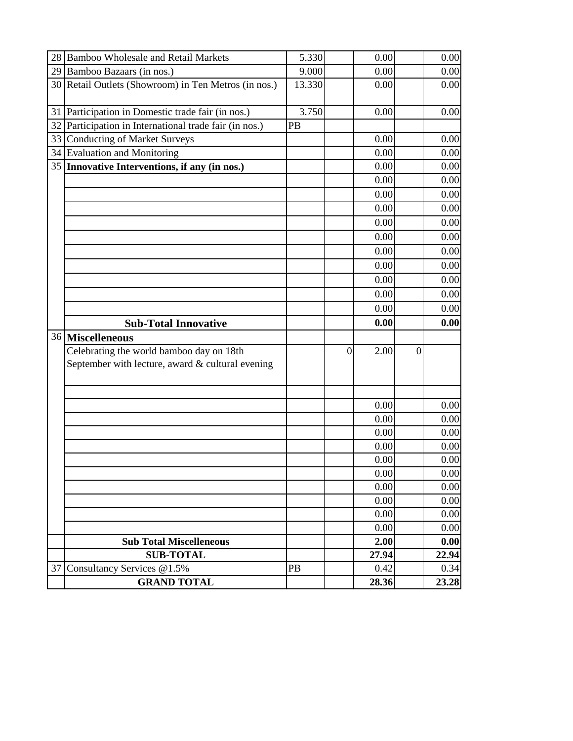| | | | | | | |
|---|---|---|---|---|---|---|
| 28 | Bamboo Wholesale and Retail Markets | 5.330 | | 0.00 | | 0.00 |
| 29 | Bamboo Bazaars (in nos.) | 9.000 | | 0.00 | | 0.00 |
| 30 | Retail Outlets (Showroom) in Ten Metros (in nos.) | 13.330 | | 0.00 | | 0.00 |
| 31 | Participation in Domestic trade fair (in nos.) | 3.750 | | 0.00 | | 0.00 |
| 32 | Participation in International trade fair (in nos.) | PB | | | | |
| 33 | Conducting of Market Surveys | | | 0.00 | | 0.00 |
| 34 | Evaluation and Monitoring | | | 0.00 | | 0.00 |
| 35 | **Innovative Interventions, if any (in nos.)** | | | 0.00 | | 0.00 |
| | | | | 0.00 | | 0.00 |
| | | | | 0.00 | | 0.00 |
| | | | | 0.00 | | 0.00 |
| | | | | 0.00 | | 0.00 |
| | | | | 0.00 | | 0.00 |
| | | | | 0.00 | | 0.00 |
| | | | | 0.00 | | 0.00 |
| | | | | 0.00 | | 0.00 |
| | | | | 0.00 | | 0.00 |
| | | | | 0.00 | | 0.00 |
| | **Sub-Total Innovative** | | | **0.00** | | **0.00** |
| 36 | **Miscelleneous** | | | | | |
| | Celebrating the world bamboo day on 18th September with lecture, award & cultural evening | | 0 | 2.00 | 0 | |
| | | | | | | |
| | | | | 0.00 | | 0.00 |
| | | | | 0.00 | | 0.00 |
| | | | | 0.00 | | 0.00 |
| | | | | 0.00 | | 0.00 |
| | | | | 0.00 | | 0.00 |
| | | | | 0.00 | | 0.00 |
| | | | | 0.00 | | 0.00 |
| | | | | 0.00 | | 0.00 |
| | | | | 0.00 | | 0.00 |
| | | | | 0.00 | | 0.00 |
| | **Sub Total Miscelleneous** | | | **2.00** | | **0.00** |
| | **SUB-TOTAL** | | | **27.94** | | **22.94** |
| 37 | Consultancy Services @1.5% | PB | | 0.42 | | 0.34 |
| | **GRAND TOTAL** | | | **28.36** | | **23.28** |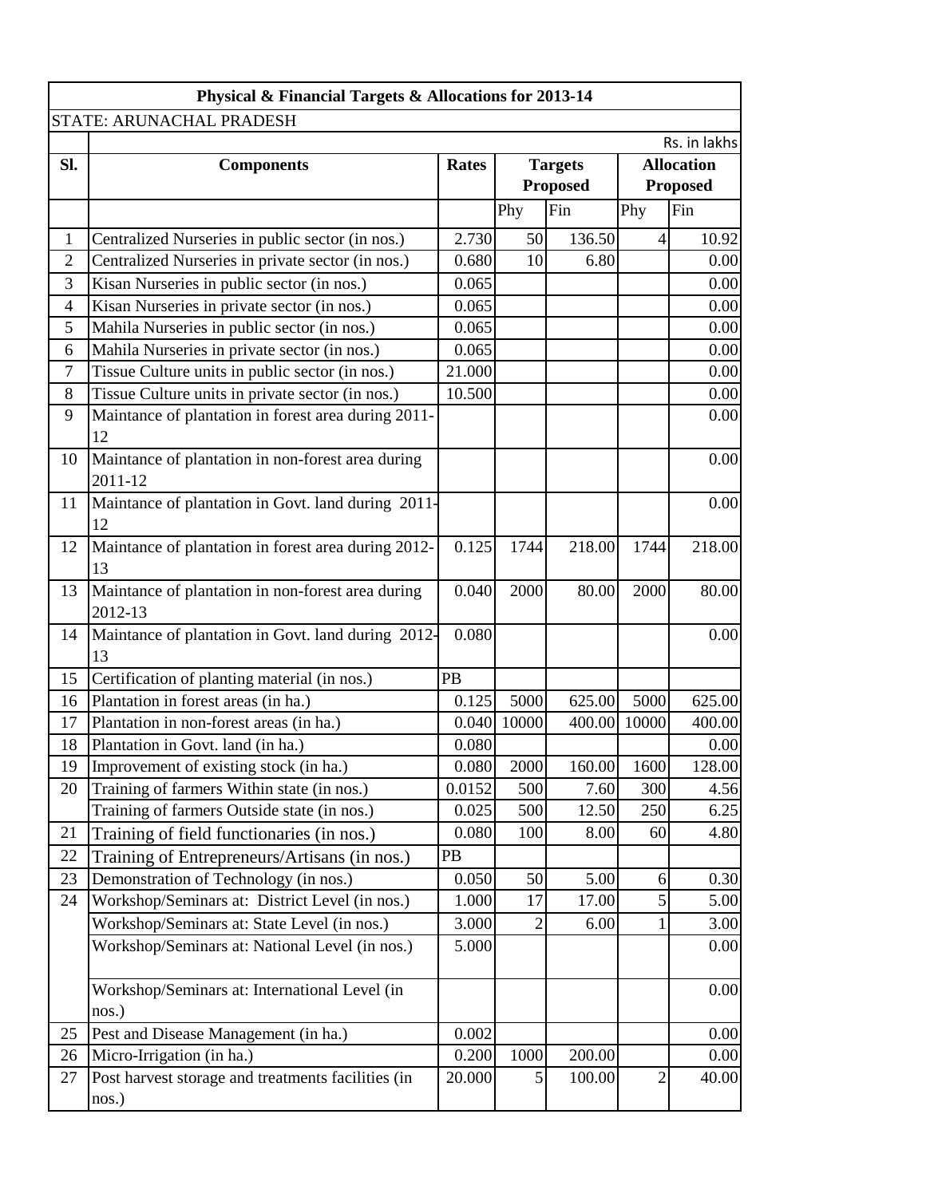| Physical & Financial Targets & Allocations for 2013-14 | | | | | | |
|---|---|---|---|---|---|---|
| STATE: ARUNACHAL PRADESH | | | | | | |
| | | | | | | Rs. in lakhs |
| **Sl.** | **Components** | **Rates** | **Targets Proposed** | | **Allocation Proposed** | |
| | | | Phy | Fin | Phy | Fin |
| 1 | Centralized Nurseries in public sector (in nos.) | 2.730 | 50 | 136.50 | 4 | 10.92 |
| 2 | Centralized Nurseries in private sector (in nos.) | 0.680 | 10 | 6.80 | | 0.00 |
| 3 | Kisan Nurseries in public sector (in nos.) | 0.065 | | | | 0.00 |
| 4 | Kisan Nurseries in private sector (in nos.) | 0.065 | | | | 0.00 |
| 5 | Mahila Nurseries in public sector (in nos.) | 0.065 | | | | 0.00 |
| 6 | Mahila Nurseries in private sector (in nos.) | 0.065 | | | | 0.00 |
| 7 | Tissue Culture units in public sector (in nos.) | 21.000 | | | | 0.00 |
| 8 | Tissue Culture units in private sector (in nos.) | 10.500 | | | | 0.00 |
| 9 | Maintance of plantation in forest area during 2011-12 | | | | | 0.00 |
| 10 | Maintance of plantation in non-forest area during 2011-12 | | | | | 0.00 |
| 11 | Maintance of plantation in Govt. land during 2011-12 | | | | | 0.00 |
| 12 | Maintance of plantation in forest area during 2012-13 | 0.125 | 1744 | 218.00 | 1744 | 218.00 |
| 13 | Maintance of plantation in non-forest area during 2012-13 | 0.040 | 2000 | 80.00 | 2000 | 80.00 |
| 14 | Maintance of plantation in Govt. land during 2012-13 | 0.080 | | | | 0.00 |
| 15 | Certification of planting material (in nos.) | PB | | | | |
| 16 | Plantation in forest areas (in ha.) | 0.125 | 5000 | 625.00 | 5000 | 625.00 |
| 17 | Plantation in non-forest areas (in ha.) | 0.040 | 10000 | 400.00 | 10000 | 400.00 |
| 18 | Plantation in Govt. land (in ha.) | 0.080 | | | | 0.00 |
| 19 | Improvement of existing stock (in ha.) | 0.080 | 2000 | 160.00 | 1600 | 128.00 |
| 20 | Training of farmers Within state (in nos.) | 0.0152 | 500 | 7.60 | 300 | 4.56 |
| | Training of farmers Outside state (in nos.) | 0.025 | 500 | 12.50 | 250 | 6.25 |
| 21 | Training of field functionaries (in nos.) | 0.080 | 100 | 8.00 | 60 | 4.80 |
| 22 | Training of Entrepreneurs/Artisans (in nos.) | PB | | | | |
| 23 | Demonstration of Technology (in nos.) | 0.050 | 50 | 5.00 | 6 | 0.30 |
| 24 | Workshop/Seminars at: District Level (in nos.) | 1.000 | 17 | 17.00 | 5 | 5.00 |
| | Workshop/Seminars at: State Level (in nos.) | 3.000 | 2 | 6.00 | 1 | 3.00 |
| | Workshop/Seminars at: National Level (in nos.) | 5.000 | | | | 0.00 |
| | Workshop/Seminars at: International Level (in nos.) | | | | | 0.00 |
| 25 | Pest and Disease Management (in ha.) | 0.002 | | | | 0.00 |
| 26 | Micro-Irrigation (in ha.) | 0.200 | 1000 | 200.00 | | 0.00 |
| 27 | Post harvest storage and treatments facilities (in nos.) | 20.000 | 5 | 100.00 | 2 | 40.00 |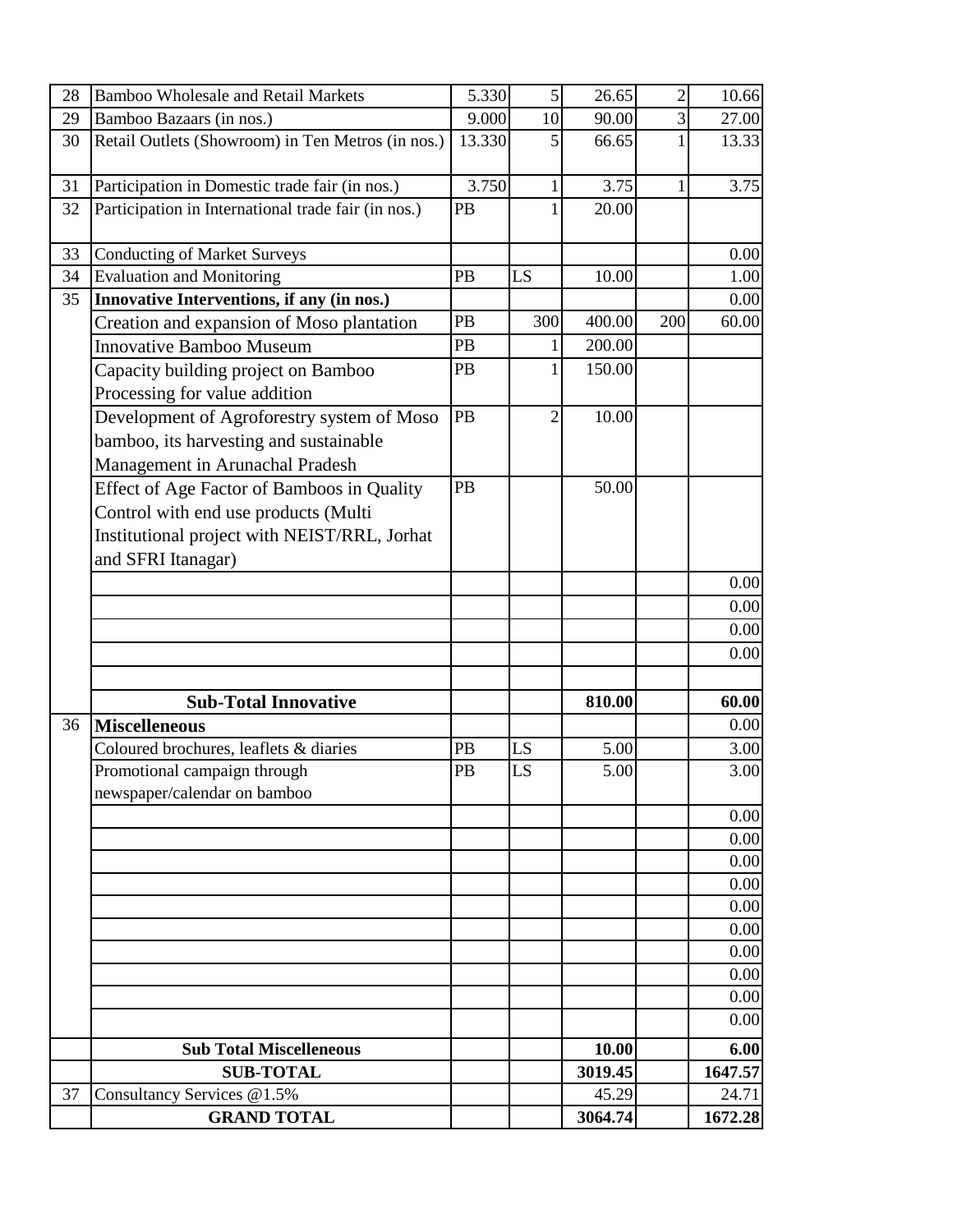| 28 | Bamboo Wholesale and Retail Markets | 5.330 | 5 | 26.65 | 2 | 10.66 |
|---|---|---|---|---|---|---|
| 29 | Bamboo Bazaars (in nos.) | 9.000 | 10 | 90.00 | 3 | 27.00 |
| 30 | Retail Outlets (Showroom) in Ten Metros (in nos.) | 13.330 | 5 | 66.65 | 1 | 13.33 |
| 31 | Participation in Domestic trade fair (in nos.) | 3.750 | 1 | 3.75 | 1 | 3.75 |
| 32 | Participation in International trade fair (in nos.) | PB | 1 | 20.00 | | |
| 33 | Conducting of Market Surveys | | | | | 0.00 |
| 34 | Evaluation and Monitoring | PB | LS | 10.00 | | 1.00 |
| 35 | **Innovative Interventions, if any (in nos.)** | | | | | 0.00 |
| | Creation and expansion of Moso plantation | PB | 300 | 400.00 | 200 | 60.00 |
| | Innovative Bamboo Museum | PB | 1 | 200.00 | | |
| | Capacity building project on Bamboo Processing for value addition | PB | 1 | 150.00 | | |
| | Development of Agroforestry system of Moso bamboo, its harvesting and sustainable Management in Arunachal Pradesh | PB | 2 | 10.00 | | |
| | Effect of Age Factor of Bamboos in Quality Control with end use products (Multi Institutional project with NEIST/RRL, Jorhat and SFRI Itanagar) | PB | | 50.00 | | |
| | | | | | | 0.00 |
| | | | | | | 0.00 |
| | | | | | | 0.00 |
| | | | | | | 0.00 |
| | | | | | | |
| | **Sub-Total Innovative** | | | **810.00** | | **60.00** |
| 36 | **Miscelleneous** | | | | | 0.00 |
| | Coloured brochures, leaflets & diaries | PB | LS | 5.00 | | 3.00 |
| | Promotional campaign through newspaper/calendar on bamboo | PB | LS | 5.00 | | 3.00 |
| | | | | | | 0.00 |
| | | | | | | 0.00 |
| | | | | | | 0.00 |
| | | | | | | 0.00 |
| | | | | | | 0.00 |
| | | | | | | 0.00 |
| | | | | | | 0.00 |
| | | | | | | 0.00 |
| | | | | | | 0.00 |
| | | | | | | 0.00 |
| | **Sub Total Miscelleneous** | | | **10.00** | | **6.00** |
| | **SUB-TOTAL** | | | **3019.45** | | **1647.57** |
| 37 | Consultancy Services @1.5% | | | 45.29 | | 24.71 |
| | **GRAND TOTAL** | | | **3064.74** | | **1672.28** |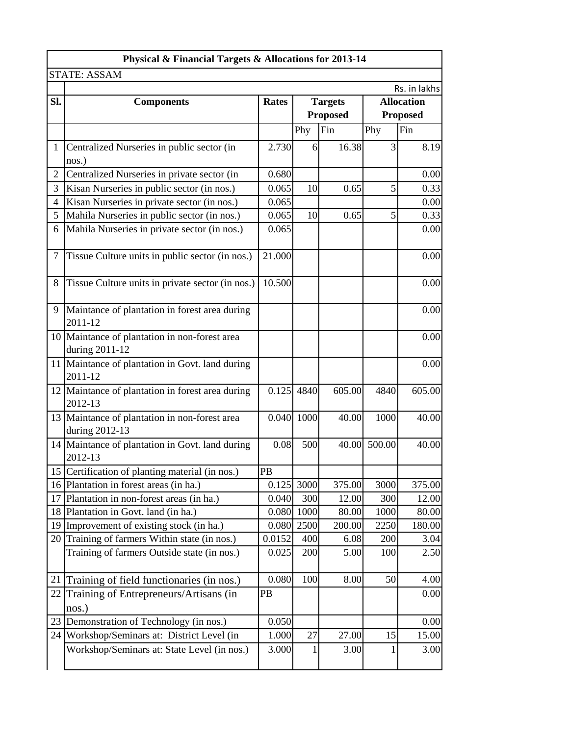| Physical & Financial Targets & Allocations for 2013-14 | | | | | | |
|---|---|---|---|---|---|---|
| STATE: ASSAM | | | | | | |
| | | | | | | Rs. in lakhs |
| Sl. | Components | Rates | Targets Proposed | | Allocation Proposed | |
| | | | Phy | Fin | Phy | Fin |
| 1 | Centralized Nurseries in public sector (in nos.) | 2.730 | 6 | 16.38 | 3 | 8.19 |
| 2 | Centralized Nurseries in private sector (in | 0.680 | | | | 0.00 |
| 3 | Kisan Nurseries in public sector (in nos.) | 0.065 | 10 | 0.65 | 5 | 0.33 |
| 4 | Kisan Nurseries in private sector (in nos.) | 0.065 | | | | 0.00 |
| 5 | Mahila Nurseries in public sector (in nos.) | 0.065 | 10 | 0.65 | 5 | 0.33 |
| 6 | Mahila Nurseries in private sector (in nos.) | 0.065 | | | | 0.00 |
| 7 | Tissue Culture units in public sector (in nos.) | 21.000 | | | | 0.00 |
| 8 | Tissue Culture units in private sector (in nos.) | 10.500 | | | | 0.00 |
| 9 | Maintance of plantation in forest area during 2011-12 | | | | | 0.00 |
| 10 | Maintance of plantation in non-forest area during 2011-12 | | | | | 0.00 |
| 11 | Maintance of plantation in Govt. land during 2011-12 | | | | | 0.00 |
| 12 | Maintance of plantation in forest area during 2012-13 | 0.125 | 4840 | 605.00 | 4840 | 605.00 |
| 13 | Maintance of plantation in non-forest area during 2012-13 | 0.040 | 1000 | 40.00 | 1000 | 40.00 |
| 14 | Maintance of plantation in Govt. land during 2012-13 | 0.08 | 500 | 40.00 | 500.00 | 40.00 |
| 15 | Certification of planting material (in nos.) | PB | | | | |
| 16 | Plantation in forest areas (in ha.) | 0.125 | 3000 | 375.00 | 3000 | 375.00 |
| 17 | Plantation in non-forest areas (in ha.) | 0.040 | 300 | 12.00 | 300 | 12.00 |
| 18 | Plantation in Govt. land (in ha.) | 0.080 | 1000 | 80.00 | 1000 | 80.00 |
| 19 | Improvement of existing stock (in ha.) | 0.080 | 2500 | 200.00 | 2250 | 180.00 |
| 20 | Training of farmers Within state (in nos.) | 0.0152 | 400 | 6.08 | 200 | 3.04 |
| | Training of farmers Outside state (in nos.) | 0.025 | 200 | 5.00 | 100 | 2.50 |
| 21 | Training of field functionaries (in nos.) | 0.080 | 100 | 8.00 | 50 | 4.00 |
| 22 | Training of Entrepreneurs/Artisans (in nos.) | PB | | | | 0.00 |
| 23 | Demonstration of Technology (in nos.) | 0.050 | | | | 0.00 |
| 24 | Workshop/Seminars at: District Level (in | 1.000 | 27 | 27.00 | 15 | 15.00 |
| | Workshop/Seminars at: State Level (in nos.) | 3.000 | 1 | 3.00 | 1 | 3.00 |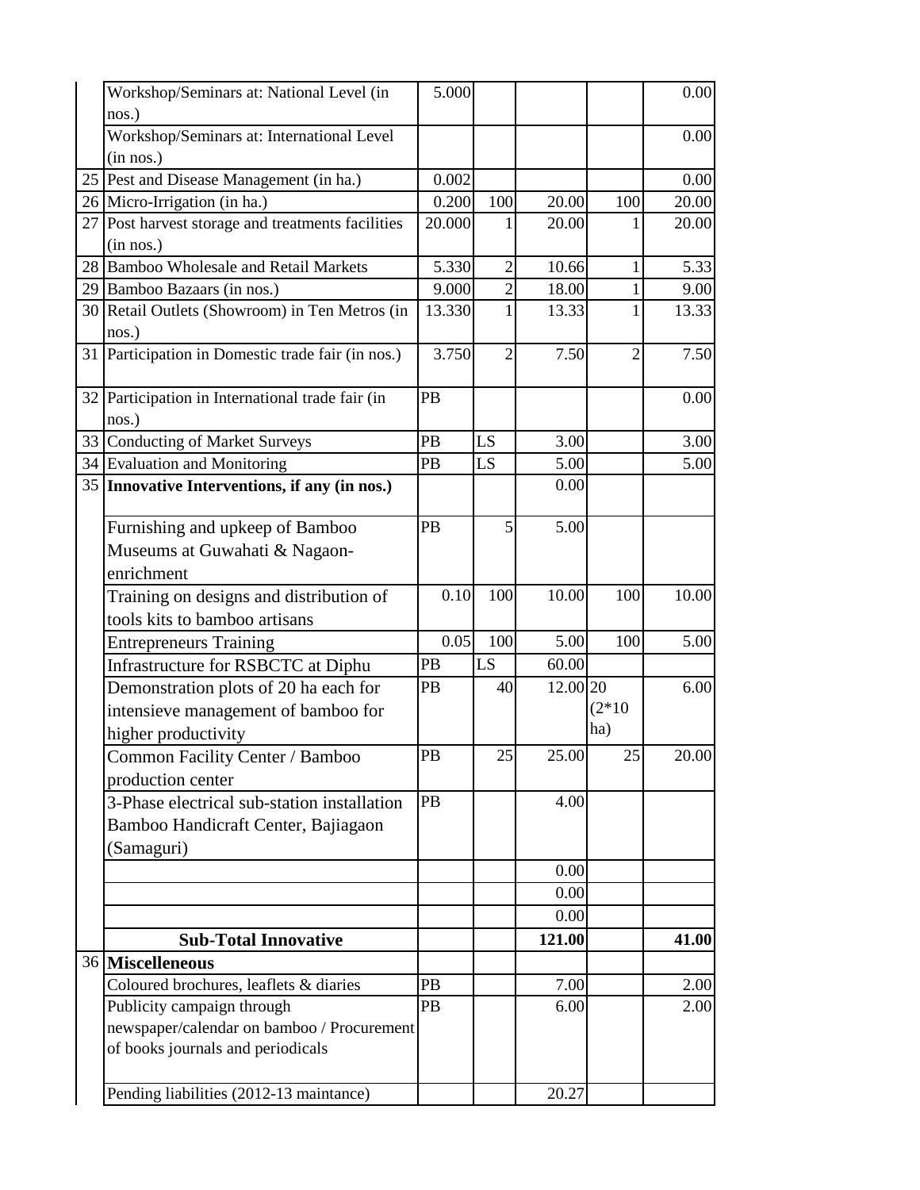|  |  |  |  |  |  |  |
|---|---|---|---|---|---|---|
|  | Workshop/Seminars at: National Level (in nos.) | 5.000 |  |  |  | 0.00 |
|  | Workshop/Seminars at: International Level (in nos.) |  |  |  |  | 0.00 |
| 25 | Pest and Disease Management (in ha.) | 0.002 |  |  |  | 0.00 |
| 26 | Micro-Irrigation (in ha.) | 0.200 | 100 | 20.00 | 100 | 20.00 |
| 27 | Post harvest storage and treatments facilities (in nos.) | 20.000 | 1 | 20.00 | 1 | 20.00 |
| 28 | Bamboo Wholesale and Retail Markets | 5.330 | 2 | 10.66 | 1 | 5.33 |
| 29 | Bamboo Bazaars (in nos.) | 9.000 | 2 | 18.00 | 1 | 9.00 |
| 30 | Retail Outlets (Showroom) in Ten Metros (in nos.) | 13.330 | 1 | 13.33 | 1 | 13.33 |
| 31 | Participation in Domestic trade fair (in nos.) | 3.750 | 2 | 7.50 | 2 | 7.50 |
| 32 | Participation in International trade fair (in nos.) | PB |  |  |  | 0.00 |
| 33 | Conducting of Market Surveys | PB | LS | 3.00 |  | 3.00 |
| 34 | Evaluation and Monitoring | PB | LS | 5.00 |  | 5.00 |
| 35 | **Innovative Interventions, if any (in nos.)** |  |  | 0.00 |  |  |
|  | Furnishing and upkeep of Bamboo Museums at Guwahati & Nagaon-enrichment | PB | 5 | 5.00 |  |  |
|  | Training on designs and distribution of tools kits to bamboo artisans | 0.10 | 100 | 10.00 | 100 | 10.00 |
|  | Entrepreneurs Training | 0.05 | 100 | 5.00 | 100 | 5.00 |
|  | Infrastructure for RSBCTC at Diphu | PB | LS | 60.00 |  |  |
|  | Demonstration plots of 20 ha each for intensieve management of bamboo for higher productivity | PB | 40 | 12.00 | 20 (2*10 ha) | 6.00 |
|  | Common Facility Center / Bamboo production center | PB | 25 | 25.00 | 25 | 20.00 |
|  | 3-Phase electrical sub-station installation Bamboo Handicraft Center, Bajiagaon (Samaguri) | PB |  | 4.00 |  |  |
|  |  |  |  | 0.00 |  |  |
|  |  |  |  | 0.00 |  |  |
|  |  |  |  | 0.00 |  |  |
|  | **Sub-Total Innovative** |  |  | **121.00** |  | **41.00** |
| 36 | **Miscelleneous** |  |  |  |  |  |
|  | Coloured brochures, leaflets & diaries | PB |  | 7.00 |  | 2.00 |
|  | Publicity campaign through newspaper/calendar on bamboo / Procurement of books journals and periodicals | PB |  | 6.00 |  | 2.00 |
|  | Pending liabilities (2012-13 maintance) |  |  | 20.27 |  |  |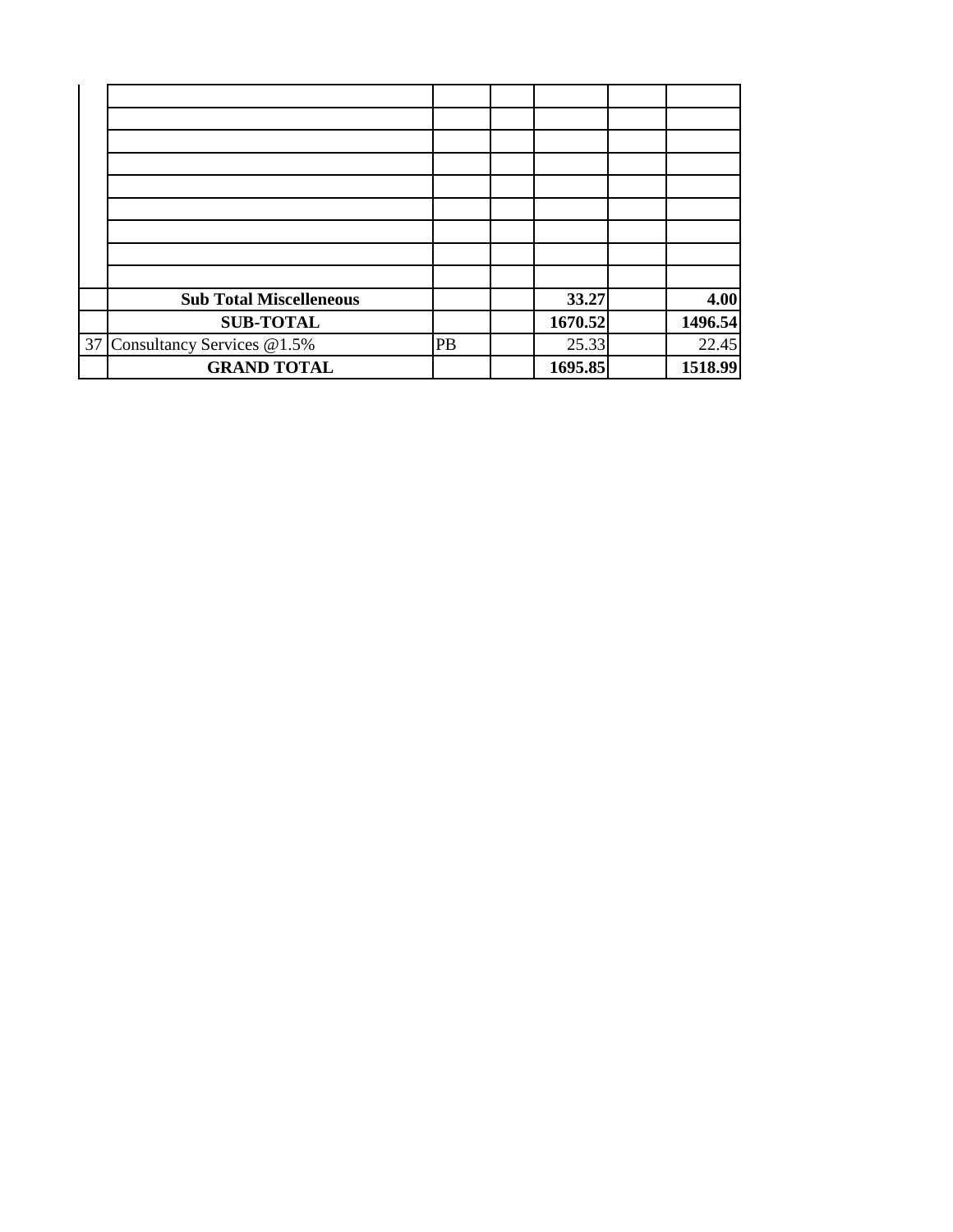| | | | | | | |
|---|---|---|---|---|---|---|
| | | | | | | |
| | | | | | | |
| | | | | | | |
| | | | | | | |
| | | | | | | |
| | | | | | | |
| | | | | | | |
| | | | | | | |
| | **Sub Total Miscelleneous** | | | **33.27** | | **4.00** |
| | **SUB-TOTAL** | | | **1670.52** | | **1496.54** |
| 37 | Consultancy Services @1.5% | PB | | 25.33 | | 22.45 |
| | **GRAND TOTAL** | | | **1695.85** | | **1518.99** |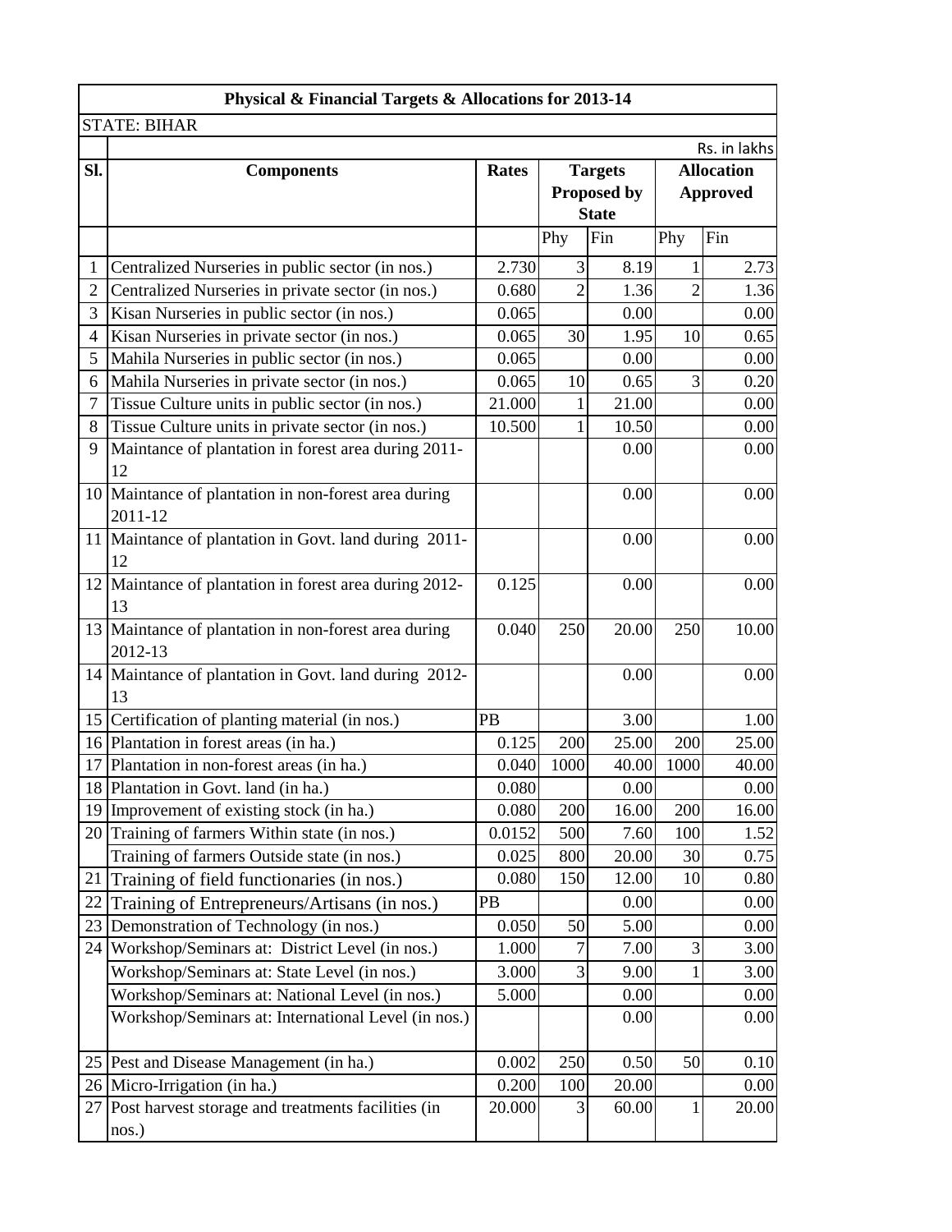| Physical & Financial Targets & Allocations for 2013-14 | | | | | | |
|---|---|---|---|---|---|---|
| STATE: BIHAR | | | | | | |
| | | | | | | Rs. in lakhs |
| **Sl.** | **Components** | **Rates** | **Targets Proposed by State** | | **Allocation Approved** | |
| | | | Phy | Fin | Phy | Fin |
| 1 | Centralized Nurseries in public sector (in nos.) | 2.730 | 3 | 8.19 | 1 | 2.73 |
| 2 | Centralized Nurseries in private sector (in nos.) | 0.680 | 2 | 1.36 | 2 | 1.36 |
| 3 | Kisan Nurseries in public sector (in nos.) | 0.065 | | 0.00 | | 0.00 |
| 4 | Kisan Nurseries in private sector (in nos.) | 0.065 | 30 | 1.95 | 10 | 0.65 |
| 5 | Mahila Nurseries in public sector (in nos.) | 0.065 | | 0.00 | | 0.00 |
| 6 | Mahila Nurseries in private sector (in nos.) | 0.065 | 10 | 0.65 | 3 | 0.20 |
| 7 | Tissue Culture units in public sector (in nos.) | 21.000 | 1 | 21.00 | | 0.00 |
| 8 | Tissue Culture units in private sector (in nos.) | 10.500 | 1 | 10.50 | | 0.00 |
| 9 | Maintance of plantation in forest area during 2011-12 | | | 0.00 | | 0.00 |
| 10 | Maintance of plantation in non-forest area during 2011-12 | | | 0.00 | | 0.00 |
| 11 | Maintance of plantation in Govt. land during 2011-12 | | | 0.00 | | 0.00 |
| 12 | Maintance of plantation in forest area during 2012-13 | 0.125 | | 0.00 | | 0.00 |
| 13 | Maintance of plantation in non-forest area during 2012-13 | 0.040 | 250 | 20.00 | 250 | 10.00 |
| 14 | Maintance of plantation in Govt. land during 2012-13 | | | 0.00 | | 0.00 |
| 15 | Certification of planting material (in nos.) | PB | | 3.00 | | 1.00 |
| 16 | Plantation in forest areas (in ha.) | 0.125 | 200 | 25.00 | 200 | 25.00 |
| 17 | Plantation in non-forest areas (in ha.) | 0.040 | 1000 | 40.00 | 1000 | 40.00 |
| 18 | Plantation in Govt. land (in ha.) | 0.080 | | 0.00 | | 0.00 |
| 19 | Improvement of existing stock (in ha.) | 0.080 | 200 | 16.00 | 200 | 16.00 |
| 20 | Training of farmers Within state (in nos.) | 0.0152 | 500 | 7.60 | 100 | 1.52 |
| | Training of farmers Outside state (in nos.) | 0.025 | 800 | 20.00 | 30 | 0.75 |
| 21 | Training of field functionaries (in nos.) | 0.080 | 150 | 12.00 | 10 | 0.80 |
| 22 | Training of Entrepreneurs/Artisans (in nos.) | PB | | 0.00 | | 0.00 |
| 23 | Demonstration of Technology (in nos.) | 0.050 | 50 | 5.00 | | 0.00 |
| 24 | Workshop/Seminars at: District Level (in nos.) | 1.000 | 7 | 7.00 | 3 | 3.00 |
| | Workshop/Seminars at: State Level (in nos.) | 3.000 | 3 | 9.00 | 1 | 3.00 |
| | Workshop/Seminars at: National Level (in nos.) | 5.000 | | 0.00 | | 0.00 |
| | Workshop/Seminars at: International Level (in nos.) | | | 0.00 | | 0.00 |
| 25 | Pest and Disease Management (in ha.) | 0.002 | 250 | 0.50 | 50 | 0.10 |
| 26 | Micro-Irrigation (in ha.) | 0.200 | 100 | 20.00 | | 0.00 |
| 27 | Post harvest storage and treatments facilities (in nos.) | 20.000 | 3 | 60.00 | 1 | 20.00 |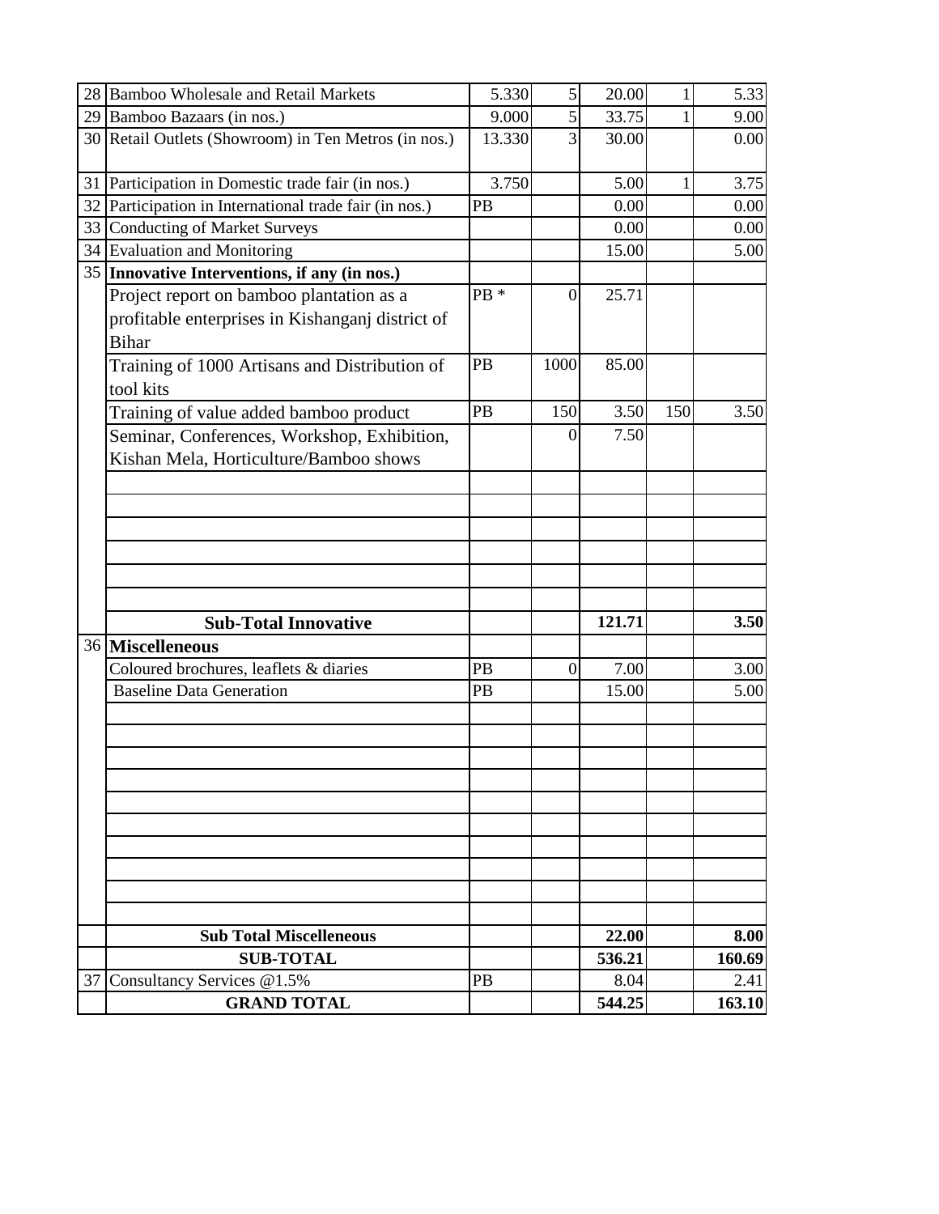| | | | | | | |
|---|---|---|---|---|---|---|
| 28 | Bamboo Wholesale and Retail Markets | 5.330 | 5 | 20.00 | 1 | 5.33 |
| 29 | Bamboo Bazaars (in nos.) | 9.000 | 5 | 33.75 | 1 | 9.00 |
| 30 | Retail Outlets (Showroom) in Ten Metros (in nos.) | 13.330 | 3 | 30.00 | | 0.00 |
| 31 | Participation in Domestic trade fair (in nos.) | 3.750 | | 5.00 | 1 | 3.75 |
| 32 | Participation in International trade fair (in nos.) | PB | | 0.00 | | 0.00 |
| 33 | Conducting of Market Surveys | | | 0.00 | | 0.00 |
| 34 | Evaluation and Monitoring | | | 15.00 | | 5.00 |
| 35 | **Innovative Interventions, if any (in nos.)** | | | | | |
| | Project report on bamboo plantation as a profitable enterprises in Kishanganj district of Bihar | PB * | 0 | 25.71 | | |
| | Training of 1000 Artisans and Distribution of tool kits | PB | 1000 | 85.00 | | |
| | Training of value added bamboo product | PB | 150 | 3.50 | 150 | 3.50 |
| | Seminar, Conferences, Workshop, Exhibition, Kishan Mela, Horticulture/Bamboo shows | | 0 | 7.50 | | |
| | | | | | | |
| | | | | | | |
| | | | | | | |
| | | | | | | |
| | | | | | | |
| | | | | | | |
| | **Sub-Total Innovative** | | | **121.71** | | **3.50** |
| 36 | **Miscelleneous** | | | | | |
| | Coloured brochures, leaflets & diaries | PB | 0 | 7.00 | | 3.00 |
| | Baseline Data Generation | PB | | 15.00 | | 5.00 |
| | | | | | | |
| | | | | | | |
| | | | | | | |
| | | | | | | |
| | | | | | | |
| | | | | | | |
| | | | | | | |
| | | | | | | |
| | | | | | | |
| | | | | | | |
| | **Sub Total Miscelleneous** | | | **22.00** | | **8.00** |
| | **SUB-TOTAL** | | | **536.21** | | **160.69** |
| 37 | Consultancy Services @1.5% | PB | | 8.04 | | 2.41 |
| | **GRAND TOTAL** | | | **544.25** | | **163.10** |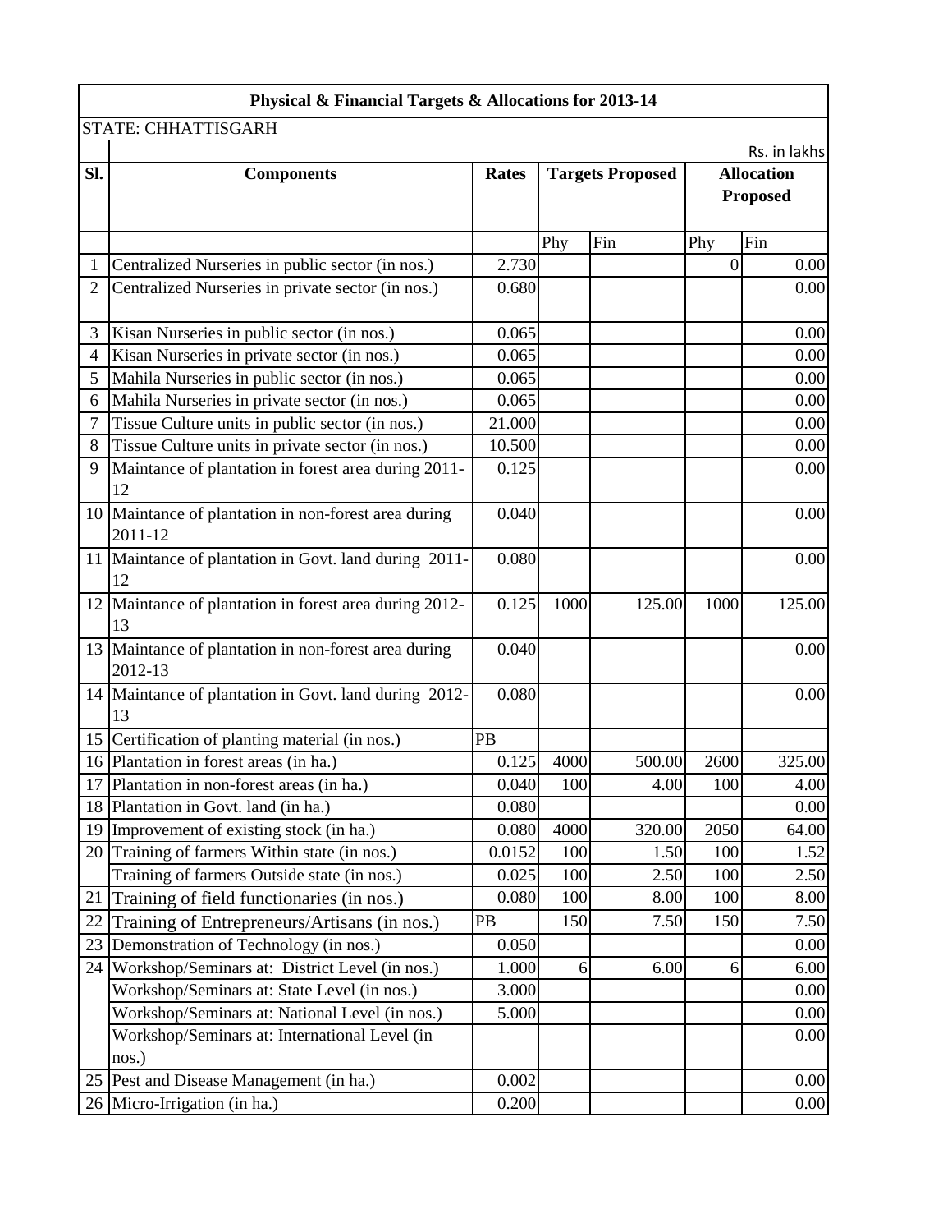| Physical & Financial Targets & Allocations for 2013-14 | | | | | | |
|---|---|---|---|---|---|---|
| STATE: CHHATTISGARH | | | | | | |
| | | | | | | Rs. in lakhs |
| **Sl.** | **Components** | **Rates** | **Targets Proposed** | | **Allocation Proposed** | |
| | | | Phy | Fin | Phy | Fin |
| 1 | Centralized Nurseries in public sector (in nos.) | 2.730 | | | 0 | 0.00 |
| 2 | Centralized Nurseries in private sector (in nos.) | 0.680 | | | | 0.00 |
| 3 | Kisan Nurseries in public sector (in nos.) | 0.065 | | | | 0.00 |
| 4 | Kisan Nurseries in private sector (in nos.) | 0.065 | | | | 0.00 |
| 5 | Mahila Nurseries in public sector (in nos.) | 0.065 | | | | 0.00 |
| 6 | Mahila Nurseries in private sector (in nos.) | 0.065 | | | | 0.00 |
| 7 | Tissue Culture units in public sector (in nos.) | 21.000 | | | | 0.00 |
| 8 | Tissue Culture units in private sector (in nos.) | 10.500 | | | | 0.00 |
| 9 | Maintance of plantation in forest area during 2011-12 | 0.125 | | | | 0.00 |
| 10 | Maintance of plantation in non-forest area during 2011-12 | 0.040 | | | | 0.00 |
| 11 | Maintance of plantation in Govt. land during 2011-12 | 0.080 | | | | 0.00 |
| 12 | Maintance of plantation in forest area during 2012-13 | 0.125 | 1000 | 125.00 | 1000 | 125.00 |
| 13 | Maintance of plantation in non-forest area during 2012-13 | 0.040 | | | | 0.00 |
| 14 | Maintance of plantation in Govt. land during 2012-13 | 0.080 | | | | 0.00 |
| 15 | Certification of planting material (in nos.) | PB | | | | |
| 16 | Plantation in forest areas (in ha.) | 0.125 | 4000 | 500.00 | 2600 | 325.00 |
| 17 | Plantation in non-forest areas (in ha.) | 0.040 | 100 | 4.00 | 100 | 4.00 |
| 18 | Plantation in Govt. land (in ha.) | 0.080 | | | | 0.00 |
| 19 | Improvement of existing stock (in ha.) | 0.080 | 4000 | 320.00 | 2050 | 64.00 |
| 20 | Training of farmers Within state (in nos.) | 0.0152 | 100 | 1.50 | 100 | 1.52 |
| | Training of farmers Outside state (in nos.) | 0.025 | 100 | 2.50 | 100 | 2.50 |
| 21 | Training of field functionaries (in nos.) | 0.080 | 100 | 8.00 | 100 | 8.00 |
| 22 | Training of Entrepreneurs/Artisans (in nos.) | PB | 150 | 7.50 | 150 | 7.50 |
| 23 | Demonstration of Technology (in nos.) | 0.050 | | | | 0.00 |
| 24 | Workshop/Seminars at: District Level (in nos.) | 1.000 | 6 | 6.00 | 6 | 6.00 |
| | Workshop/Seminars at: State Level (in nos.) | 3.000 | | | | 0.00 |
| | Workshop/Seminars at: National Level (in nos.) | 5.000 | | | | 0.00 |
| | Workshop/Seminars at: International Level (in nos.) | | | | | 0.00 |
| 25 | Pest and Disease Management (in ha.) | 0.002 | | | | 0.00 |
| 26 | Micro-Irrigation (in ha.) | 0.200 | | | | 0.00 |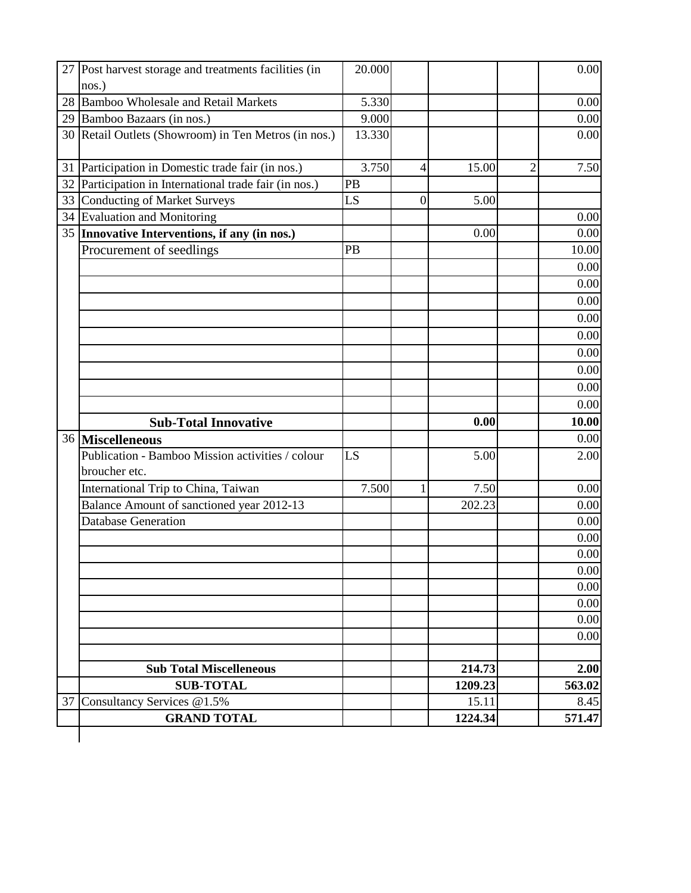| | | | | | | |
|---|---|---|---|---|---|---|
| 27 | Post harvest storage and treatments facilities (in nos.) | 20.000 | | | | 0.00 |
| 28 | Bamboo Wholesale and Retail Markets | 5.330 | | | | 0.00 |
| 29 | Bamboo Bazaars (in nos.) | 9.000 | | | | 0.00 |
| 30 | Retail Outlets (Showroom) in Ten Metros (in nos.) | 13.330 | | | | 0.00 |
| 31 | Participation in Domestic trade fair (in nos.) | 3.750 | 4 | 15.00 | 2 | 7.50 |
| 32 | Participation in International trade fair (in nos.) | PB | | | | |
| 33 | Conducting of Market Surveys | LS | 0 | 5.00 | | |
| 34 | Evaluation and Monitoring | | | | | 0.00 |
| 35 | **Innovative Interventions, if any (in nos.)** | | | 0.00 | | 0.00 |
| | Procurement of seedlings | PB | | | | 10.00 |
| | | | | | | 0.00 |
| | | | | | | 0.00 |
| | | | | | | 0.00 |
| | | | | | | 0.00 |
| | | | | | | 0.00 |
| | | | | | | 0.00 |
| | | | | | | 0.00 |
| | | | | | | 0.00 |
| | | | | | | 0.00 |
| | **Sub-Total Innovative** | | | **0.00** | | **10.00** |
| 36 | **Miscelleneous** | | | | | 0.00 |
| | Publication - Bamboo Mission activities / colour broucher etc. | LS | | 5.00 | | 2.00 |
| | International Trip to China, Taiwan | 7.500 | 1 | 7.50 | | 0.00 |
| | Balance Amount of sanctioned year 2012-13 | | | 202.23 | | 0.00 |
| | Database Generation | | | | | 0.00 |
| | | | | | | 0.00 |
| | | | | | | 0.00 |
| | | | | | | 0.00 |
| | | | | | | 0.00 |
| | | | | | | 0.00 |
| | | | | | | 0.00 |
| | | | | | | 0.00 |
| | | | | | | |
| | **Sub Total Miscelleneous** | | | **214.73** | | **2.00** |
| | **SUB-TOTAL** | | | **1209.23** | | **563.02** |
| 37 | Consultancy Services @1.5% | | | 15.11 | | 8.45 |
| | **GRAND TOTAL** | | | **1224.34** | | **571.47** |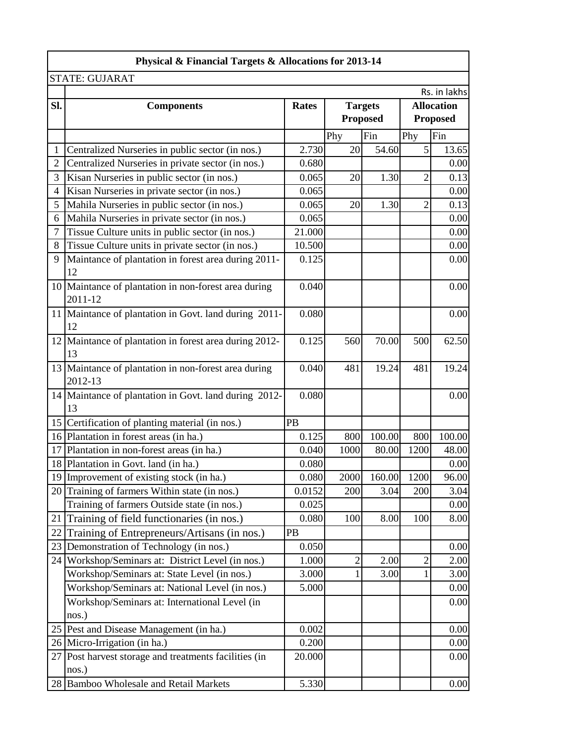| Physical & Financial Targets & Allocations for 2013-14 | | | | | | |
|---|---|---|---|---|---|---|
| STATE: GUJARAT | | | | | | |
| | | | | | | Rs. in lakhs |
| Sl. | Components | Rates | Targets Proposed | | Allocation Proposed | |
| | | | Phy | Fin | Phy | Fin |
| 1 | Centralized Nurseries in public sector (in nos.) | 2.730 | 20 | 54.60 | 5 | 13.65 |
| 2 | Centralized Nurseries in private sector (in nos.) | 0.680 | | | | 0.00 |
| 3 | Kisan Nurseries in public sector (in nos.) | 0.065 | 20 | 1.30 | 2 | 0.13 |
| 4 | Kisan Nurseries in private sector (in nos.) | 0.065 | | | | 0.00 |
| 5 | Mahila Nurseries in public sector (in nos.) | 0.065 | 20 | 1.30 | 2 | 0.13 |
| 6 | Mahila Nurseries in private sector (in nos.) | 0.065 | | | | 0.00 |
| 7 | Tissue Culture units in public sector (in nos.) | 21.000 | | | | 0.00 |
| 8 | Tissue Culture units in private sector (in nos.) | 10.500 | | | | 0.00 |
| 9 | Maintance of plantation in forest area during 2011-12 | 0.125 | | | | 0.00 |
| 10 | Maintance of plantation in non-forest area during 2011-12 | 0.040 | | | | 0.00 |
| 11 | Maintance of plantation in Govt. land during 2011-12 | 0.080 | | | | 0.00 |
| 12 | Maintance of plantation in forest area during 2012-13 | 0.125 | 560 | 70.00 | 500 | 62.50 |
| 13 | Maintance of plantation in non-forest area during 2012-13 | 0.040 | 481 | 19.24 | 481 | 19.24 |
| 14 | Maintance of plantation in Govt. land during 2012-13 | 0.080 | | | | 0.00 |
| 15 | Certification of planting material (in nos.) | PB | | | | |
| 16 | Plantation in forest areas (in ha.) | 0.125 | 800 | 100.00 | 800 | 100.00 |
| 17 | Plantation in non-forest areas (in ha.) | 0.040 | 1000 | 80.00 | 1200 | 48.00 |
| 18 | Plantation in Govt. land (in ha.) | 0.080 | | | | 0.00 |
| 19 | Improvement of existing stock (in ha.) | 0.080 | 2000 | 160.00 | 1200 | 96.00 |
| 20 | Training of farmers Within state (in nos.) | 0.0152 | 200 | 3.04 | 200 | 3.04 |
| | Training of farmers Outside state (in nos.) | 0.025 | | | | 0.00 |
| 21 | Training of field functionaries (in nos.) | 0.080 | 100 | 8.00 | 100 | 8.00 |
| 22 | Training of Entrepreneurs/Artisans (in nos.) | PB | | | | |
| 23 | Demonstration of Technology (in nos.) | 0.050 | | | | 0.00 |
| 24 | Workshop/Seminars at: District Level (in nos.) | 1.000 | 2 | 2.00 | 2 | 2.00 |
| | Workshop/Seminars at: State Level (in nos.) | 3.000 | 1 | 3.00 | 1 | 3.00 |
| | Workshop/Seminars at: National Level (in nos.) | 5.000 | | | | 0.00 |
| | Workshop/Seminars at: International Level (in nos.) | | | | | 0.00 |
| 25 | Pest and Disease Management (in ha.) | 0.002 | | | | 0.00 |
| 26 | Micro-Irrigation (in ha.) | 0.200 | | | | 0.00 |
| 27 | Post harvest storage and treatments facilities (in nos.) | 20.000 | | | | 0.00 |
| 28 | Bamboo Wholesale and Retail Markets | 5.330 | | | | 0.00 |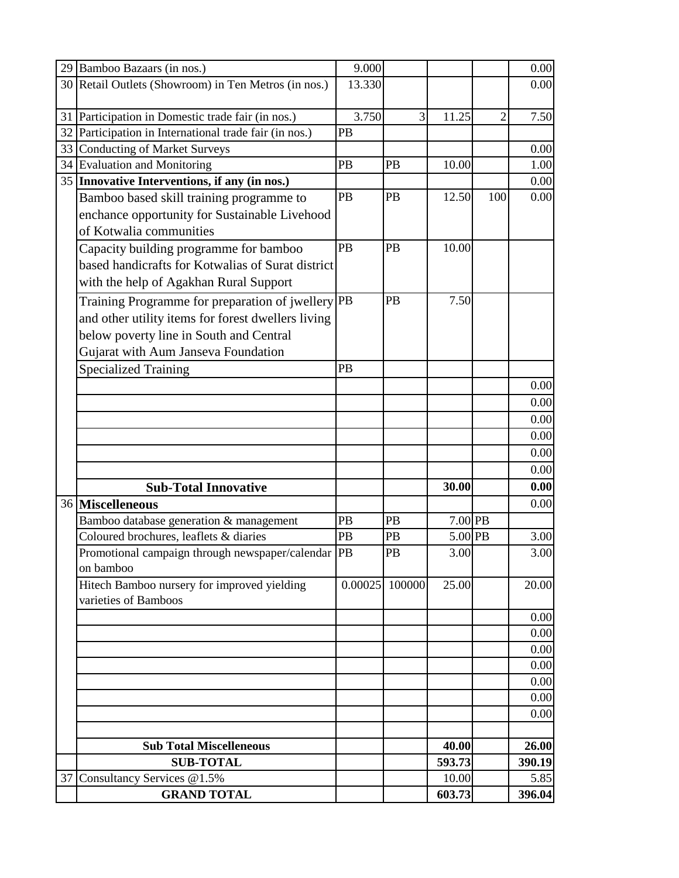| | | | | | | |
|---|---|---|---|---|---|---|
| 29 | Bamboo Bazaars (in nos.) | 9.000 | | | | 0.00 |
| 30 | Retail Outlets (Showroom) in Ten Metros (in nos.) | 13.330 | | | | 0.00 |
| 31 | Participation in Domestic trade fair (in nos.) | 3.750 | 3 | 11.25 | 2 | 7.50 |
| 32 | Participation in International trade fair (in nos.) | PB | | | | |
| 33 | Conducting of Market Surveys | | | | | 0.00 |
| 34 | Evaluation and Monitoring | PB | PB | 10.00 | | 1.00 |
| 35 | **Innovative Interventions, if any (in nos.)** | | | | | 0.00 |
| | Bamboo based skill training programme to enchance opportunity for Sustainable Livehood of Kotwalia communities | PB | PB | 12.50 | 100 | 0.00 |
| | Capacity building programme for bamboo based handicrafts for Kotwalias of Surat district with the help of Agakhan Rural Support | PB | PB | 10.00 | | |
| | Training Programme for preparation of jwellery and other utility items for forest dwellers living below poverty line in South and Central Gujarat with Aum Janseva Foundation | PB | PB | 7.50 | | |
| | Specialized Training | PB | | | | |
| | | | | | | 0.00 |
| | | | | | | 0.00 |
| | | | | | | 0.00 |
| | | | | | | 0.00 |
| | | | | | | 0.00 |
| | | | | | | 0.00 |
| | **Sub-Total Innovative** | | | **30.00** | | **0.00** |
| 36 | **Miscelleneous** | | | | | 0.00 |
| | Bamboo database generation & management | PB | PB | 7.00 | PB | |
| | Coloured brochures, leaflets & diaries | PB | PB | 5.00 | PB | 3.00 |
| | Promotional campaign through newspaper/calendar on bamboo | PB | PB | 3.00 | | 3.00 |
| | Hitech Bamboo nursery for improved yielding varieties of Bamboos | 0.00025 | 100000 | 25.00 | | 20.00 |
| | | | | | | 0.00 |
| | | | | | | 0.00 |
| | | | | | | 0.00 |
| | | | | | | 0.00 |
| | | | | | | 0.00 |
| | | | | | | 0.00 |
| | | | | | | 0.00 |
| | | | | | | |
| | **Sub Total Miscelleneous** | | | **40.00** | | **26.00** |
| | **SUB-TOTAL** | | | **593.73** | | **390.19** |
| 37 | Consultancy Services @1.5% | | | 10.00 | | 5.85 |
| | **GRAND TOTAL** | | | **603.73** | | **396.04** |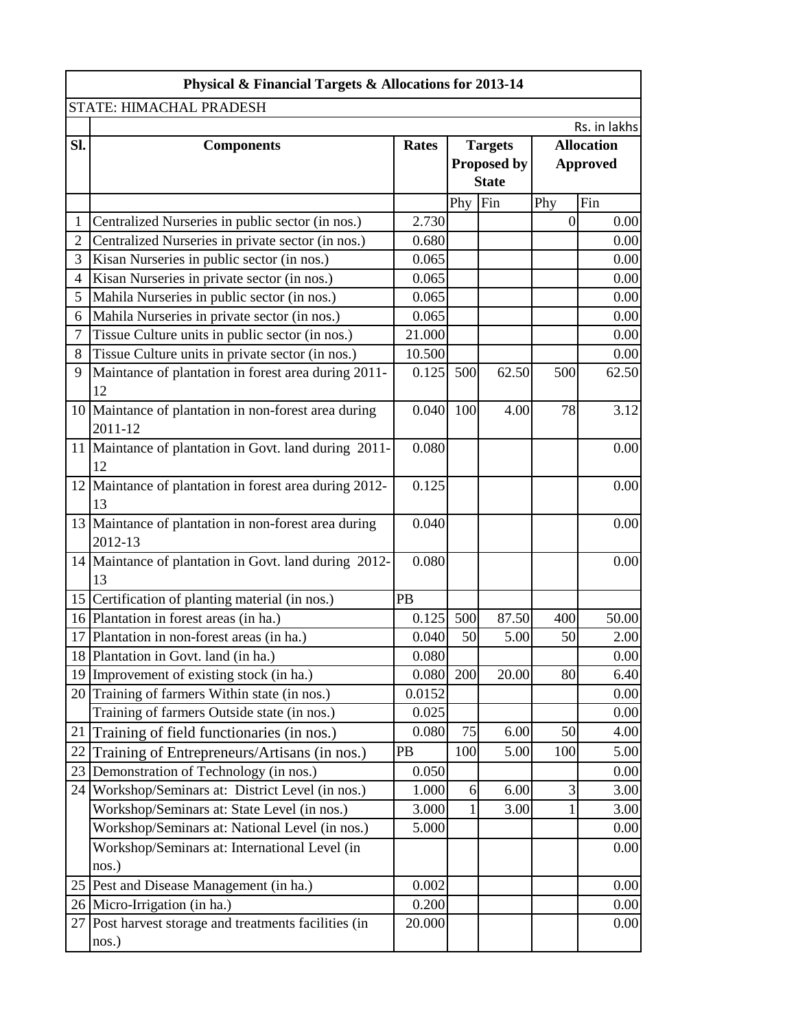| Physical & Financial Targets & Allocations for 2013-14 | | | | | | |
|---|---|---|---|---|---|---|
| STATE: HIMACHAL PRADESH | | | | | | |
| | | | | | | Rs. in lakhs |
| **Sl.** | **Components** | **Rates** | **Targets Proposed by State** | | **Allocation Approved** | |
| | | | Phy | Fin | Phy | Fin |
| 1 | Centralized Nurseries in public sector (in nos.) | 2.730 | | | 0 | 0.00 |
| 2 | Centralized Nurseries in private sector (in nos.) | 0.680 | | | | 0.00 |
| 3 | Kisan Nurseries in public sector (in nos.) | 0.065 | | | | 0.00 |
| 4 | Kisan Nurseries in private sector (in nos.) | 0.065 | | | | 0.00 |
| 5 | Mahila Nurseries in public sector (in nos.) | 0.065 | | | | 0.00 |
| 6 | Mahila Nurseries in private sector (in nos.) | 0.065 | | | | 0.00 |
| 7 | Tissue Culture units in public sector (in nos.) | 21.000 | | | | 0.00 |
| 8 | Tissue Culture units in private sector (in nos.) | 10.500 | | | | 0.00 |
| 9 | Maintance of plantation in forest area during 2011-12 | 0.125 | 500 | 62.50 | 500 | 62.50 |
| 10 | Maintance of plantation in non-forest area during 2011-12 | 0.040 | 100 | 4.00 | 78 | 3.12 |
| 11 | Maintance of plantation in Govt. land during 2011-12 | 0.080 | | | | 0.00 |
| 12 | Maintance of plantation in forest area during 2012-13 | 0.125 | | | | 0.00 |
| 13 | Maintance of plantation in non-forest area during 2012-13 | 0.040 | | | | 0.00 |
| 14 | Maintance of plantation in Govt. land during 2012-13 | 0.080 | | | | 0.00 |
| 15 | Certification of planting material (in nos.) | PB | | | | |
| 16 | Plantation in forest areas (in ha.) | 0.125 | 500 | 87.50 | 400 | 50.00 |
| 17 | Plantation in non-forest areas (in ha.) | 0.040 | 50 | 5.00 | 50 | 2.00 |
| 18 | Plantation in Govt. land (in ha.) | 0.080 | | | | 0.00 |
| 19 | Improvement of existing stock (in ha.) | 0.080 | 200 | 20.00 | 80 | 6.40 |
| 20 | Training of farmers Within state (in nos.) | 0.0152 | | | | 0.00 |
| | Training of farmers Outside state (in nos.) | 0.025 | | | | 0.00 |
| 21 | Training of field functionaries (in nos.) | 0.080 | 75 | 6.00 | 50 | 4.00 |
| 22 | Training of Entrepreneurs/Artisans (in nos.) | PB | 100 | 5.00 | 100 | 5.00 |
| 23 | Demonstration of Technology (in nos.) | 0.050 | | | | 0.00 |
| 24 | Workshop/Seminars at: District Level (in nos.) | 1.000 | 6 | 6.00 | 3 | 3.00 |
| | Workshop/Seminars at: State Level (in nos.) | 3.000 | 1 | 3.00 | 1 | 3.00 |
| | Workshop/Seminars at: National Level (in nos.) | 5.000 | | | | 0.00 |
| | Workshop/Seminars at: International Level (in nos.) | | | | | 0.00 |
| 25 | Pest and Disease Management (in ha.) | 0.002 | | | | 0.00 |
| 26 | Micro-Irrigation (in ha.) | 0.200 | | | | 0.00 |
| 27 | Post harvest storage and treatments facilities (in nos.) | 20.000 | | | | 0.00 |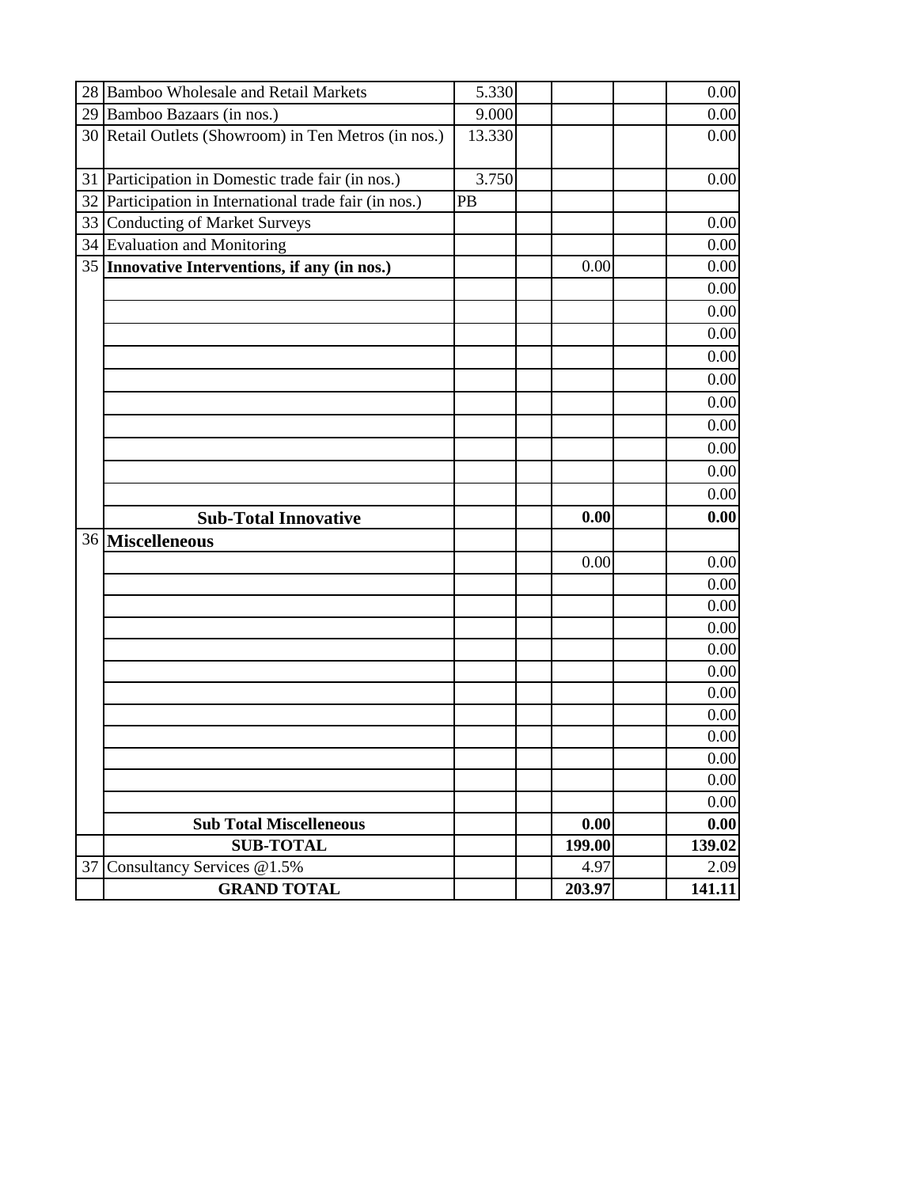| | | | | | | |
|---|---|---|---|---|---|---|
| 28 | Bamboo Wholesale and Retail Markets | 5.330 | | | | 0.00 |
| 29 | Bamboo Bazaars (in nos.) | 9.000 | | | | 0.00 |
| 30 | Retail Outlets (Showroom) in Ten Metros (in nos.) | 13.330 | | | | 0.00 |
| 31 | Participation in Domestic trade fair (in nos.) | 3.750 | | | | 0.00 |
| 32 | Participation in International trade fair (in nos.) | PB | | | | |
| 33 | Conducting of Market Surveys | | | | | 0.00 |
| 34 | Evaluation and Monitoring | | | | | 0.00 |
| 35 | **Innovative Interventions, if any (in nos.)** | | | 0.00 | | 0.00 |
| | | | | | | 0.00 |
| | | | | | | 0.00 |
| | | | | | | 0.00 |
| | | | | | | 0.00 |
| | | | | | | 0.00 |
| | | | | | | 0.00 |
| | | | | | | 0.00 |
| | | | | | | 0.00 |
| | | | | | | 0.00 |
| | | | | | | 0.00 |
| | **Sub-Total Innovative** | | | **0.00** | | **0.00** |
| 36 | **Miscelleneous** | | | | | |
| | | | | 0.00 | | 0.00 |
| | | | | | | 0.00 |
| | | | | | | 0.00 |
| | | | | | | 0.00 |
| | | | | | | 0.00 |
| | | | | | | 0.00 |
| | | | | | | 0.00 |
| | | | | | | 0.00 |
| | | | | | | 0.00 |
| | | | | | | 0.00 |
| | | | | | | 0.00 |
| | | | | | | 0.00 |
| | **Sub Total Miscelleneous** | | | **0.00** | | **0.00** |
| | **SUB-TOTAL** | | | **199.00** | | **139.02** |
| 37 | Consultancy Services @1.5% | | | 4.97 | | 2.09 |
| | **GRAND TOTAL** | | | **203.97** | | **141.11** |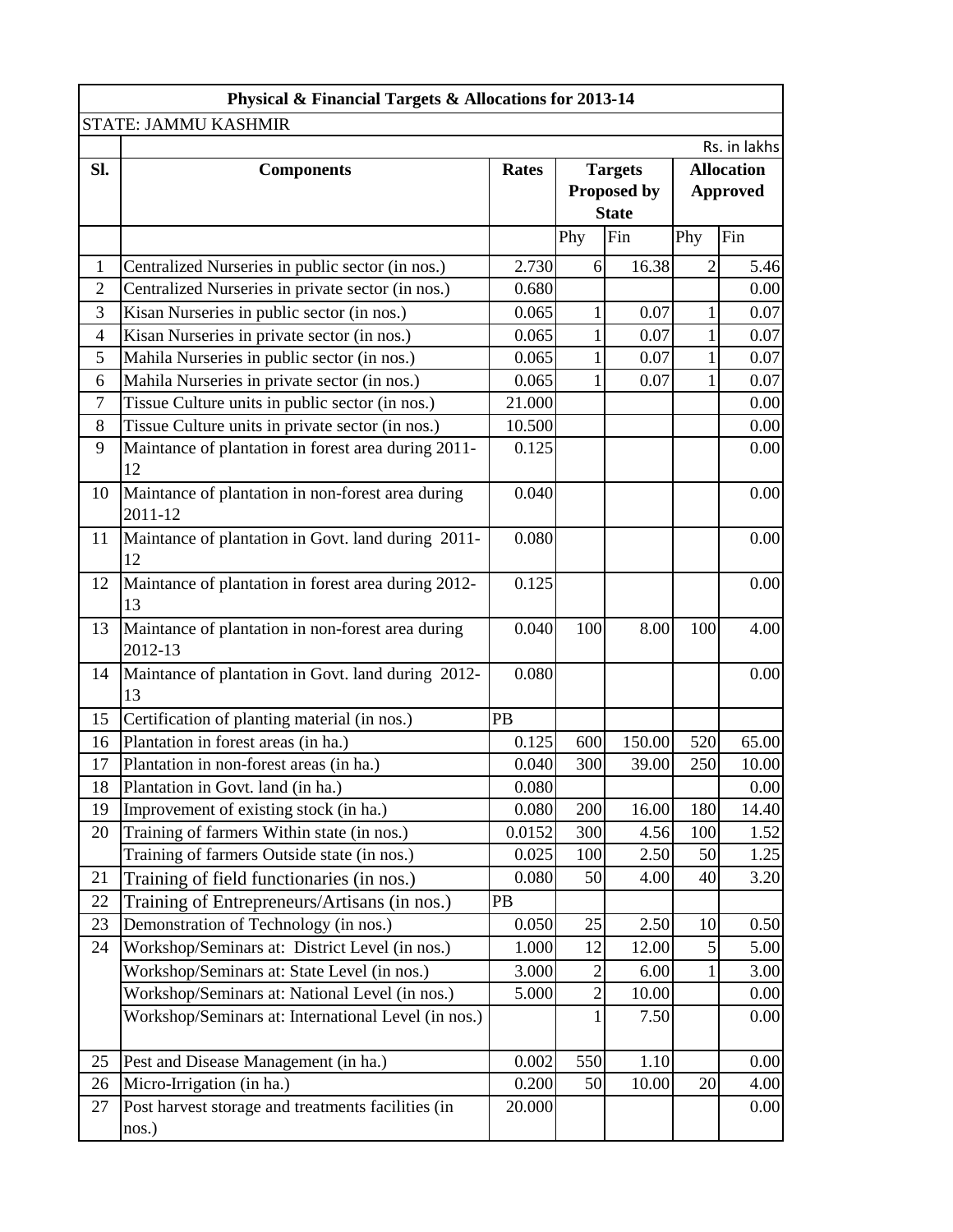**Physical & Financial Targets & Allocations for 2013-14**

STATE: JAMMU KASHMIR

Rs. in lakhs

| Sl. | Components | Rates | Targets Proposed by State | | Allocation Approved | |
|---|---|---|---|---|---|---|
| | | | Phy | Fin | Phy | Fin |
| 1 | Centralized Nurseries in public sector (in nos.) | 2.730 | 6 | 16.38 | 2 | 5.46 |
| 2 | Centralized Nurseries in private sector (in nos.) | 0.680 | | | | 0.00 |
| 3 | Kisan Nurseries in public sector (in nos.) | 0.065 | 1 | 0.07 | 1 | 0.07 |
| 4 | Kisan Nurseries in private sector (in nos.) | 0.065 | 1 | 0.07 | 1 | 0.07 |
| 5 | Mahila Nurseries in public sector (in nos.) | 0.065 | 1 | 0.07 | 1 | 0.07 |
| 6 | Mahila Nurseries in private sector (in nos.) | 0.065 | 1 | 0.07 | 1 | 0.07 |
| 7 | Tissue Culture units in public sector (in nos.) | 21.000 | | | | 0.00 |
| 8 | Tissue Culture units in private sector (in nos.) | 10.500 | | | | 0.00 |
| 9 | Maintance of plantation in forest area during 2011-12 | 0.125 | | | | 0.00 |
| 10 | Maintance of plantation in non-forest area during 2011-12 | 0.040 | | | | 0.00 |
| 11 | Maintance of plantation in Govt. land during 2011-12 | 0.080 | | | | 0.00 |
| 12 | Maintance of plantation in forest area during 2012-13 | 0.125 | | | | 0.00 |
| 13 | Maintance of plantation in non-forest area during 2012-13 | 0.040 | 100 | 8.00 | 100 | 4.00 |
| 14 | Maintance of plantation in Govt. land during 2012-13 | 0.080 | | | | 0.00 |
| 15 | Certification of planting material (in nos.) | PB | | | | |
| 16 | Plantation in forest areas (in ha.) | 0.125 | 600 | 150.00 | 520 | 65.00 |
| 17 | Plantation in non-forest areas (in ha.) | 0.040 | 300 | 39.00 | 250 | 10.00 |
| 18 | Plantation in Govt. land (in ha.) | 0.080 | | | | 0.00 |
| 19 | Improvement of existing stock (in ha.) | 0.080 | 200 | 16.00 | 180 | 14.40 |
| 20 | Training of farmers Within state (in nos.) | 0.0152 | 300 | 4.56 | 100 | 1.52 |
| | Training of farmers Outside state (in nos.) | 0.025 | 100 | 2.50 | 50 | 1.25 |
| 21 | Training of field functionaries (in nos.) | 0.080 | 50 | 4.00 | 40 | 3.20 |
| 22 | Training of Entrepreneurs/Artisans (in nos.) | PB | | | | |
| 23 | Demonstration of Technology (in nos.) | 0.050 | 25 | 2.50 | 10 | 0.50 |
| 24 | Workshop/Seminars at: District Level (in nos.) | 1.000 | 12 | 12.00 | 5 | 5.00 |
| | Workshop/Seminars at: State Level (in nos.) | 3.000 | 2 | 6.00 | 1 | 3.00 |
| | Workshop/Seminars at: National Level (in nos.) | 5.000 | 2 | 10.00 | | 0.00 |
| | Workshop/Seminars at: International Level (in nos.) | | 1 | 7.50 | | 0.00 |
| 25 | Pest and Disease Management (in ha.) | 0.002 | 550 | 1.10 | | 0.00 |
| 26 | Micro-Irrigation (in ha.) | 0.200 | 50 | 10.00 | 20 | 4.00 |
| 27 | Post harvest storage and treatments facilities (in nos.) | 20.000 | | | | 0.00 |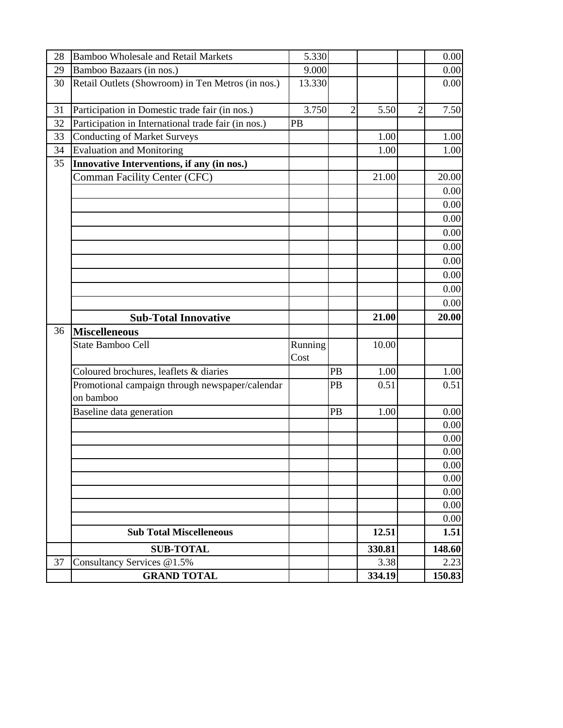| | | | | | | |
|---|---|---|---|---|---|---|
| 28 | Bamboo Wholesale and Retail Markets | 5.330 | | | | 0.00 |
| 29 | Bamboo Bazaars (in nos.) | 9.000 | | | | 0.00 |
| 30 | Retail Outlets (Showroom) in Ten Metros (in nos.) | 13.330 | | | | 0.00 |
| 31 | Participation in Domestic trade fair (in nos.) | 3.750 | 2 | 5.50 | 2 | 7.50 |
| 32 | Participation in International trade fair (in nos.) | PB | | | | |
| 33 | Conducting of Market Surveys | | | 1.00 | | 1.00 |
| 34 | Evaluation and Monitoring | | | 1.00 | | 1.00 |
| 35 | **Innovative Interventions, if any (in nos.)** | | | | | |
| | Comman Facility Center (CFC) | | | 21.00 | | 20.00 |
| | | | | | | 0.00 |
| | | | | | | 0.00 |
| | | | | | | 0.00 |
| | | | | | | 0.00 |
| | | | | | | 0.00 |
| | | | | | | 0.00 |
| | | | | | | 0.00 |
| | | | | | | 0.00 |
| | | | | | | 0.00 |
| | **Sub-Total Innovative** | | | **21.00** | | **20.00** |
| 36 | **Miscelleneous** | | | | | |
| | State Bamboo Cell | Running Cost | | 10.00 | | |
| | Coloured brochures, leaflets & diaries | | PB | 1.00 | | 1.00 |
| | Promotional campaign through newspaper/calendar on bamboo | | PB | 0.51 | | 0.51 |
| | Baseline data generation | | PB | 1.00 | | 0.00 |
| | | | | | | 0.00 |
| | | | | | | 0.00 |
| | | | | | | 0.00 |
| | | | | | | 0.00 |
| | | | | | | 0.00 |
| | | | | | | 0.00 |
| | | | | | | 0.00 |
| | | | | | | 0.00 |
| | **Sub Total Miscelleneous** | | | **12.51** | | **1.51** |
| | **SUB-TOTAL** | | | **330.81** | | **148.60** |
| 37 | Consultancy Services @1.5% | | | 3.38 | | 2.23 |
| | **GRAND TOTAL** | | | **334.19** | | **150.83** |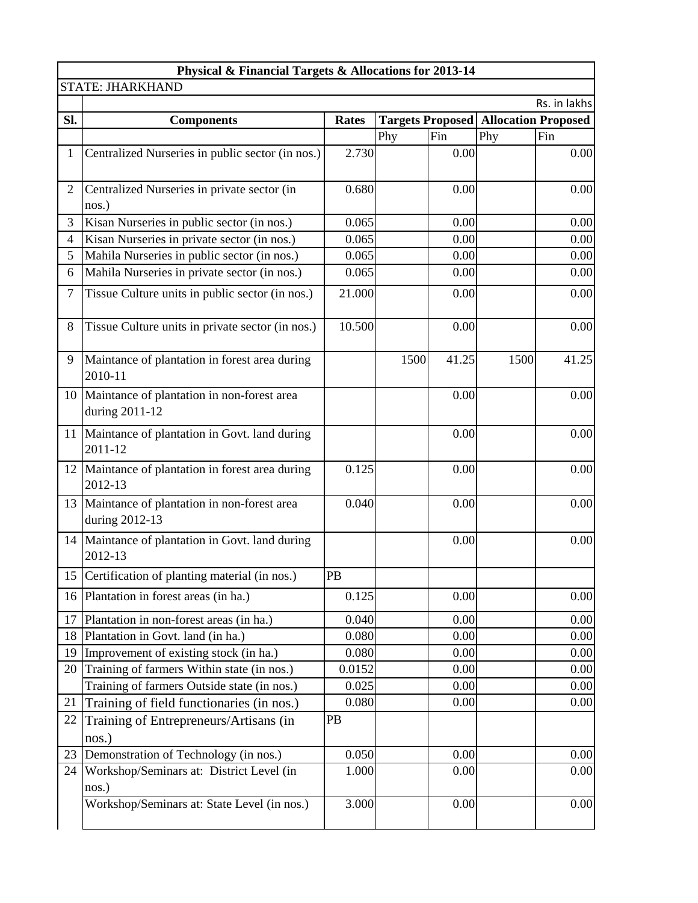| Physical & Financial Targets & Allocations for 2013-14 | | | | | | |
|---|---|---|---|---|---|---|
| STATE: JHARKHAND | | | | | | |
| | | | | | | Rs. in lakhs |
| Sl. | Components | Rates | Targets Proposed | | Allocation Proposed | |
| | | | Phy | Fin | Phy | Fin |
| 1 | Centralized Nurseries in public sector (in nos.) | 2.730 | | 0.00 | | 0.00 |
| 2 | Centralized Nurseries in private sector (in nos.) | 0.680 | | 0.00 | | 0.00 |
| 3 | Kisan Nurseries in public sector (in nos.) | 0.065 | | 0.00 | | 0.00 |
| 4 | Kisan Nurseries in private sector (in nos.) | 0.065 | | 0.00 | | 0.00 |
| 5 | Mahila Nurseries in public sector (in nos.) | 0.065 | | 0.00 | | 0.00 |
| 6 | Mahila Nurseries in private sector (in nos.) | 0.065 | | 0.00 | | 0.00 |
| 7 | Tissue Culture units in public sector (in nos.) | 21.000 | | 0.00 | | 0.00 |
| 8 | Tissue Culture units in private sector (in nos.) | 10.500 | | 0.00 | | 0.00 |
| 9 | Maintance of plantation in forest area during 2010-11 | | 1500 | 41.25 | 1500 | 41.25 |
| 10 | Maintance of plantation in non-forest area during 2011-12 | | | 0.00 | | 0.00 |
| 11 | Maintance of plantation in Govt. land during 2011-12 | | | 0.00 | | 0.00 |
| 12 | Maintance of plantation in forest area during 2012-13 | 0.125 | | 0.00 | | 0.00 |
| 13 | Maintance of plantation in non-forest area during 2012-13 | 0.040 | | 0.00 | | 0.00 |
| 14 | Maintance of plantation in Govt. land during 2012-13 | | | 0.00 | | 0.00 |
| 15 | Certification of planting material (in nos.) | PB | | | | |
| 16 | Plantation in forest areas (in ha.) | 0.125 | | 0.00 | | 0.00 |
| 17 | Plantation in non-forest areas (in ha.) | 0.040 | | 0.00 | | 0.00 |
| 18 | Plantation in Govt. land (in ha.) | 0.080 | | 0.00 | | 0.00 |
| 19 | Improvement of existing stock (in ha.) | 0.080 | | 0.00 | | 0.00 |
| 20 | Training of farmers Within state (in nos.) | 0.0152 | | 0.00 | | 0.00 |
| | Training of farmers Outside state (in nos.) | 0.025 | | 0.00 | | 0.00 |
| 21 | Training of field functionaries (in nos.) | 0.080 | | 0.00 | | 0.00 |
| 22 | Training of Entrepreneurs/Artisans (in nos.) | PB | | | | |
| 23 | Demonstration of Technology (in nos.) | 0.050 | | 0.00 | | 0.00 |
| 24 | Workshop/Seminars at: District Level (in nos.) | 1.000 | | 0.00 | | 0.00 |
| | Workshop/Seminars at: State Level (in nos.) | 3.000 | | 0.00 | | 0.00 |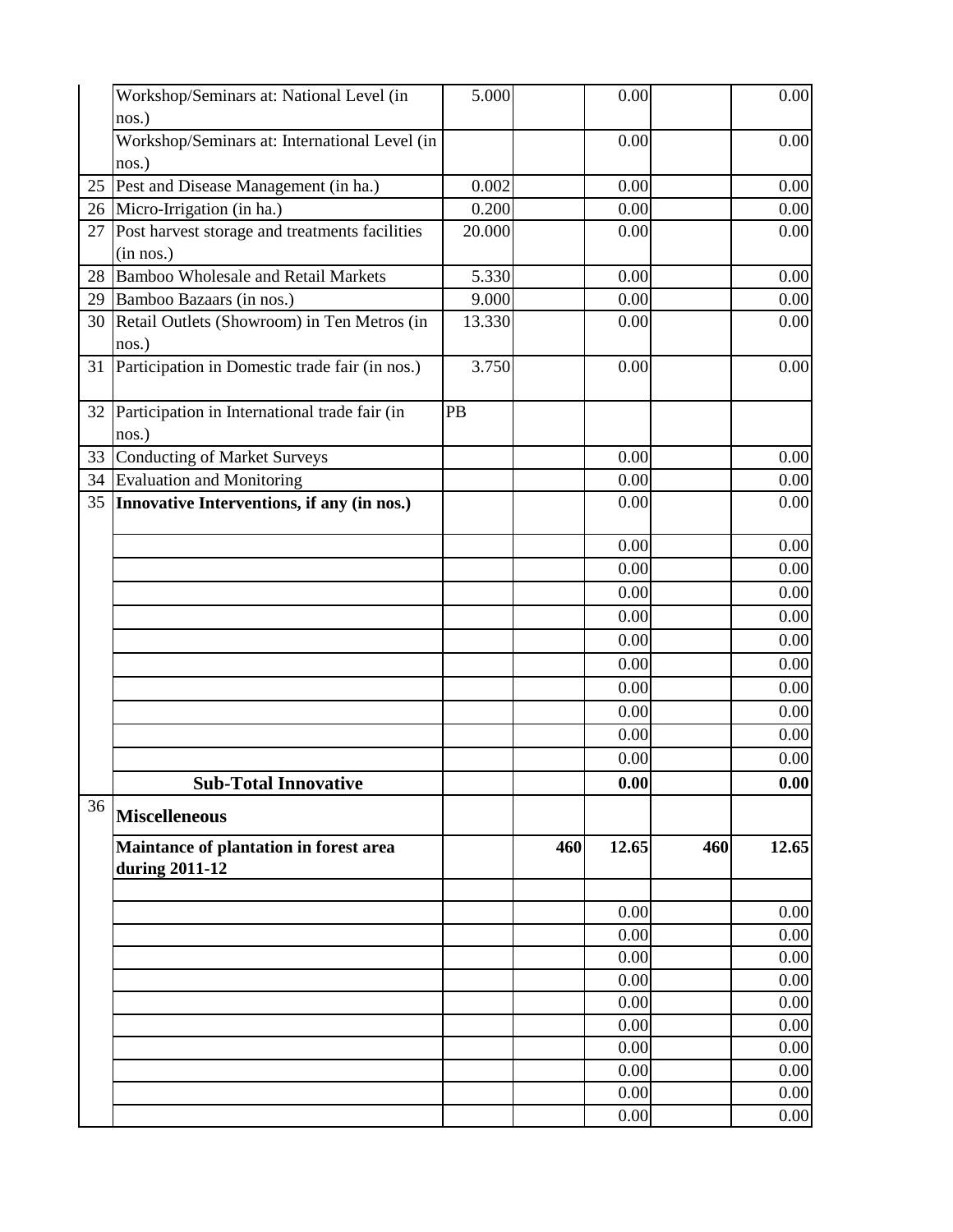| | | | | | | |
|---|---|---|---|---|---|---|
| | Workshop/Seminars at: National Level (in nos.) | 5.000 | | 0.00 | | 0.00 |
| | Workshop/Seminars at: International Level (in nos.) | | | 0.00 | | 0.00 |
| 25 | Pest and Disease Management (in ha.) | 0.002 | | 0.00 | | 0.00 |
| 26 | Micro-Irrigation (in ha.) | 0.200 | | 0.00 | | 0.00 |
| 27 | Post harvest storage and treatments facilities (in nos.) | 20.000 | | 0.00 | | 0.00 |
| 28 | Bamboo Wholesale and Retail Markets | 5.330 | | 0.00 | | 0.00 |
| 29 | Bamboo Bazaars (in nos.) | 9.000 | | 0.00 | | 0.00 |
| 30 | Retail Outlets (Showroom) in Ten Metros (in nos.) | 13.330 | | 0.00 | | 0.00 |
| 31 | Participation in Domestic trade fair (in nos.) | 3.750 | | 0.00 | | 0.00 |
| 32 | Participation in International trade fair (in nos.) | PB | | | | |
| 33 | Conducting of Market Surveys | | | 0.00 | | 0.00 |
| 34 | Evaluation and Monitoring | | | 0.00 | | 0.00 |
| 35 | **Innovative Interventions, if any (in nos.)** | | | 0.00 | | 0.00 |
| | | | | 0.00 | | 0.00 |
| | | | | 0.00 | | 0.00 |
| | | | | 0.00 | | 0.00 |
| | | | | 0.00 | | 0.00 |
| | | | | 0.00 | | 0.00 |
| | | | | 0.00 | | 0.00 |
| | | | | 0.00 | | 0.00 |
| | | | | 0.00 | | 0.00 |
| | | | | 0.00 | | 0.00 |
| | | | | 0.00 | | 0.00 |
| | **Sub-Total Innovative** | | | **0.00** | | **0.00** |
| 36 | **Miscelleneous** | | | | | |
| | **Maintance of plantation in forest area during 2011-12** | | **460** | **12.65** | **460** | **12.65** |
| | | | | | | |
| | | | | 0.00 | | 0.00 |
| | | | | 0.00 | | 0.00 |
| | | | | 0.00 | | 0.00 |
| | | | | 0.00 | | 0.00 |
| | | | | 0.00 | | 0.00 |
| | | | | 0.00 | | 0.00 |
| | | | | 0.00 | | 0.00 |
| | | | | 0.00 | | 0.00 |
| | | | | 0.00 | | 0.00 |
| | | | | 0.00 | | 0.00 |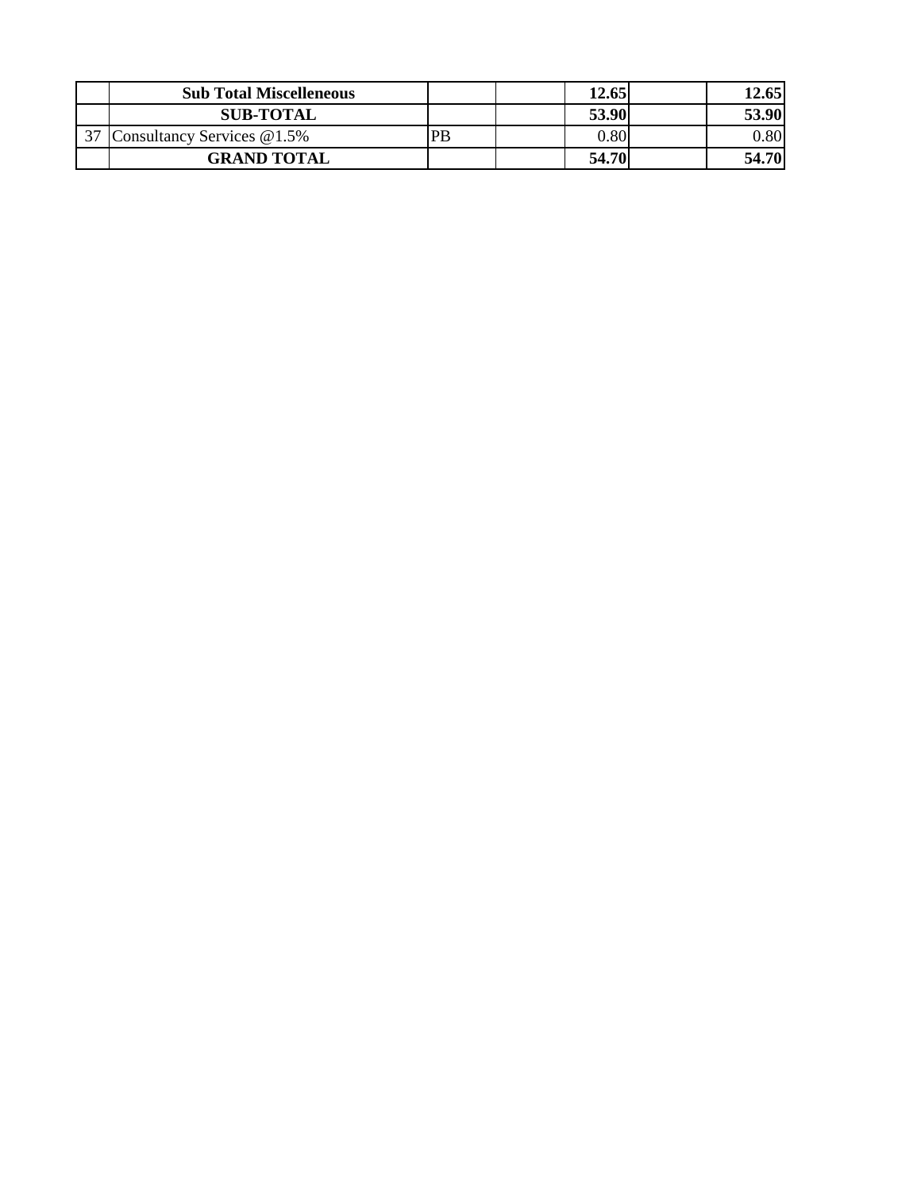| | | | | | | |
|---|---|---|---|---|---|---|
| | **Sub Total Miscelleneous** | | | **12.65** | | **12.65** |
| | **SUB-TOTAL** | | | **53.90** | | **53.90** |
| 37 | Consultancy Services @1.5% | PB | | 0.80 | | 0.80 |
| | **GRAND TOTAL** | | | **54.70** | | **54.70** |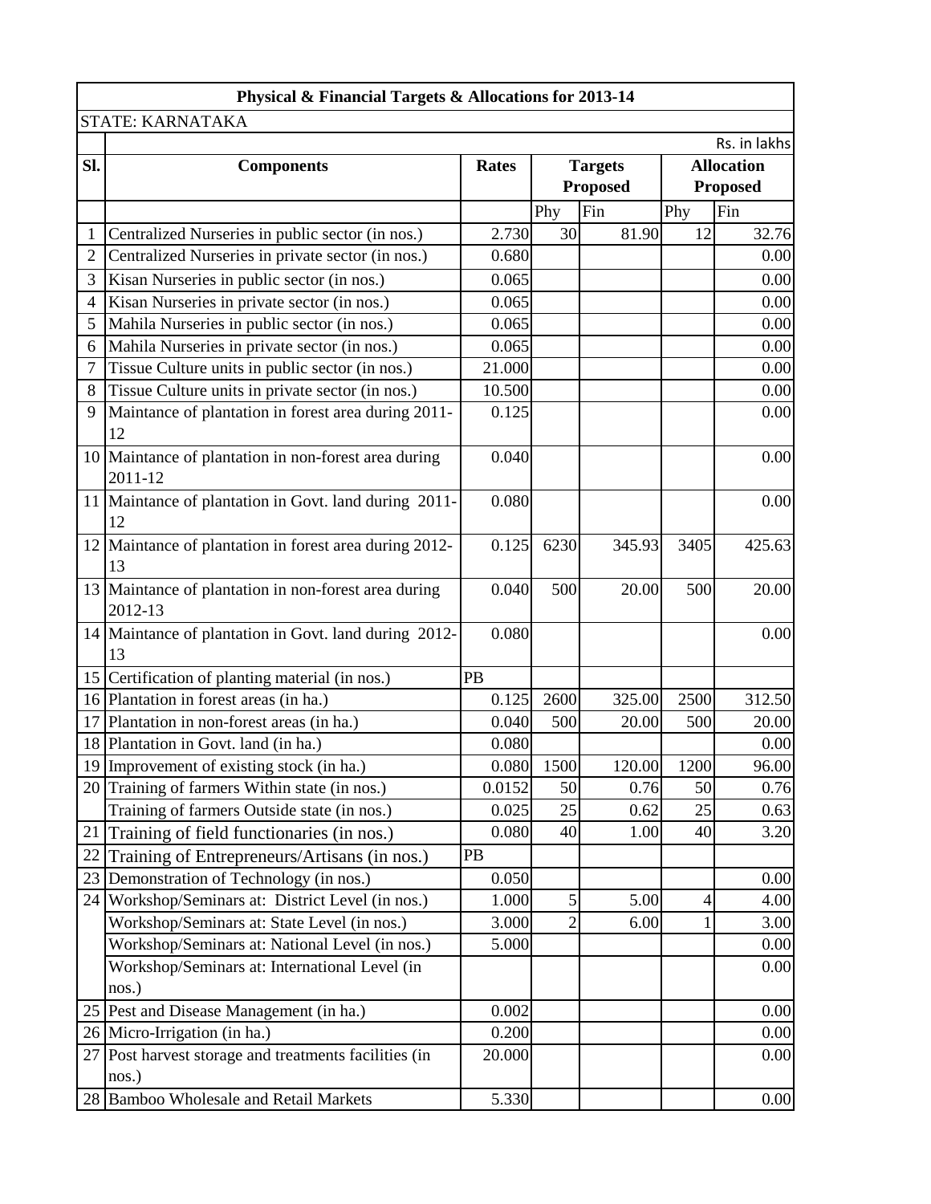| Physical & Financial Targets & Allocations for 2013-14 | | | | | | |
|---|---|---|---|---|---|---|
| STATE: KARNATAKA | | | | | | |
| | | | | | | Rs. in lakhs |
| Sl. | Components | Rates | Targets Proposed | | Allocation Proposed | |
| | | | Phy | Fin | Phy | Fin |
| 1 | Centralized Nurseries in public sector (in nos.) | 2.730 | 30 | 81.90 | 12 | 32.76 |
| 2 | Centralized Nurseries in private sector (in nos.) | 0.680 | | | | 0.00 |
| 3 | Kisan Nurseries in public sector (in nos.) | 0.065 | | | | 0.00 |
| 4 | Kisan Nurseries in private sector (in nos.) | 0.065 | | | | 0.00 |
| 5 | Mahila Nurseries in public sector (in nos.) | 0.065 | | | | 0.00 |
| 6 | Mahila Nurseries in private sector (in nos.) | 0.065 | | | | 0.00 |
| 7 | Tissue Culture units in public sector (in nos.) | 21.000 | | | | 0.00 |
| 8 | Tissue Culture units in private sector (in nos.) | 10.500 | | | | 0.00 |
| 9 | Maintance of plantation in forest area during 2011-12 | 0.125 | | | | 0.00 |
| 10 | Maintance of plantation in non-forest area during 2011-12 | 0.040 | | | | 0.00 |
| 11 | Maintance of plantation in Govt. land during 2011-12 | 0.080 | | | | 0.00 |
| 12 | Maintance of plantation in forest area during 2012-13 | 0.125 | 6230 | 345.93 | 3405 | 425.63 |
| 13 | Maintance of plantation in non-forest area during 2012-13 | 0.040 | 500 | 20.00 | 500 | 20.00 |
| 14 | Maintance of plantation in Govt. land during 2012-13 | 0.080 | | | | 0.00 |
| 15 | Certification of planting material (in nos.) | PB | | | | |
| 16 | Plantation in forest areas (in ha.) | 0.125 | 2600 | 325.00 | 2500 | 312.50 |
| 17 | Plantation in non-forest areas (in ha.) | 0.040 | 500 | 20.00 | 500 | 20.00 |
| 18 | Plantation in Govt. land (in ha.) | 0.080 | | | | 0.00 |
| 19 | Improvement of existing stock (in ha.) | 0.080 | 1500 | 120.00 | 1200 | 96.00 |
| 20 | Training of farmers Within state (in nos.) | 0.0152 | 50 | 0.76 | 50 | 0.76 |
| | Training of farmers Outside state (in nos.) | 0.025 | 25 | 0.62 | 25 | 0.63 |
| 21 | Training of field functionaries (in nos.) | 0.080 | 40 | 1.00 | 40 | 3.20 |
| 22 | Training of Entrepreneurs/Artisans (in nos.) | PB | | | | |
| 23 | Demonstration of Technology (in nos.) | 0.050 | | | | 0.00 |
| 24 | Workshop/Seminars at: District Level (in nos.) | 1.000 | 5 | 5.00 | 4 | 4.00 |
| | Workshop/Seminars at: State Level (in nos.) | 3.000 | 2 | 6.00 | 1 | 3.00 |
| | Workshop/Seminars at: National Level (in nos.) | 5.000 | | | | 0.00 |
| | Workshop/Seminars at: International Level (in nos.) | | | | | 0.00 |
| 25 | Pest and Disease Management (in ha.) | 0.002 | | | | 0.00 |
| 26 | Micro-Irrigation (in ha.) | 0.200 | | | | 0.00 |
| 27 | Post harvest storage and treatments facilities (in nos.) | 20.000 | | | | 0.00 |
| 28 | Bamboo Wholesale and Retail Markets | 5.330 | | | | 0.00 |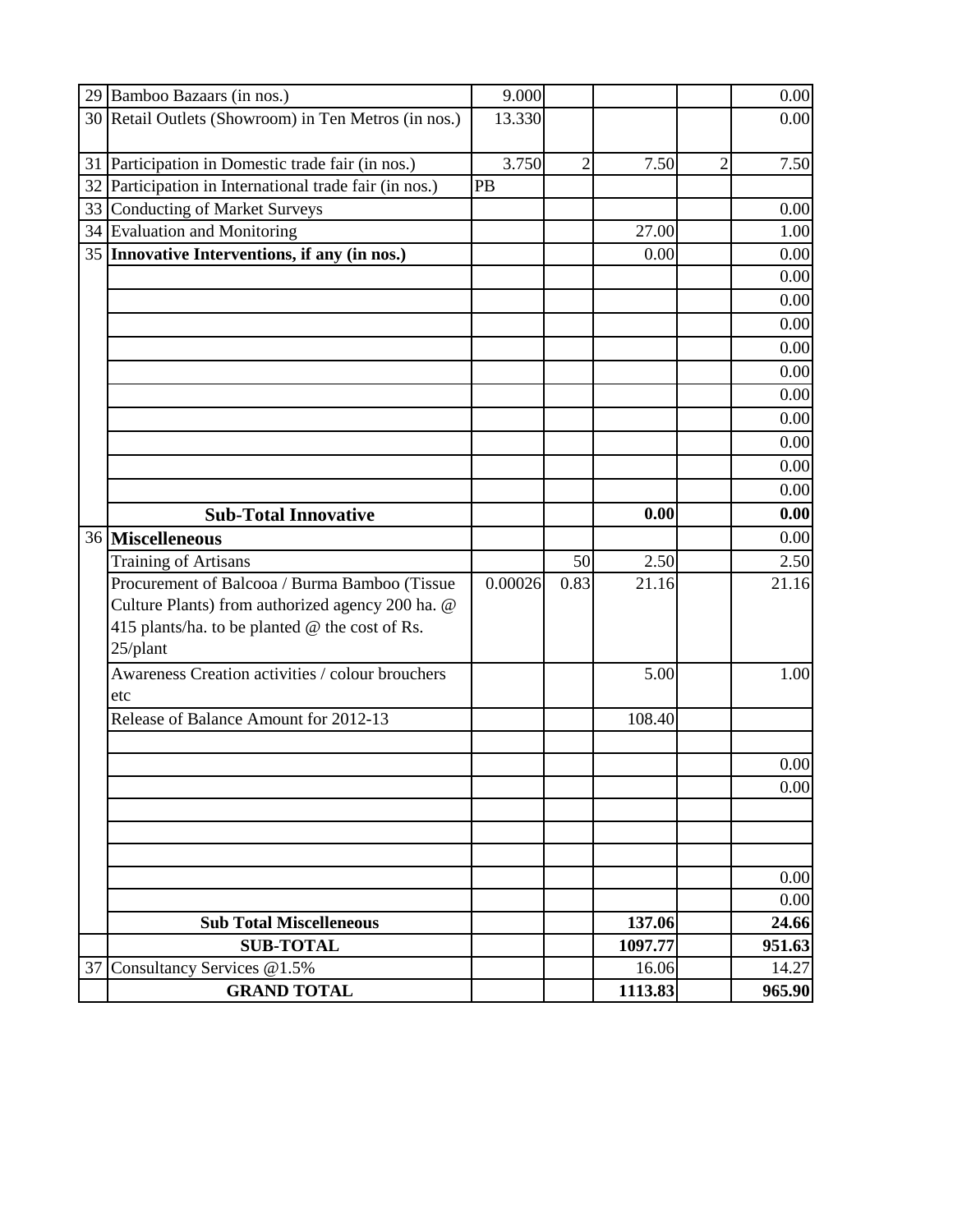| | | | | | | |
|---|---|---|---|---|---|---|
| 29 | Bamboo Bazaars (in nos.) | 9.000 | | | | 0.00 |
| 30 | Retail Outlets (Showroom) in Ten Metros (in nos.) | 13.330 | | | | 0.00 |
| 31 | Participation in Domestic trade fair (in nos.) | 3.750 | 2 | 7.50 | 2 | 7.50 |
| 32 | Participation in International trade fair (in nos.) | PB | | | | |
| 33 | Conducting of Market Surveys | | | | | 0.00 |
| 34 | Evaluation and Monitoring | | | 27.00 | | 1.00 |
| 35 | **Innovative Interventions, if any (in nos.)** | | | 0.00 | | 0.00 |
| | | | | | | 0.00 |
| | | | | | | 0.00 |
| | | | | | | 0.00 |
| | | | | | | 0.00 |
| | | | | | | 0.00 |
| | | | | | | 0.00 |
| | | | | | | 0.00 |
| | | | | | | 0.00 |
| | | | | | | 0.00 |
| | | | | | | 0.00 |
| | **Sub-Total Innovative** | | | **0.00** | | **0.00** |
| 36 | **Miscelleneous** | | | | | 0.00 |
| | Training of Artisans | | 50 | 2.50 | | 2.50 |
| | Procurement of Balcooa / Burma Bamboo (Tissue Culture Plants) from authorized agency 200 ha. @ 415 plants/ha. to be planted @ the cost of Rs. 25/plant | 0.00026 | 0.83 | 21.16 | | 21.16 |
| | Awareness Creation activities / colour brouchers etc | | | 5.00 | | 1.00 |
| | Release of Balance Amount for 2012-13 | | | 108.40 | | |
| | | | | | | |
| | | | | | | 0.00 |
| | | | | | | 0.00 |
| | | | | | | |
| | | | | | | |
| | | | | | | |
| | | | | | | 0.00 |
| | | | | | | 0.00 |
| | **Sub Total Miscelleneous** | | | **137.06** | | **24.66** |
| | **SUB-TOTAL** | | | **1097.77** | | **951.63** |
| 37 | Consultancy Services @1.5% | | | 16.06 | | 14.27 |
| | **GRAND TOTAL** | | | **1113.83** | | **965.90** |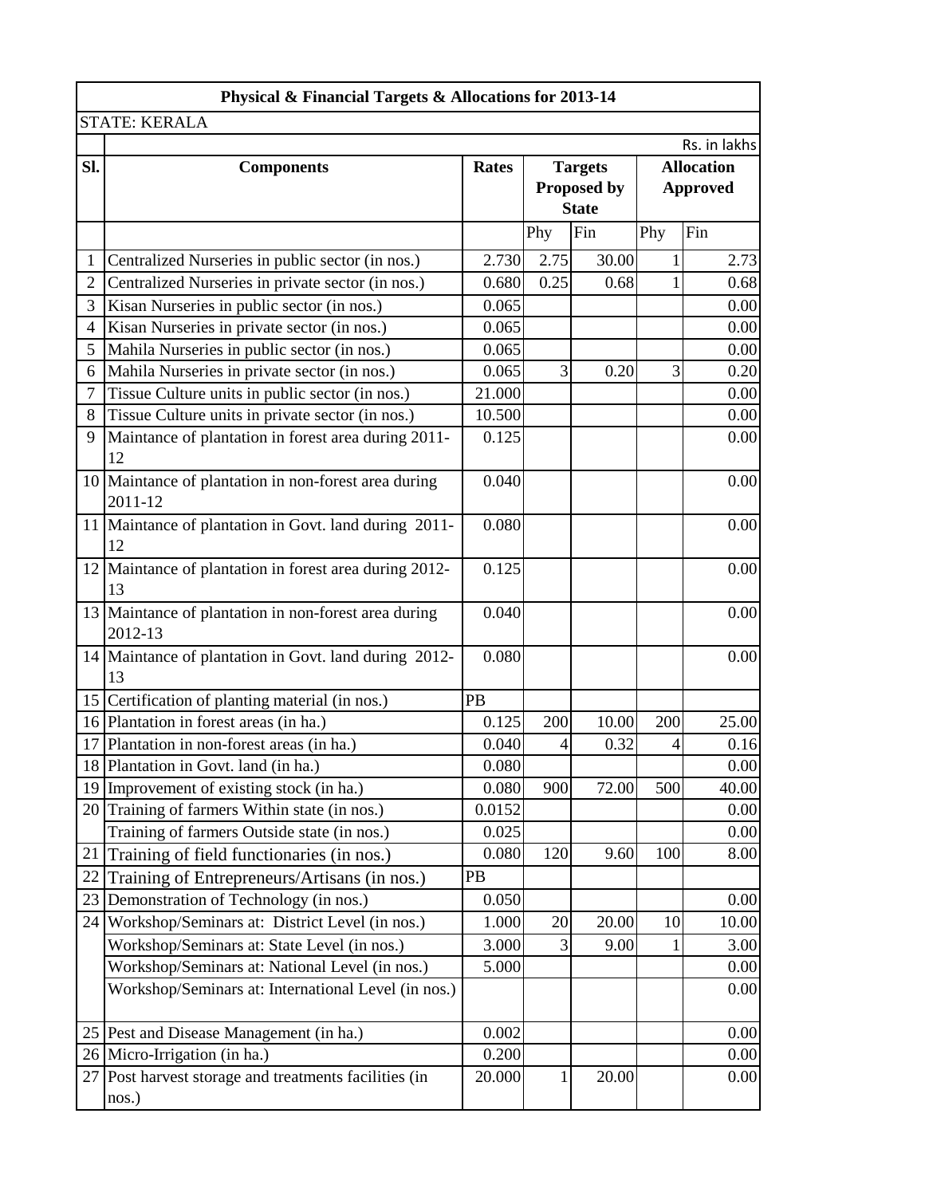| Physical & Financial Targets & Allocations for 2013-14 | | | | | | |
|---|---|---|---|---|---|---|
| STATE: KERALA | | | | | | |
| | | | | | | Rs. in lakhs |
| Sl. | Components | Rates | Targets Proposed by State | | Allocation Approved | |
| | | | Phy | Fin | Phy | Fin |
| 1 | Centralized Nurseries in public sector (in nos.) | 2.730 | 2.75 | 30.00 | 1 | 2.73 |
| 2 | Centralized Nurseries in private sector (in nos.) | 0.680 | 0.25 | 0.68 | 1 | 0.68 |
| 3 | Kisan Nurseries in public sector (in nos.) | 0.065 | | | | 0.00 |
| 4 | Kisan Nurseries in private sector (in nos.) | 0.065 | | | | 0.00 |
| 5 | Mahila Nurseries in public sector (in nos.) | 0.065 | | | | 0.00 |
| 6 | Mahila Nurseries in private sector (in nos.) | 0.065 | 3 | 0.20 | 3 | 0.20 |
| 7 | Tissue Culture units in public sector (in nos.) | 21.000 | | | | 0.00 |
| 8 | Tissue Culture units in private sector (in nos.) | 10.500 | | | | 0.00 |
| 9 | Maintance of plantation in forest area during 2011-12 | 0.125 | | | | 0.00 |
| 10 | Maintance of plantation in non-forest area during 2011-12 | 0.040 | | | | 0.00 |
| 11 | Maintance of plantation in Govt. land during 2011-12 | 0.080 | | | | 0.00 |
| 12 | Maintance of plantation in forest area during 2012-13 | 0.125 | | | | 0.00 |
| 13 | Maintance of plantation in non-forest area during 2012-13 | 0.040 | | | | 0.00 |
| 14 | Maintance of plantation in Govt. land during 2012-13 | 0.080 | | | | 0.00 |
| 15 | Certification of planting material (in nos.) | PB | | | | |
| 16 | Plantation in forest areas (in ha.) | 0.125 | 200 | 10.00 | 200 | 25.00 |
| 17 | Plantation in non-forest areas (in ha.) | 0.040 | 4 | 0.32 | 4 | 0.16 |
| 18 | Plantation in Govt. land (in ha.) | 0.080 | | | | 0.00 |
| 19 | Improvement of existing stock (in ha.) | 0.080 | 900 | 72.00 | 500 | 40.00 |
| 20 | Training of farmers Within state (in nos.) | 0.0152 | | | | 0.00 |
| | Training of farmers Outside state (in nos.) | 0.025 | | | | 0.00 |
| 21 | Training of field functionaries (in nos.) | 0.080 | 120 | 9.60 | 100 | 8.00 |
| 22 | Training of Entrepreneurs/Artisans (in nos.) | PB | | | | |
| 23 | Demonstration of Technology (in nos.) | 0.050 | | | | 0.00 |
| 24 | Workshop/Seminars at: District Level (in nos.) | 1.000 | 20 | 20.00 | 10 | 10.00 |
| | Workshop/Seminars at: State Level (in nos.) | 3.000 | 3 | 9.00 | 1 | 3.00 |
| | Workshop/Seminars at: National Level (in nos.) | 5.000 | | | | 0.00 |
| | Workshop/Seminars at: International Level (in nos.) | | | | | 0.00 |
| 25 | Pest and Disease Management (in ha.) | 0.002 | | | | 0.00 |
| 26 | Micro-Irrigation (in ha.) | 0.200 | | | | 0.00 |
| 27 | Post harvest storage and treatments facilities (in nos.) | 20.000 | 1 | 20.00 | | 0.00 |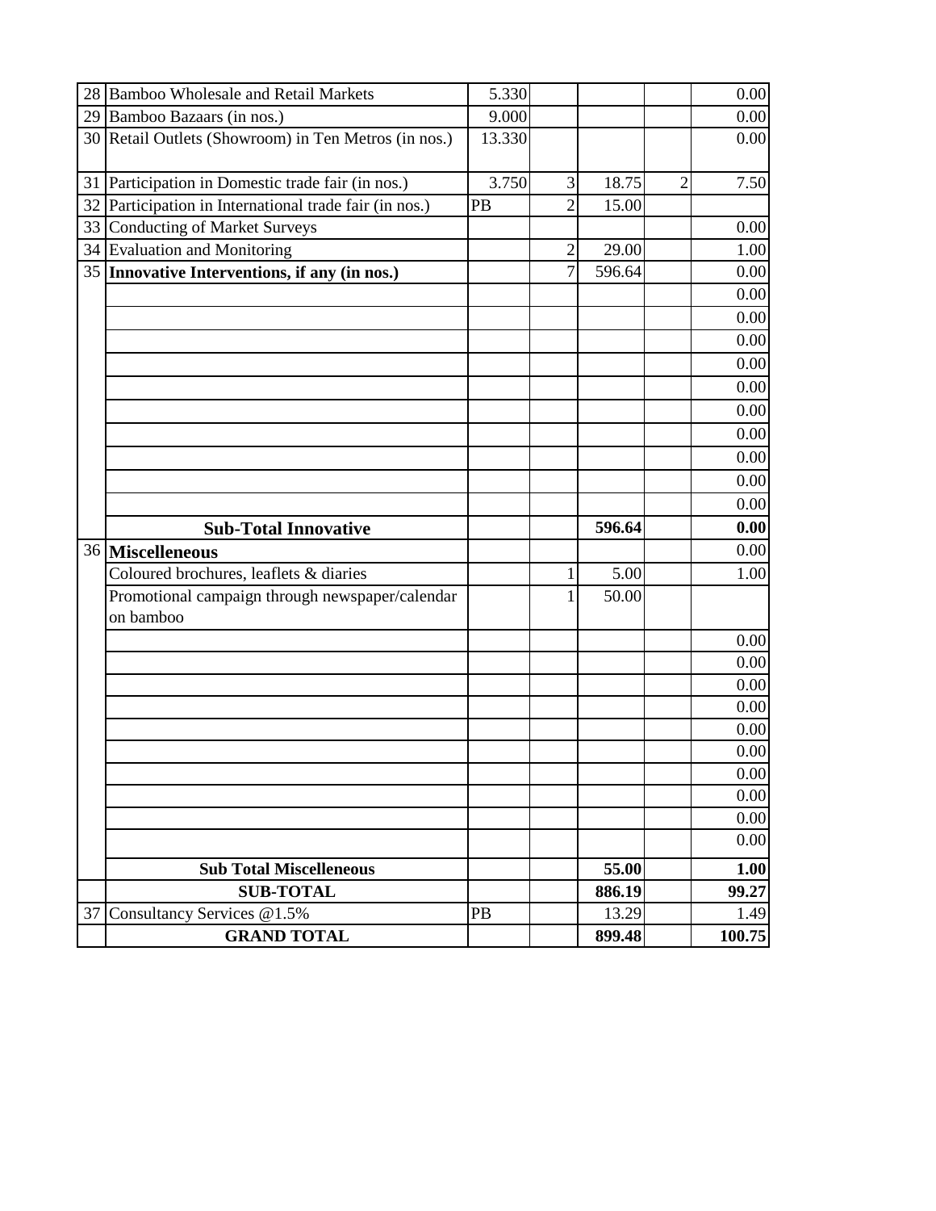| 28 | Bamboo Wholesale and Retail Markets | 5.330 | | | | 0.00 |
|---|---|---|---|---|---|---|
| 29 | Bamboo Bazaars (in nos.) | 9.000 | | | | 0.00 |
| 30 | Retail Outlets (Showroom) in Ten Metros (in nos.) | 13.330 | | | | 0.00 |
| 31 | Participation in Domestic trade fair (in nos.) | 3.750 | 3 | 18.75 | 2 | 7.50 |
| 32 | Participation in International trade fair (in nos.) | PB | 2 | 15.00 | | |
| 33 | Conducting of Market Surveys | | | | | 0.00 |
| 34 | Evaluation and Monitoring | | 2 | 29.00 | | 1.00 |
| 35 | **Innovative Interventions, if any (in nos.)** | | 7 | 596.64 | | 0.00 |
| | | | | | | 0.00 |
| | | | | | | 0.00 |
| | | | | | | 0.00 |
| | | | | | | 0.00 |
| | | | | | | 0.00 |
| | | | | | | 0.00 |
| | | | | | | 0.00 |
| | | | | | | 0.00 |
| | | | | | | 0.00 |
| | | | | | | 0.00 |
| | **Sub-Total Innovative** | | | **596.64** | | **0.00** |
| 36 | **Miscelleneous** | | | | | 0.00 |
| | Coloured brochures, leaflets & diaries | | 1 | 5.00 | | 1.00 |
| | Promotional campaign through newspaper/calendar on bamboo | | 1 | 50.00 | | |
| | | | | | | 0.00 |
| | | | | | | 0.00 |
| | | | | | | 0.00 |
| | | | | | | 0.00 |
| | | | | | | 0.00 |
| | | | | | | 0.00 |
| | | | | | | 0.00 |
| | | | | | | 0.00 |
| | | | | | | 0.00 |
| | | | | | | 0.00 |
| | **Sub Total Miscelleneous** | | | **55.00** | | **1.00** |
| | **SUB-TOTAL** | | | **886.19** | | **99.27** |
| 37 | Consultancy Services @1.5% | PB | | 13.29 | | 1.49 |
| | **GRAND TOTAL** | | | **899.48** | | **100.75** |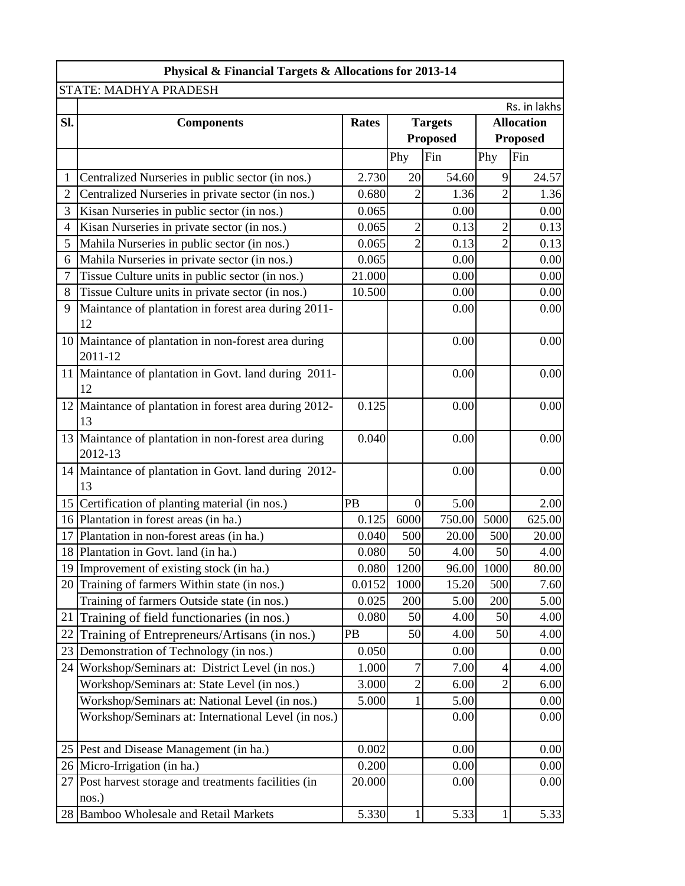| Physical & Financial Targets & Allocations for 2013-14 | | | | | | |
|---|---|---|---|---|---|---|
| STATE: MADHYA PRADESH | | | | | | |
| | | | | | | Rs. in lakhs |
| Sl. | Components | Rates | Targets Proposed | | Allocation Proposed | |
| | | | Phy | Fin | Phy | Fin |
| 1 | Centralized Nurseries in public sector (in nos.) | 2.730 | 20 | 54.60 | 9 | 24.57 |
| 2 | Centralized Nurseries in private sector (in nos.) | 0.680 | 2 | 1.36 | 2 | 1.36 |
| 3 | Kisan Nurseries in public sector (in nos.) | 0.065 | | 0.00 | | 0.00 |
| 4 | Kisan Nurseries in private sector (in nos.) | 0.065 | 2 | 0.13 | 2 | 0.13 |
| 5 | Mahila Nurseries in public sector (in nos.) | 0.065 | 2 | 0.13 | 2 | 0.13 |
| 6 | Mahila Nurseries in private sector (in nos.) | 0.065 | | 0.00 | | 0.00 |
| 7 | Tissue Culture units in public sector (in nos.) | 21.000 | | 0.00 | | 0.00 |
| 8 | Tissue Culture units in private sector (in nos.) | 10.500 | | 0.00 | | 0.00 |
| 9 | Maintance of plantation in forest area during 2011-12 | | | 0.00 | | 0.00 |
| 10 | Maintance of plantation in non-forest area during 2011-12 | | | 0.00 | | 0.00 |
| 11 | Maintance of plantation in Govt. land during 2011-12 | | | 0.00 | | 0.00 |
| 12 | Maintance of plantation in forest area during 2012-13 | 0.125 | | 0.00 | | 0.00 |
| 13 | Maintance of plantation in non-forest area during 2012-13 | 0.040 | | 0.00 | | 0.00 |
| 14 | Maintance of plantation in Govt. land during 2012-13 | | | 0.00 | | 0.00 |
| 15 | Certification of planting material (in nos.) | PB | 0 | 5.00 | | 2.00 |
| 16 | Plantation in forest areas (in ha.) | 0.125 | 6000 | 750.00 | 5000 | 625.00 |
| 17 | Plantation in non-forest areas (in ha.) | 0.040 | 500 | 20.00 | 500 | 20.00 |
| 18 | Plantation in Govt. land (in ha.) | 0.080 | 50 | 4.00 | 50 | 4.00 |
| 19 | Improvement of existing stock (in ha.) | 0.080 | 1200 | 96.00 | 1000 | 80.00 |
| 20 | Training of farmers Within state (in nos.) | 0.0152 | 1000 | 15.20 | 500 | 7.60 |
| | Training of farmers Outside state (in nos.) | 0.025 | 200 | 5.00 | 200 | 5.00 |
| 21 | Training of field functionaries (in nos.) | 0.080 | 50 | 4.00 | 50 | 4.00 |
| 22 | Training of Entrepreneurs/Artisans (in nos.) | PB | 50 | 4.00 | 50 | 4.00 |
| 23 | Demonstration of Technology (in nos.) | 0.050 | | 0.00 | | 0.00 |
| 24 | Workshop/Seminars at: District Level (in nos.) | 1.000 | 7 | 7.00 | 4 | 4.00 |
| | Workshop/Seminars at: State Level (in nos.) | 3.000 | 2 | 6.00 | 2 | 6.00 |
| | Workshop/Seminars at: National Level (in nos.) | 5.000 | 1 | 5.00 | | 0.00 |
| | Workshop/Seminars at: International Level (in nos.) | | | 0.00 | | 0.00 |
| 25 | Pest and Disease Management (in ha.) | 0.002 | | 0.00 | | 0.00 |
| 26 | Micro-Irrigation (in ha.) | 0.200 | | 0.00 | | 0.00 |
| 27 | Post harvest storage and treatments facilities (in nos.) | 20.000 | | 0.00 | | 0.00 |
| 28 | Bamboo Wholesale and Retail Markets | 5.330 | 1 | 5.33 | 1 | 5.33 |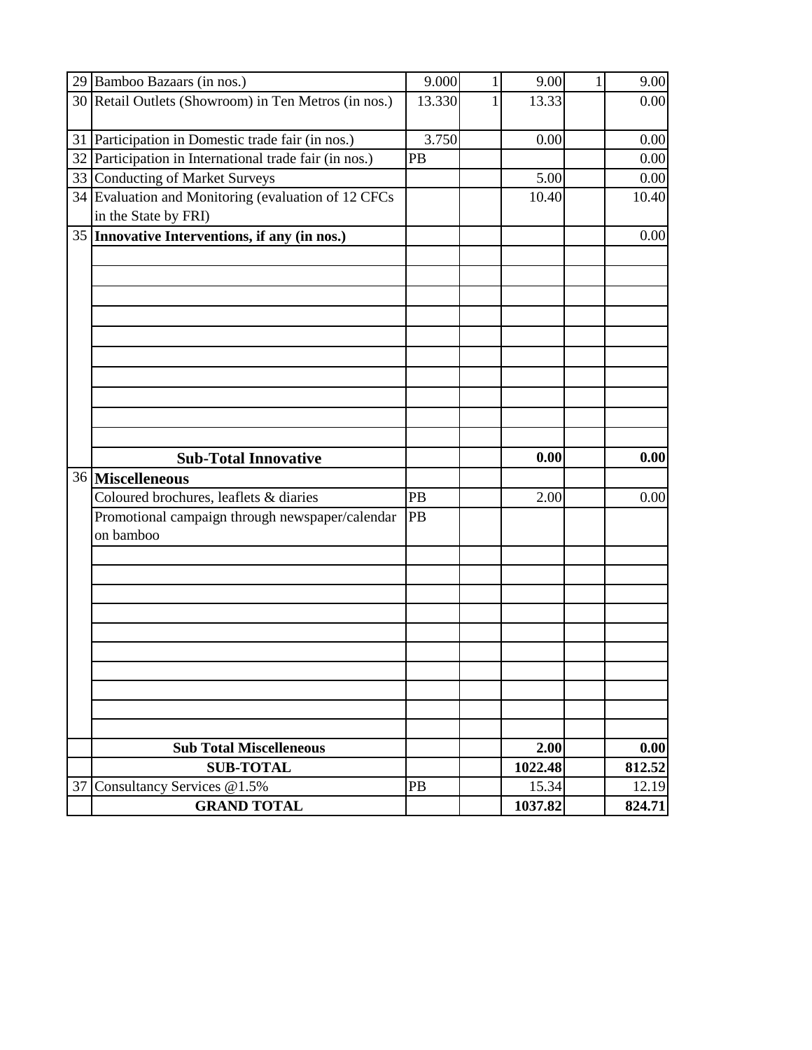| 29 | Bamboo Bazaars (in nos.) | 9.000 | 1 | 9.00 | 1 | 9.00 |
|---|---|---|---|---|---|---|
| 30 | Retail Outlets (Showroom) in Ten Metros (in nos.) | 13.330 | 1 | 13.33 | | 0.00 |
| 31 | Participation in Domestic trade fair (in nos.) | 3.750 | | 0.00 | | 0.00 |
| 32 | Participation in International trade fair (in nos.) | PB | | | | 0.00 |
| 33 | Conducting of Market Surveys | | | 5.00 | | 0.00 |
| 34 | Evaluation and Monitoring (evaluation of 12 CFCs in the State by FRI) | | | 10.40 | | 10.40 |
| 35 | **Innovative Interventions, if any (in nos.)** | | | | | 0.00 |
| | | | | | | |
| | | | | | | |
| | | | | | | |
| | | | | | | |
| | | | | | | |
| | | | | | | |
| | | | | | | |
| | | | | | | |
| | | | | | | |
| | | | | | | |
| | **Sub-Total Innovative** | | | **0.00** | | **0.00** |
| 36 | **Miscelleneous** | | | | | |
| | Coloured brochures, leaflets & diaries | PB | | 2.00 | | 0.00 |
| | Promotional campaign through newspaper/calendar on bamboo | PB | | | | |
| | | | | | | |
| | | | | | | |
| | | | | | | |
| | | | | | | |
| | | | | | | |
| | | | | | | |
| | | | | | | |
| | | | | | | |
| | | | | | | |
| | | | | | | |
| | **Sub Total Miscelleneous** | | | **2.00** | | **0.00** |
| | **SUB-TOTAL** | | | **1022.48** | | **812.52** |
| 37 | Consultancy Services @1.5% | PB | | 15.34 | | 12.19 |
| | **GRAND TOTAL** | | | **1037.82** | | **824.71** |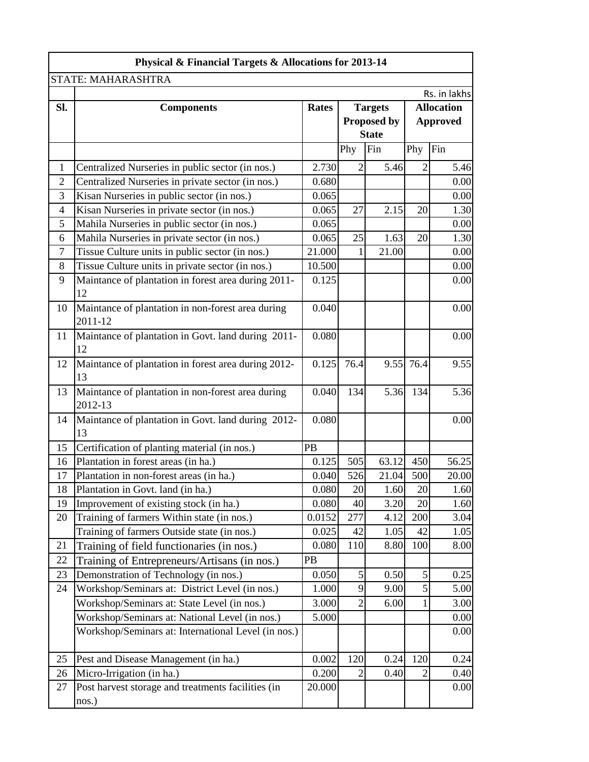| Physical & Financial Targets & Allocations for 2013-14 | | | | | | |
|---|---|---|---|---|---|---|
| STATE: MAHARASHTRA | | | | | | |
| | | | | | | Rs. in lakhs |
| Sl. | Components | Rates | Targets Proposed by State | | Allocation Approved | |
| | | | Phy | Fin | Phy | Fin |
| 1 | Centralized Nurseries in public sector (in nos.) | 2.730 | 2 | 5.46 | 2 | 5.46 |
| 2 | Centralized Nurseries in private sector (in nos.) | 0.680 | | | | 0.00 |
| 3 | Kisan Nurseries in public sector (in nos.) | 0.065 | | | | 0.00 |
| 4 | Kisan Nurseries in private sector (in nos.) | 0.065 | 27 | 2.15 | 20 | 1.30 |
| 5 | Mahila Nurseries in public sector (in nos.) | 0.065 | | | | 0.00 |
| 6 | Mahila Nurseries in private sector (in nos.) | 0.065 | 25 | 1.63 | 20 | 1.30 |
| 7 | Tissue Culture units in public sector (in nos.) | 21.000 | 1 | 21.00 | | 0.00 |
| 8 | Tissue Culture units in private sector (in nos.) | 10.500 | | | | 0.00 |
| 9 | Maintance of plantation in forest area during 2011-12 | 0.125 | | | | 0.00 |
| 10 | Maintance of plantation in non-forest area during 2011-12 | 0.040 | | | | 0.00 |
| 11 | Maintance of plantation in Govt. land during 2011-12 | 0.080 | | | | 0.00 |
| 12 | Maintance of plantation in forest area during 2012-13 | 0.125 | 76.4 | 9.55 | 76.4 | 9.55 |
| 13 | Maintance of plantation in non-forest area during 2012-13 | 0.040 | 134 | 5.36 | 134 | 5.36 |
| 14 | Maintance of plantation in Govt. land during 2012-13 | 0.080 | | | | 0.00 |
| 15 | Certification of planting material (in nos.) | PB | | | | |
| 16 | Plantation in forest areas (in ha.) | 0.125 | 505 | 63.12 | 450 | 56.25 |
| 17 | Plantation in non-forest areas (in ha.) | 0.040 | 526 | 21.04 | 500 | 20.00 |
| 18 | Plantation in Govt. land (in ha.) | 0.080 | 20 | 1.60 | 20 | 1.60 |
| 19 | Improvement of existing stock (in ha.) | 0.080 | 40 | 3.20 | 20 | 1.60 |
| 20 | Training of farmers Within state (in nos.) | 0.0152 | 277 | 4.12 | 200 | 3.04 |
| | Training of farmers Outside state (in nos.) | 0.025 | 42 | 1.05 | 42 | 1.05 |
| 21 | Training of field functionaries (in nos.) | 0.080 | 110 | 8.80 | 100 | 8.00 |
| 22 | Training of Entrepreneurs/Artisans (in nos.) | PB | | | | |
| 23 | Demonstration of Technology (in nos.) | 0.050 | 5 | 0.50 | 5 | 0.25 |
| 24 | Workshop/Seminars at: District Level (in nos.) | 1.000 | 9 | 9.00 | 5 | 5.00 |
| | Workshop/Seminars at: State Level (in nos.) | 3.000 | 2 | 6.00 | 1 | 3.00 |
| | Workshop/Seminars at: National Level (in nos.) | 5.000 | | | | 0.00 |
| | Workshop/Seminars at: International Level (in nos.) | | | | | 0.00 |
| 25 | Pest and Disease Management (in ha.) | 0.002 | 120 | 0.24 | 120 | 0.24 |
| 26 | Micro-Irrigation (in ha.) | 0.200 | 2 | 0.40 | 2 | 0.40 |
| 27 | Post harvest storage and treatments facilities (in nos.) | 20.000 | | | | 0.00 |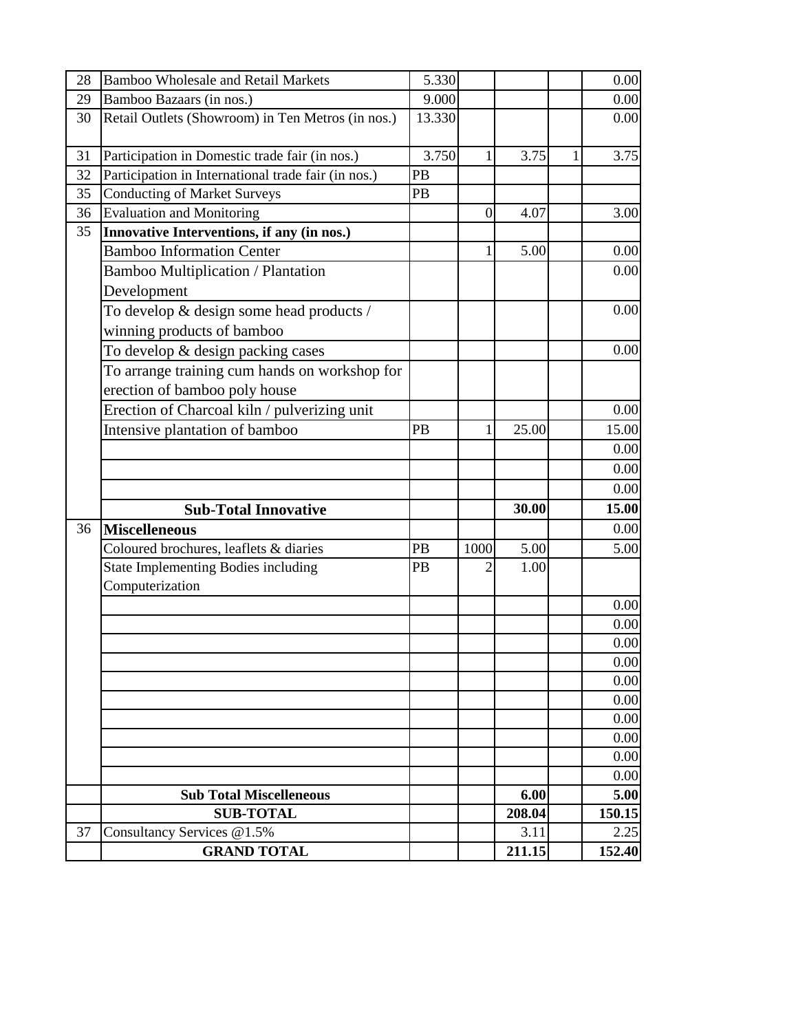| | | | | | | |
|---|---|---|---|---|---|---|
| 28 | Bamboo Wholesale and Retail Markets | 5.330 | | | | 0.00 |
| 29 | Bamboo Bazaars (in nos.) | 9.000 | | | | 0.00 |
| 30 | Retail Outlets (Showroom) in Ten Metros (in nos.) | 13.330 | | | | 0.00 |
| 31 | Participation in Domestic trade fair (in nos.) | 3.750 | 1 | 3.75 | 1 | 3.75 |
| 32 | Participation in International trade fair (in nos.) | PB | | | | |
| 35 | Conducting of Market Surveys | PB | | | | |
| 36 | Evaluation and Monitoring | | 0 | 4.07 | | 3.00 |
| 35 | **Innovative Interventions, if any (in nos.)** | | | | | |
| | Bamboo Information Center | | 1 | 5.00 | | 0.00 |
| | Bamboo Multiplication / Plantation Development | | | | | 0.00 |
| | To develop & design some head products / winning products of bamboo | | | | | 0.00 |
| | To develop & design packing cases | | | | | 0.00 |
| | To arrange training cum hands on workshop for erection of bamboo poly house | | | | | |
| | Erection of Charcoal kiln / pulverizing unit | | | | | 0.00 |
| | Intensive plantation of bamboo | PB | 1 | 25.00 | | 15.00 |
| | | | | | | 0.00 |
| | | | | | | 0.00 |
| | | | | | | 0.00 |
| | **Sub-Total Innovative** | | | **30.00** | | **15.00** |
| 36 | **Miscelleneous** | | | | | 0.00 |
| | Coloured brochures, leaflets & diaries | PB | 1000 | 5.00 | | 5.00 |
| | State Implementing Bodies including Computerization | PB | 2 | 1.00 | | |
| | | | | | | 0.00 |
| | | | | | | 0.00 |
| | | | | | | 0.00 |
| | | | | | | 0.00 |
| | | | | | | 0.00 |
| | | | | | | 0.00 |
| | | | | | | 0.00 |
| | | | | | | 0.00 |
| | | | | | | 0.00 |
| | | | | | | 0.00 |
| | **Sub Total Miscelleneous** | | | **6.00** | | **5.00** |
| | **SUB-TOTAL** | | | **208.04** | | **150.15** |
| 37 | Consultancy Services @1.5% | | | 3.11 | | 2.25 |
| | **GRAND TOTAL** | | | **211.15** | | **152.40** |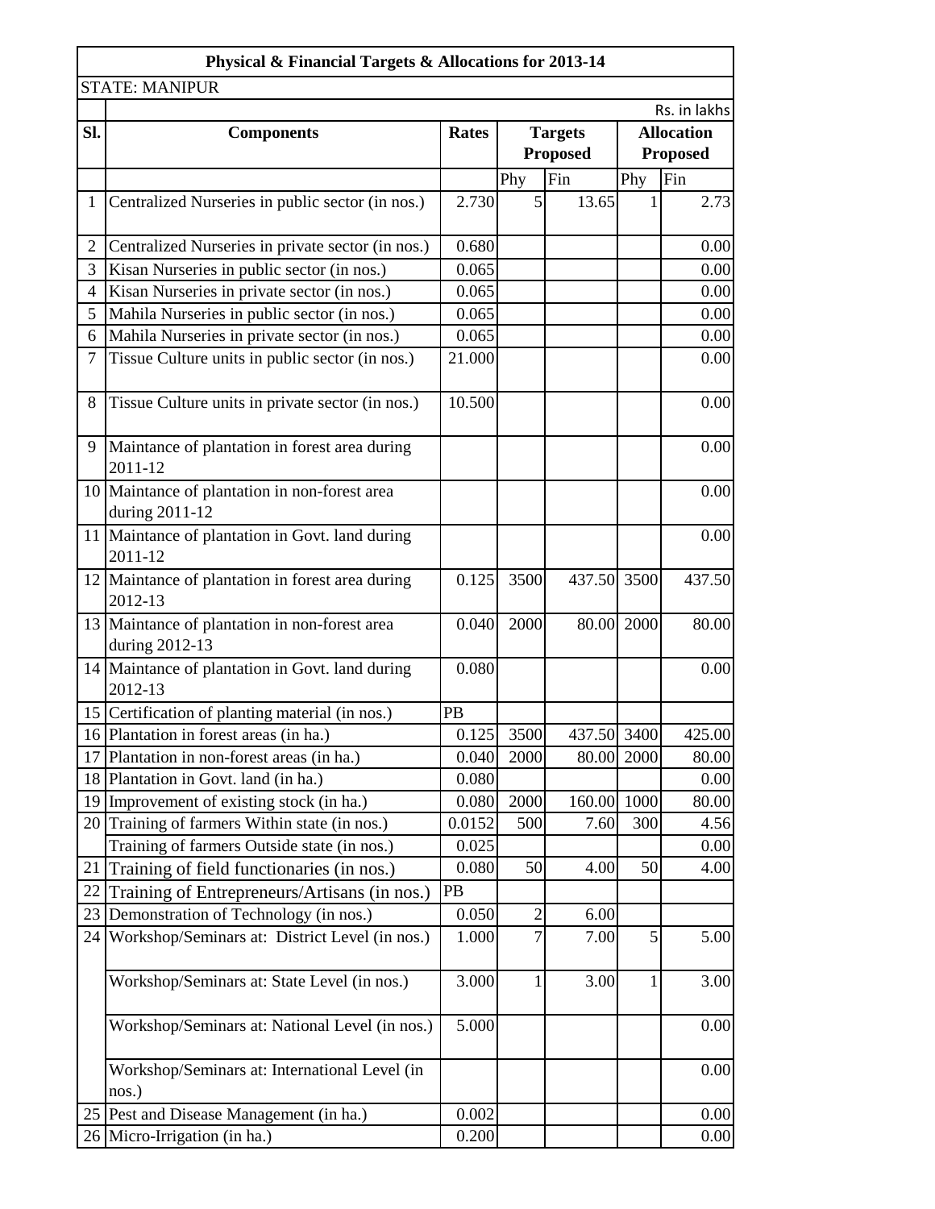| Physical & Financial Targets & Allocations for 2013-14 | | | | | | |
|---|---|---|---|---|---|---|
| STATE: MANIPUR | | | | | | |
| | | | | | | Rs. in lakhs |
| Sl. | Components | Rates | Targets Proposed | | Allocation Proposed | |
| | | | Phy | Fin | Phy | Fin |
| 1 | Centralized Nurseries in public sector (in nos.) | 2.730 | 5 | 13.65 | 1 | 2.73 |
| 2 | Centralized Nurseries in private sector (in nos.) | 0.680 | | | | 0.00 |
| 3 | Kisan Nurseries in public sector (in nos.) | 0.065 | | | | 0.00 |
| 4 | Kisan Nurseries in private sector (in nos.) | 0.065 | | | | 0.00 |
| 5 | Mahila Nurseries in public sector (in nos.) | 0.065 | | | | 0.00 |
| 6 | Mahila Nurseries in private sector (in nos.) | 0.065 | | | | 0.00 |
| 7 | Tissue Culture units in public sector (in nos.) | 21.000 | | | | 0.00 |
| 8 | Tissue Culture units in private sector (in nos.) | 10.500 | | | | 0.00 |
| 9 | Maintance of plantation in forest area during 2011-12 | | | | | 0.00 |
| 10 | Maintance of plantation in non-forest area during 2011-12 | | | | | 0.00 |
| 11 | Maintance of plantation in Govt. land during 2011-12 | | | | | 0.00 |
| 12 | Maintance of plantation in forest area during 2012-13 | 0.125 | 3500 | 437.50 | 3500 | 437.50 |
| 13 | Maintance of plantation in non-forest area during 2012-13 | 0.040 | 2000 | 80.00 | 2000 | 80.00 |
| 14 | Maintance of plantation in Govt. land during 2012-13 | 0.080 | | | | 0.00 |
| 15 | Certification of planting material (in nos.) | PB | | | | |
| 16 | Plantation in forest areas (in ha.) | 0.125 | 3500 | 437.50 | 3400 | 425.00 |
| 17 | Plantation in non-forest areas (in ha.) | 0.040 | 2000 | 80.00 | 2000 | 80.00 |
| 18 | Plantation in Govt. land (in ha.) | 0.080 | | | | 0.00 |
| 19 | Improvement of existing stock (in ha.) | 0.080 | 2000 | 160.00 | 1000 | 80.00 |
| 20 | Training of farmers Within state (in nos.) | 0.0152 | 500 | 7.60 | 300 | 4.56 |
| | Training of farmers Outside state (in nos.) | 0.025 | | | | 0.00 |
| 21 | Training of field functionaries (in nos.) | 0.080 | 50 | 4.00 | 50 | 4.00 |
| 22 | Training of Entrepreneurs/Artisans (in nos.) | PB | | | | |
| 23 | Demonstration of Technology (in nos.) | 0.050 | 2 | 6.00 | | |
| 24 | Workshop/Seminars at: District Level (in nos.) | 1.000 | 7 | 7.00 | 5 | 5.00 |
| | Workshop/Seminars at: State Level (in nos.) | 3.000 | 1 | 3.00 | 1 | 3.00 |
| | Workshop/Seminars at: National Level (in nos.) | 5.000 | | | | 0.00 |
| | Workshop/Seminars at: International Level (in nos.) | | | | | 0.00 |
| 25 | Pest and Disease Management (in ha.) | 0.002 | | | | 0.00 |
| 26 | Micro-Irrigation (in ha.) | 0.200 | | | | 0.00 |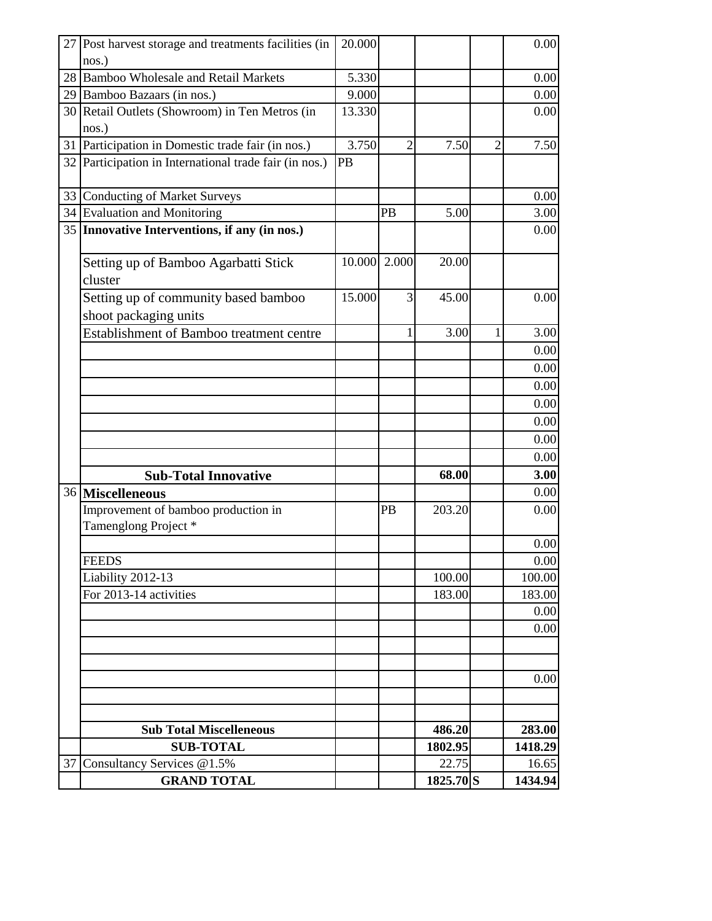| 27 | Post harvest storage and treatments facilities (in nos.) | 20.000 | | | | 0.00 |
|---|---|---|---|---|---|---|
| 28 | Bamboo Wholesale and Retail Markets | 5.330 | | | | 0.00 |
| 29 | Bamboo Bazaars (in nos.) | 9.000 | | | | 0.00 |
| 30 | Retail Outlets (Showroom) in Ten Metros (in nos.) | 13.330 | | | | 0.00 |
| 31 | Participation in Domestic trade fair (in nos.) | 3.750 | 2 | 7.50 | 2 | 7.50 |
| 32 | Participation in International trade fair (in nos.) | PB | | | | |
| 33 | Conducting of Market Surveys | | | | | 0.00 |
| 34 | Evaluation and Monitoring | | PB | 5.00 | | 3.00 |
| 35 | **Innovative Interventions, if any (in nos.)** | | | | | 0.00 |
| | Setting up of Bamboo Agarbatti Stick cluster | 10.000 | 2.000 | 20.00 | | |
| | Setting up of community based bamboo shoot packaging units | 15.000 | 3 | 45.00 | | 0.00 |
| | Establishment of Bamboo treatment centre | | 1 | 3.00 | 1 | 3.00 |
| | | | | | | 0.00 |
| | | | | | | 0.00 |
| | | | | | | 0.00 |
| | | | | | | 0.00 |
| | | | | | | 0.00 |
| | | | | | | 0.00 |
| | | | | | | 0.00 |
| | **Sub-Total Innovative** | | | **68.00** | | **3.00** |
| 36 | **Miscelleneous** | | | | | 0.00 |
| | Improvement of bamboo production in Tamenglong Project * | | PB | 203.20 | | 0.00 |
| | | | | | | 0.00 |
| | FEEDS | | | | | 0.00 |
| | Liability 2012-13 | | | 100.00 | | 100.00 |
| | For 2013-14 activities | | | 183.00 | | 183.00 |
| | | | | | | 0.00 |
| | | | | | | 0.00 |
| | | | | | | |
| | | | | | | |
| | | | | | | 0.00 |
| | | | | | | |
| | | | | | | |
| | **Sub Total Miscelleneous** | | | **486.20** | | **283.00** |
| | **SUB-TOTAL** | | | **1802.95** | | **1418.29** |
| 37 | Consultancy Services @1.5% | | | 22.75 | | 16.65 |
| | **GRAND TOTAL** | | | **1825.70** | **S** | **1434.94** |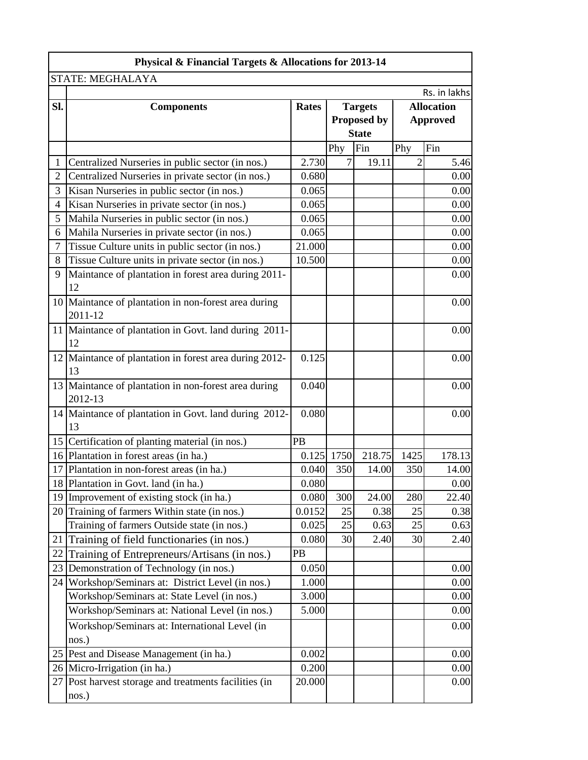| Physical & Financial Targets & Allocations for 2013-14 | | | | | | |
|---|---|---|---|---|---|---|
| STATE: MEGHALAYA | | | | | | |
| | | | | | | Rs. in lakhs |
| Sl. | Components | Rates | Targets Proposed by State | | Allocation Approved | |
| | | | Phy | Fin | Phy | Fin |
| 1 | Centralized Nurseries in public sector (in nos.) | 2.730 | 7 | 19.11 | 2 | 5.46 |
| 2 | Centralized Nurseries in private sector (in nos.) | 0.680 | | | | 0.00 |
| 3 | Kisan Nurseries in public sector (in nos.) | 0.065 | | | | 0.00 |
| 4 | Kisan Nurseries in private sector (in nos.) | 0.065 | | | | 0.00 |
| 5 | Mahila Nurseries in public sector (in nos.) | 0.065 | | | | 0.00 |
| 6 | Mahila Nurseries in private sector (in nos.) | 0.065 | | | | 0.00 |
| 7 | Tissue Culture units in public sector (in nos.) | 21.000 | | | | 0.00 |
| 8 | Tissue Culture units in private sector (in nos.) | 10.500 | | | | 0.00 |
| 9 | Maintance of plantation in forest area during 2011-12 | | | | | 0.00 |
| 10 | Maintance of plantation in non-forest area during 2011-12 | | | | | 0.00 |
| 11 | Maintance of plantation in Govt. land during 2011-12 | | | | | 0.00 |
| 12 | Maintance of plantation in forest area during 2012-13 | 0.125 | | | | 0.00 |
| 13 | Maintance of plantation in non-forest area during 2012-13 | 0.040 | | | | 0.00 |
| 14 | Maintance of plantation in Govt. land during 2012-13 | 0.080 | | | | 0.00 |
| 15 | Certification of planting material (in nos.) | PB | | | | |
| 16 | Plantation in forest areas (in ha.) | 0.125 | 1750 | 218.75 | 1425 | 178.13 |
| 17 | Plantation in non-forest areas (in ha.) | 0.040 | 350 | 14.00 | 350 | 14.00 |
| 18 | Plantation in Govt. land (in ha.) | 0.080 | | | | 0.00 |
| 19 | Improvement of existing stock (in ha.) | 0.080 | 300 | 24.00 | 280 | 22.40 |
| 20 | Training of farmers Within state (in nos.) | 0.0152 | 25 | 0.38 | 25 | 0.38 |
| | Training of farmers Outside state (in nos.) | 0.025 | 25 | 0.63 | 25 | 0.63 |
| 21 | Training of field functionaries (in nos.) | 0.080 | 30 | 2.40 | 30 | 2.40 |
| 22 | Training of Entrepreneurs/Artisans (in nos.) | PB | | | | |
| 23 | Demonstration of Technology (in nos.) | 0.050 | | | | 0.00 |
| 24 | Workshop/Seminars at: District Level (in nos.) | 1.000 | | | | 0.00 |
| | Workshop/Seminars at: State Level (in nos.) | 3.000 | | | | 0.00 |
| | Workshop/Seminars at: National Level (in nos.) | 5.000 | | | | 0.00 |
| | Workshop/Seminars at: International Level (in nos.) | | | | | 0.00 |
| 25 | Pest and Disease Management (in ha.) | 0.002 | | | | 0.00 |
| 26 | Micro-Irrigation (in ha.) | 0.200 | | | | 0.00 |
| 27 | Post harvest storage and treatments facilities (in nos.) | 20.000 | | | | 0.00 |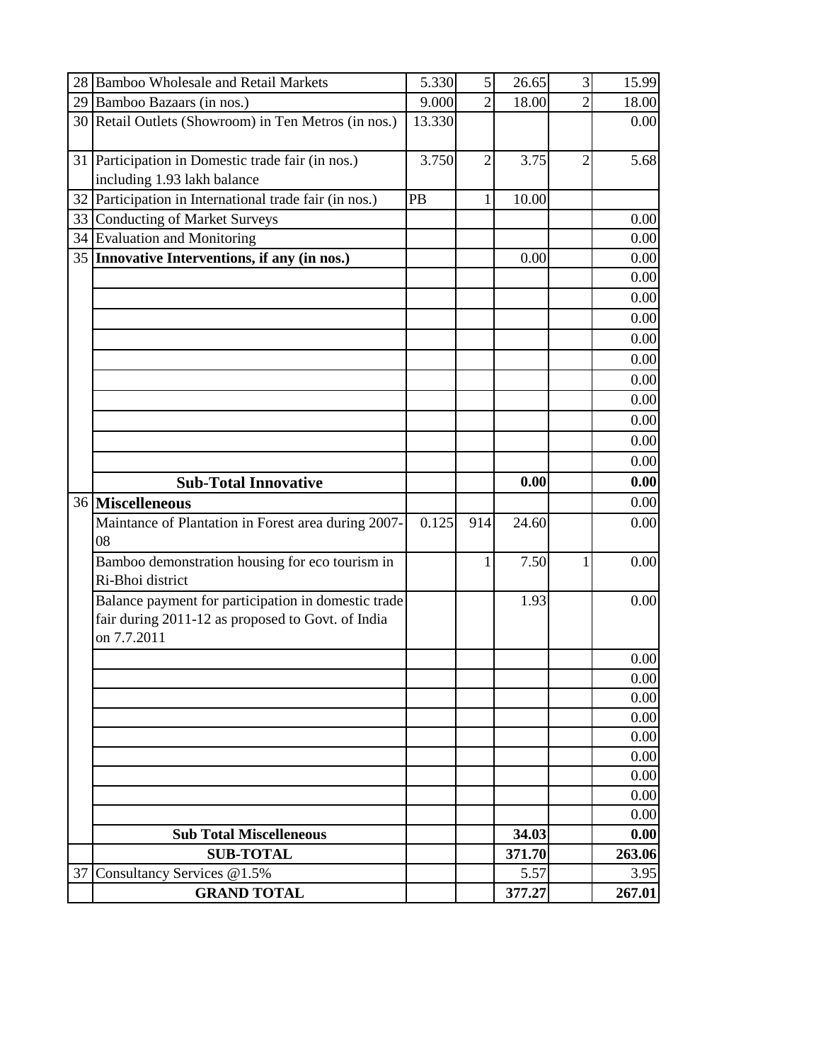| 28 | Bamboo Wholesale and Retail Markets | 5.330 | 5 | 26.65 | 3 | 15.99 |
|---|---|---|---|---|---|---|
| 29 | Bamboo Bazaars (in nos.) | 9.000 | 2 | 18.00 | 2 | 18.00 |
| 30 | Retail Outlets (Showroom) in Ten Metros (in nos.) | 13.330 | | | | 0.00 |
| 31 | Participation in Domestic trade fair (in nos.) including 1.93 lakh balance | 3.750 | 2 | 3.75 | 2 | 5.68 |
| 32 | Participation in International trade fair (in nos.) | PB | 1 | 10.00 | | |
| 33 | Conducting of Market Surveys | | | | | 0.00 |
| 34 | Evaluation and Monitoring | | | | | 0.00 |
| 35 | **Innovative Interventions, if any (in nos.)** | | | 0.00 | | 0.00 |
| | | | | | | 0.00 |
| | | | | | | 0.00 |
| | | | | | | 0.00 |
| | | | | | | 0.00 |
| | | | | | | 0.00 |
| | | | | | | 0.00 |
| | | | | | | 0.00 |
| | | | | | | 0.00 |
| | | | | | | 0.00 |
| | | | | | | 0.00 |
| | **Sub-Total Innovative** | | | **0.00** | | **0.00** |
| 36 | **Miscelleneous** | | | | | 0.00 |
| | Maintance of Plantation in Forest area during 2007-08 | 0.125 | 914 | 24.60 | | 0.00 |
| | Bamboo demonstration housing for eco tourism in Ri-Bhoi district | | 1 | 7.50 | 1 | 0.00 |
| | Balance payment for participation in domestic trade fair during 2011-12 as proposed to Govt. of India on 7.7.2011 | | | 1.93 | | 0.00 |
| | | | | | | 0.00 |
| | | | | | | 0.00 |
| | | | | | | 0.00 |
| | | | | | | 0.00 |
| | | | | | | 0.00 |
| | | | | | | 0.00 |
| | | | | | | 0.00 |
| | | | | | | 0.00 |
| | | | | | | 0.00 |
| | **Sub Total Miscelleneous** | | | **34.03** | | **0.00** |
| | **SUB-TOTAL** | | | **371.70** | | **263.06** |
| 37 | Consultancy Services @1.5% | | | 5.57 | | 3.95 |
| | **GRAND TOTAL** | | | **377.27** | | **267.01** |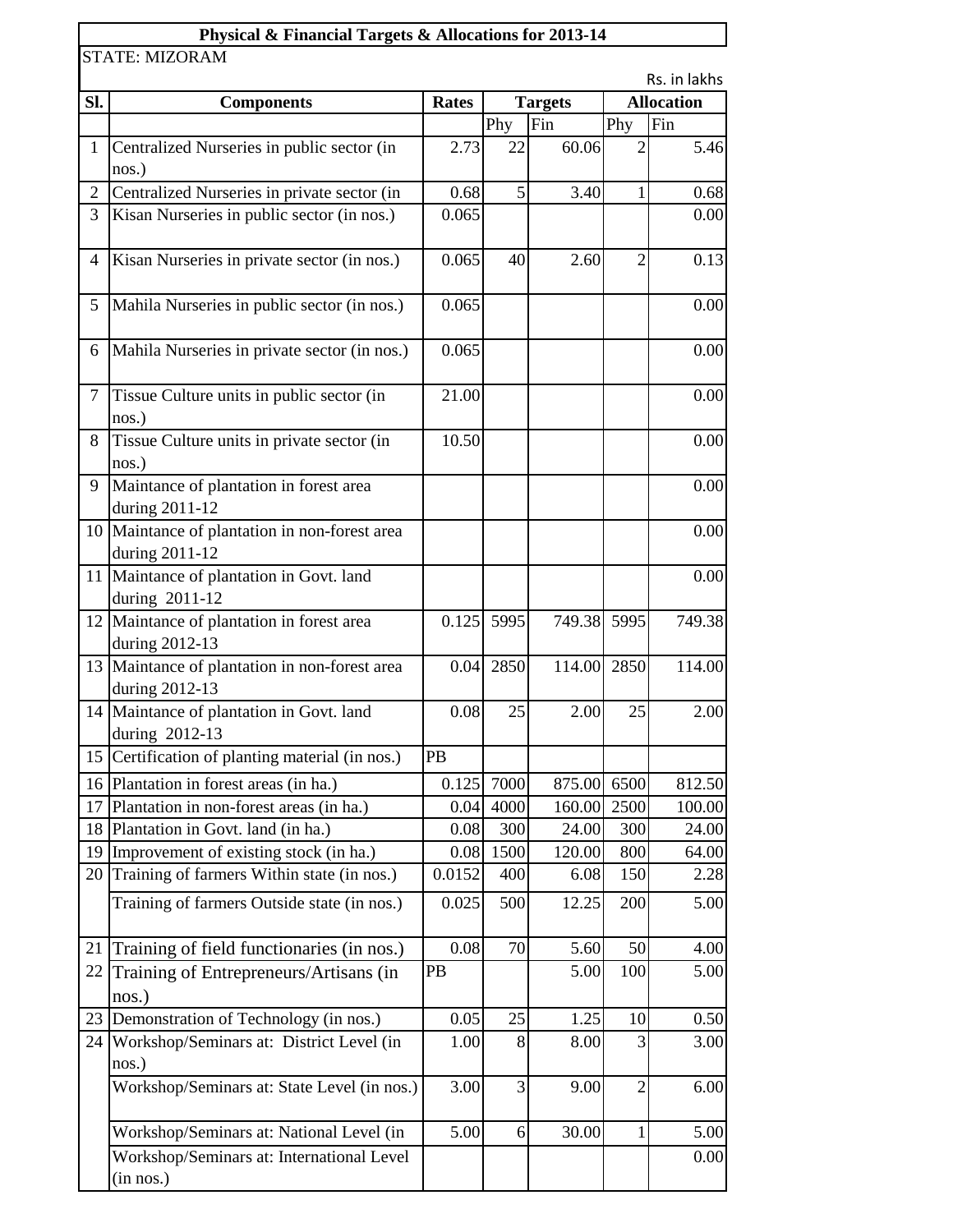**Physical & Financial Targets & Allocations for 2013-14**

STATE: MIZORAM

Rs. in lakhs

| Sl. | Components | Rates | Targets | | Allocation | |
|---|---|---|---|---|---|---|
| | | | Phy | Fin | Phy | Fin |
| 1 | Centralized Nurseries in public sector (in nos.) | 2.73 | 22 | 60.06 | 2 | 5.46 |
| 2 | Centralized Nurseries in private sector (in | 0.68 | 5 | 3.40 | 1 | 0.68 |
| 3 | Kisan Nurseries in public sector (in nos.) | 0.065 | | | | 0.00 |
| 4 | Kisan Nurseries in private sector (in nos.) | 0.065 | 40 | 2.60 | 2 | 0.13 |
| 5 | Mahila Nurseries in public sector (in nos.) | 0.065 | | | | 0.00 |
| 6 | Mahila Nurseries in private sector (in nos.) | 0.065 | | | | 0.00 |
| 7 | Tissue Culture units in public sector (in nos.) | 21.00 | | | | 0.00 |
| 8 | Tissue Culture units in private sector (in nos.) | 10.50 | | | | 0.00 |
| 9 | Maintance of plantation in forest area during 2011-12 | | | | | 0.00 |
| 10 | Maintance of plantation in non-forest area during 2011-12 | | | | | 0.00 |
| 11 | Maintance of plantation in Govt. land during 2011-12 | | | | | 0.00 |
| 12 | Maintance of plantation in forest area during 2012-13 | 0.125 | 5995 | 749.38 | 5995 | 749.38 |
| 13 | Maintance of plantation in non-forest area during 2012-13 | 0.04 | 2850 | 114.00 | 2850 | 114.00 |
| 14 | Maintance of plantation in Govt. land during 2012-13 | 0.08 | 25 | 2.00 | 25 | 2.00 |
| 15 | Certification of planting material (in nos.) | PB | | | | |
| 16 | Plantation in forest areas (in ha.) | 0.125 | 7000 | 875.00 | 6500 | 812.50 |
| 17 | Plantation in non-forest areas (in ha.) | 0.04 | 4000 | 160.00 | 2500 | 100.00 |
| 18 | Plantation in Govt. land (in ha.) | 0.08 | 300 | 24.00 | 300 | 24.00 |
| 19 | Improvement of existing stock (in ha.) | 0.08 | 1500 | 120.00 | 800 | 64.00 |
| 20 | Training of farmers Within state (in nos.) | 0.0152 | 400 | 6.08 | 150 | 2.28 |
| | Training of farmers Outside state (in nos.) | 0.025 | 500 | 12.25 | 200 | 5.00 |
| 21 | Training of field functionaries (in nos.) | 0.08 | 70 | 5.60 | 50 | 4.00 |
| 22 | Training of Entrepreneurs/Artisans (in nos.) | PB | | 5.00 | 100 | 5.00 |
| 23 | Demonstration of Technology (in nos.) | 0.05 | 25 | 1.25 | 10 | 0.50 |
| 24 | Workshop/Seminars at: District Level (in nos.) | 1.00 | 8 | 8.00 | 3 | 3.00 |
| | Workshop/Seminars at: State Level (in nos.) | 3.00 | 3 | 9.00 | 2 | 6.00 |
| | Workshop/Seminars at: National Level (in | 5.00 | 6 | 30.00 | 1 | 5.00 |
| | Workshop/Seminars at: International Level (in nos.) | | | | | 0.00 |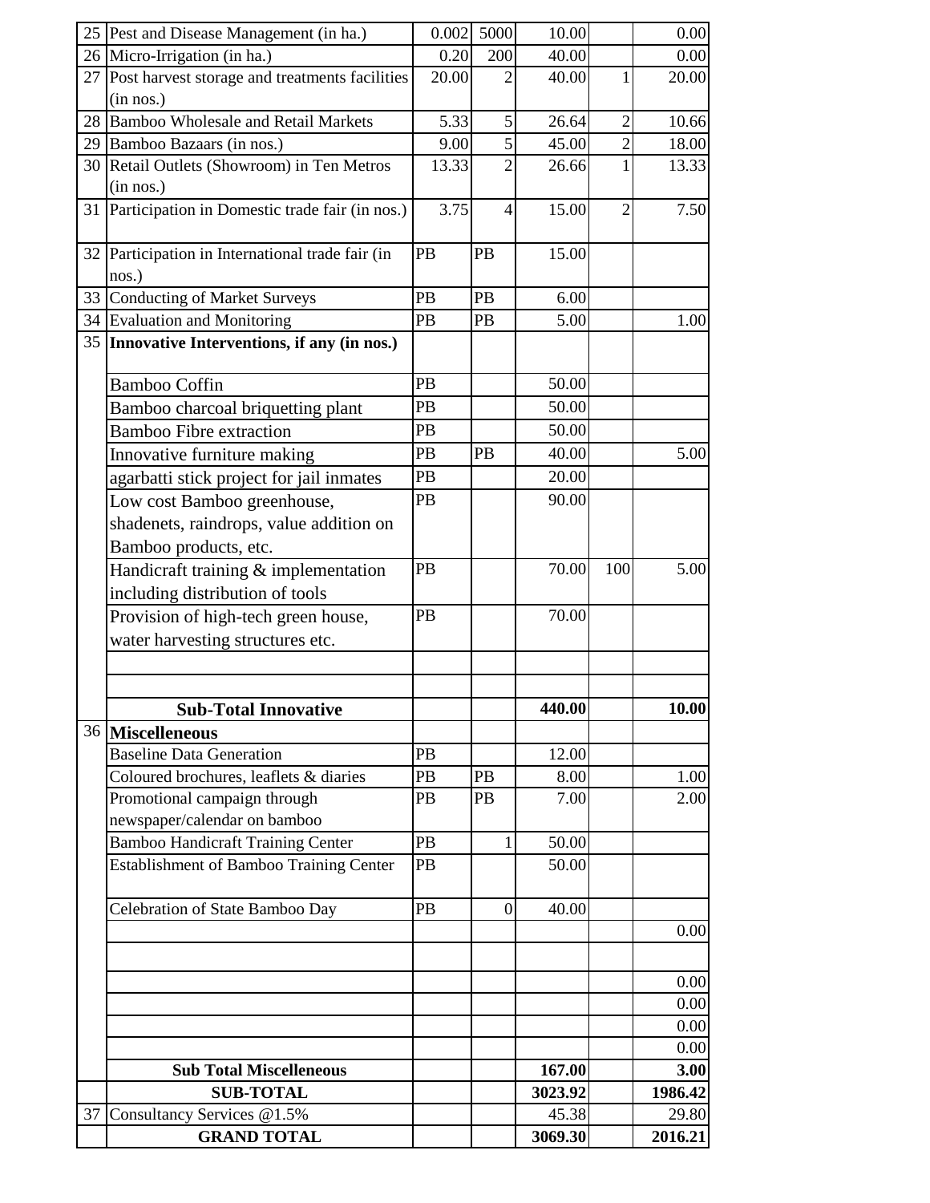| | | | | | | |
|---|---|---|---|---|---|---|
| 25 | Pest and Disease Management (in ha.) | 0.002 | 5000 | 10.00 | | 0.00 |
| 26 | Micro-Irrigation (in ha.) | 0.20 | 200 | 40.00 | | 0.00 |
| 27 | Post harvest storage and treatments facilities (in nos.) | 20.00 | 2 | 40.00 | 1 | 20.00 |
| 28 | Bamboo Wholesale and Retail Markets | 5.33 | 5 | 26.64 | 2 | 10.66 |
| 29 | Bamboo Bazaars (in nos.) | 9.00 | 5 | 45.00 | 2 | 18.00 |
| 30 | Retail Outlets (Showroom) in Ten Metros (in nos.) | 13.33 | 2 | 26.66 | 1 | 13.33 |
| 31 | Participation in Domestic trade fair (in nos.) | 3.75 | 4 | 15.00 | 2 | 7.50 |
| 32 | Participation in International trade fair (in nos.) | PB | PB | 15.00 | | |
| 33 | Conducting of Market Surveys | PB | PB | 6.00 | | |
| 34 | Evaluation and Monitoring | PB | PB | 5.00 | | 1.00 |
| 35 | **Innovative Interventions, if any (in nos.)** | | | | | |
| | Bamboo Coffin | PB | | 50.00 | | |
| | Bamboo charcoal briquetting plant | PB | | 50.00 | | |
| | Bamboo Fibre extraction | PB | | 50.00 | | |
| | Innovative furniture making | PB | PB | 40.00 | | 5.00 |
| | agarbatti stick project for jail inmates | PB | | 20.00 | | |
| | Low cost Bamboo greenhouse, shadenets, raindrops, value addition on Bamboo products, etc. | PB | | 90.00 | | |
| | Handicraft training & implementation including distribution of tools | PB | | 70.00 | 100 | 5.00 |
| | Provision of high-tech green house, water harvesting structures etc. | PB | | 70.00 | | |
| | | | | | | |
| | | | | | | |
| | **Sub-Total Innovative** | | | **440.00** | | **10.00** |
| 36 | **Miscelleneous** | | | | | |
| | Baseline Data Generation | PB | | 12.00 | | |
| | Coloured brochures, leaflets & diaries | PB | PB | 8.00 | | 1.00 |
| | Promotional campaign through newspaper/calendar on bamboo | PB | PB | 7.00 | | 2.00 |
| | Bamboo Handicraft Training Center | PB | 1 | 50.00 | | |
| | Establishment of Bamboo Training Center | PB | | 50.00 | | |
| | Celebration of State Bamboo Day | PB | 0 | 40.00 | | |
| | | | | | | 0.00 |
| | | | | | | |
| | | | | | | 0.00 |
| | | | | | | 0.00 |
| | | | | | | 0.00 |
| | | | | | | 0.00 |
| | **Sub Total Miscelleneous** | | | **167.00** | | **3.00** |
| | **SUB-TOTAL** | | | **3023.92** | | **1986.42** |
| 37 | Consultancy Services @1.5% | | | 45.38 | | 29.80 |
| | **GRAND TOTAL** | | | **3069.30** | | **2016.21** |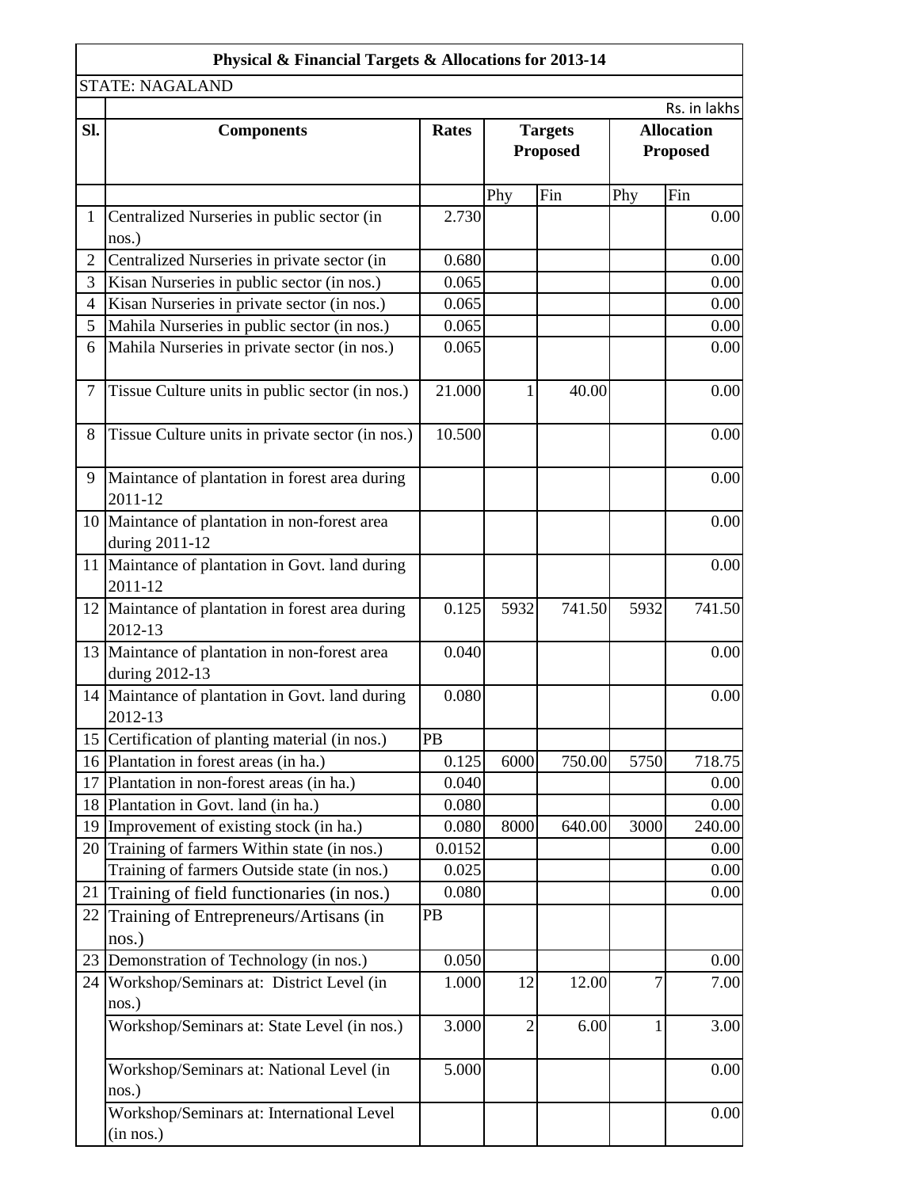| Physical & Financial Targets & Allocations for 2013-14 | | | | | | |
|---|---|---|---|---|---|---|
| STATE: NAGALAND | | | | | | |
| | | | | | | Rs. in lakhs |
| Sl. | Components | Rates | Targets Proposed | | Allocation Proposed | |
| | | | Phy | Fin | Phy | Fin |
| 1 | Centralized Nurseries in public sector (in nos.) | 2.730 | | | | 0.00 |
| 2 | Centralized Nurseries in private sector (in | 0.680 | | | | 0.00 |
| 3 | Kisan Nurseries in public sector (in nos.) | 0.065 | | | | 0.00 |
| 4 | Kisan Nurseries in private sector (in nos.) | 0.065 | | | | 0.00 |
| 5 | Mahila Nurseries in public sector (in nos.) | 0.065 | | | | 0.00 |
| 6 | Mahila Nurseries in private sector (in nos.) | 0.065 | | | | 0.00 |
| 7 | Tissue Culture units in public sector (in nos.) | 21.000 | 1 | 40.00 | | 0.00 |
| 8 | Tissue Culture units in private sector (in nos.) | 10.500 | | | | 0.00 |
| 9 | Maintance of plantation in forest area during 2011-12 | | | | | 0.00 |
| 10 | Maintance of plantation in non-forest area during 2011-12 | | | | | 0.00 |
| 11 | Maintance of plantation in Govt. land during 2011-12 | | | | | 0.00 |
| 12 | Maintance of plantation in forest area during 2012-13 | 0.125 | 5932 | 741.50 | 5932 | 741.50 |
| 13 | Maintance of plantation in non-forest area during 2012-13 | 0.040 | | | | 0.00 |
| 14 | Maintance of plantation in Govt. land during 2012-13 | 0.080 | | | | 0.00 |
| 15 | Certification of planting material (in nos.) | PB | | | | |
| 16 | Plantation in forest areas (in ha.) | 0.125 | 6000 | 750.00 | 5750 | 718.75 |
| 17 | Plantation in non-forest areas (in ha.) | 0.040 | | | | 0.00 |
| 18 | Plantation in Govt. land (in ha.) | 0.080 | | | | 0.00 |
| 19 | Improvement of existing stock (in ha.) | 0.080 | 8000 | 640.00 | 3000 | 240.00 |
| 20 | Training of farmers Within state (in nos.) | 0.0152 | | | | 0.00 |
| | Training of farmers Outside state (in nos.) | 0.025 | | | | 0.00 |
| 21 | Training of field functionaries (in nos.) | 0.080 | | | | 0.00 |
| 22 | Training of Entrepreneurs/Artisans (in nos.) | PB | | | | |
| 23 | Demonstration of Technology (in nos.) | 0.050 | | | | 0.00 |
| 24 | Workshop/Seminars at: District Level (in nos.) | 1.000 | 12 | 12.00 | 7 | 7.00 |
| | Workshop/Seminars at: State Level (in nos.) | 3.000 | 2 | 6.00 | 1 | 3.00 |
| | Workshop/Seminars at: National Level (in nos.) | 5.000 | | | | 0.00 |
| | Workshop/Seminars at: International Level (in nos.) | | | | | 0.00 |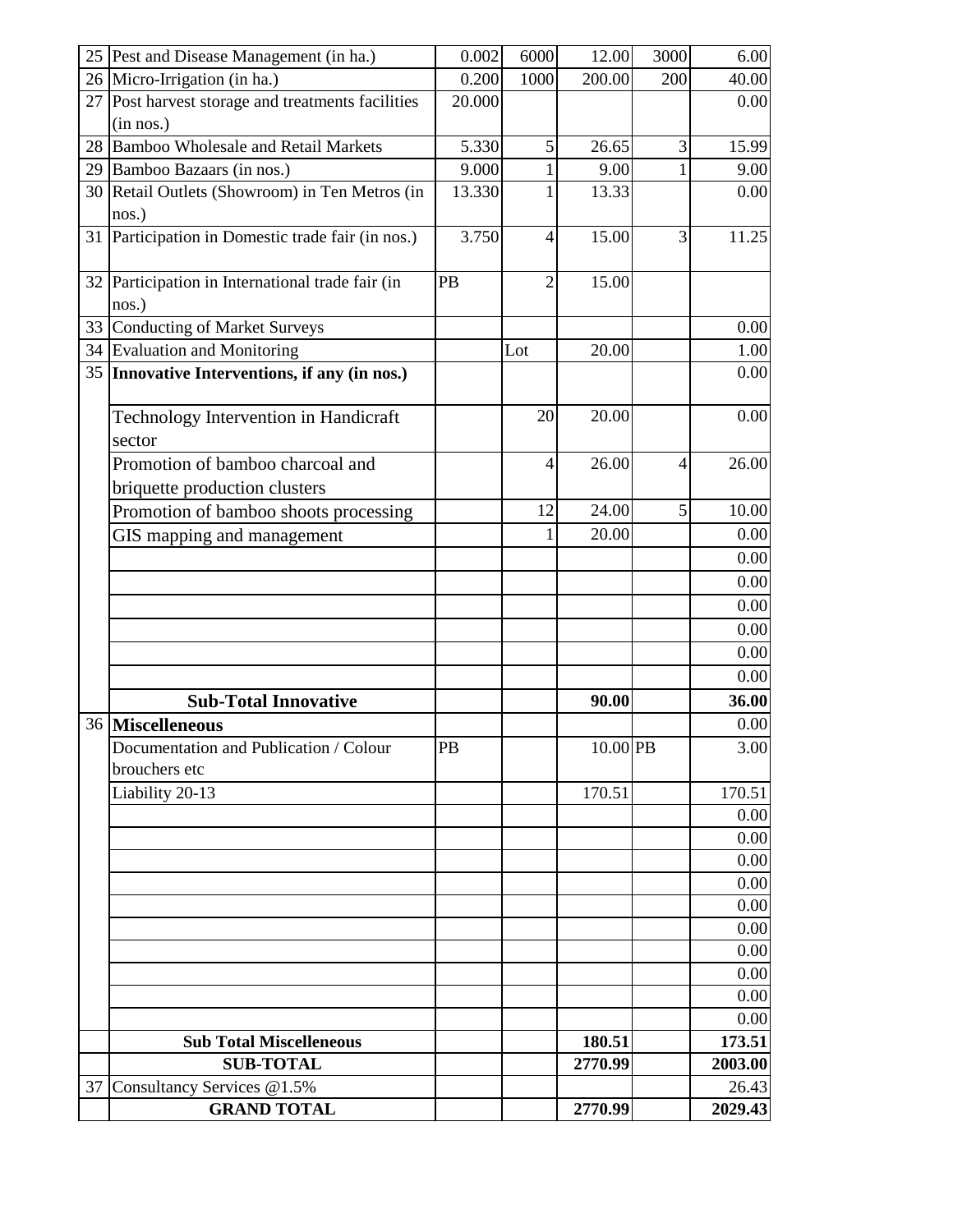| 25 | Pest and Disease Management (in ha.) | 0.002 | 6000 | 12.00 | 3000 | 6.00 |
|---|---|---|---|---|---|---|
| 26 | Micro-Irrigation (in ha.) | 0.200 | 1000 | 200.00 | 200 | 40.00 |
| 27 | Post harvest storage and treatments facilities (in nos.) | 20.000 | | | | 0.00 |
| 28 | Bamboo Wholesale and Retail Markets | 5.330 | 5 | 26.65 | 3 | 15.99 |
| 29 | Bamboo Bazaars (in nos.) | 9.000 | 1 | 9.00 | 1 | 9.00 |
| 30 | Retail Outlets (Showroom) in Ten Metros (in nos.) | 13.330 | 1 | 13.33 | | 0.00 |
| 31 | Participation in Domestic trade fair (in nos.) | 3.750 | 4 | 15.00 | 3 | 11.25 |
| 32 | Participation in International trade fair (in nos.) | PB | 2 | 15.00 | | |
| 33 | Conducting of Market Surveys | | | | | 0.00 |
| 34 | Evaluation and Monitoring | | Lot | 20.00 | | 1.00 |
| 35 | **Innovative Interventions, if any (in nos.)** | | | | | 0.00 |
| | Technology Intervention in Handicraft sector | | 20 | 20.00 | | 0.00 |
| | Promotion of bamboo charcoal and briquette production clusters | | 4 | 26.00 | 4 | 26.00 |
| | Promotion of bamboo shoots processing | | 12 | 24.00 | 5 | 10.00 |
| | GIS mapping and management | | 1 | 20.00 | | 0.00 |
| | | | | | | 0.00 |
| | | | | | | 0.00 |
| | | | | | | 0.00 |
| | | | | | | 0.00 |
| | | | | | | 0.00 |
| | | | | | | 0.00 |
| | **Sub-Total Innovative** | | | **90.00** | | **36.00** |
| 36 | **Miscelleneous** | | | | | 0.00 |
| | Documentation and Publication / Colour brouchers etc | PB | | 10.00 | PB | 3.00 |
| | Liability 20-13 | | | 170.51 | | 170.51 |
| | | | | | | 0.00 |
| | | | | | | 0.00 |
| | | | | | | 0.00 |
| | | | | | | 0.00 |
| | | | | | | 0.00 |
| | | | | | | 0.00 |
| | | | | | | 0.00 |
| | | | | | | 0.00 |
| | | | | | | 0.00 |
| | | | | | | 0.00 |
| | **Sub Total Miscelleneous** | | | **180.51** | | **173.51** |
| | **SUB-TOTAL** | | | **2770.99** | | **2003.00** |
| 37 | Consultancy Services @1.5% | | | | | 26.43 |
| | **GRAND TOTAL** | | | **2770.99** | | **2029.43** |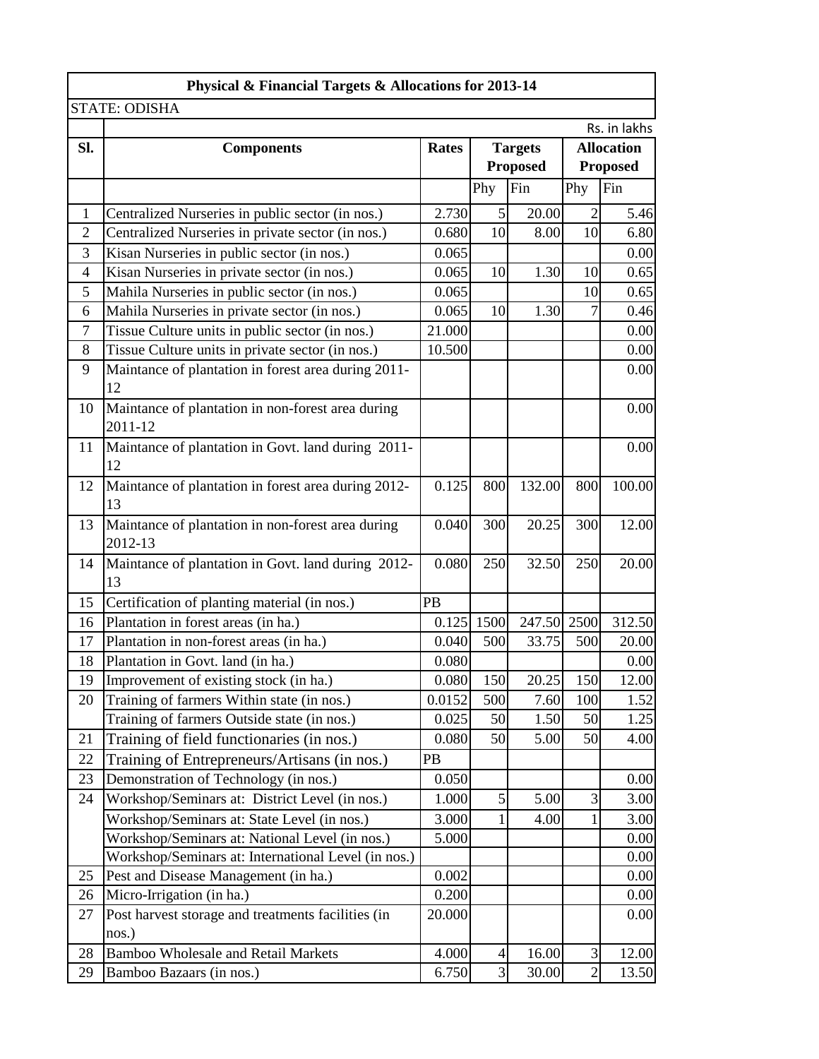**Physical & Financial Targets & Allocations for 2013-14**

STATE: ODISHA

Rs. in lakhs

| Sl. | Components | Rates | Targets Proposed | | Allocation Proposed | |
|---|---|---|---|---|---|---|
| | | | Phy | Fin | Phy | Fin |
| 1 | Centralized Nurseries in public sector (in nos.) | 2.730 | 5 | 20.00 | 2 | 5.46 |
| 2 | Centralized Nurseries in private sector (in nos.) | 0.680 | 10 | 8.00 | 10 | 6.80 |
| 3 | Kisan Nurseries in public sector (in nos.) | 0.065 | | | | 0.00 |
| 4 | Kisan Nurseries in private sector (in nos.) | 0.065 | 10 | 1.30 | 10 | 0.65 |
| 5 | Mahila Nurseries in public sector (in nos.) | 0.065 | | | 10 | 0.65 |
| 6 | Mahila Nurseries in private sector (in nos.) | 0.065 | 10 | 1.30 | 7 | 0.46 |
| 7 | Tissue Culture units in public sector (in nos.) | 21.000 | | | | 0.00 |
| 8 | Tissue Culture units in private sector (in nos.) | 10.500 | | | | 0.00 |
| 9 | Maintance of plantation in forest area during 2011-12 | | | | | 0.00 |
| 10 | Maintance of plantation in non-forest area during 2011-12 | | | | | 0.00 |
| 11 | Maintance of plantation in Govt. land during 2011-12 | | | | | 0.00 |
| 12 | Maintance of plantation in forest area during 2012-13 | 0.125 | 800 | 132.00 | 800 | 100.00 |
| 13 | Maintance of plantation in non-forest area during 2012-13 | 0.040 | 300 | 20.25 | 300 | 12.00 |
| 14 | Maintance of plantation in Govt. land during 2012-13 | 0.080 | 250 | 32.50 | 250 | 20.00 |
| 15 | Certification of planting material (in nos.) | PB | | | | |
| 16 | Plantation in forest areas (in ha.) | 0.125 | 1500 | 247.50 | 2500 | 312.50 |
| 17 | Plantation in non-forest areas (in ha.) | 0.040 | 500 | 33.75 | 500 | 20.00 |
| 18 | Plantation in Govt. land (in ha.) | 0.080 | | | | 0.00 |
| 19 | Improvement of existing stock (in ha.) | 0.080 | 150 | 20.25 | 150 | 12.00 |
| 20 | Training of farmers Within state (in nos.) | 0.0152 | 500 | 7.60 | 100 | 1.52 |
| | Training of farmers Outside state (in nos.) | 0.025 | 50 | 1.50 | 50 | 1.25 |
| 21 | Training of field functionaries (in nos.) | 0.080 | 50 | 5.00 | 50 | 4.00 |
| 22 | Training of Entrepreneurs/Artisans (in nos.) | PB | | | | |
| 23 | Demonstration of Technology (in nos.) | 0.050 | | | | 0.00 |
| 24 | Workshop/Seminars at: District Level (in nos.) | 1.000 | 5 | 5.00 | 3 | 3.00 |
| | Workshop/Seminars at: State Level (in nos.) | 3.000 | 1 | 4.00 | 1 | 3.00 |
| | Workshop/Seminars at: National Level (in nos.) | 5.000 | | | | 0.00 |
| | Workshop/Seminars at: International Level (in nos.) | | | | | 0.00 |
| 25 | Pest and Disease Management (in ha.) | 0.002 | | | | 0.00 |
| 26 | Micro-Irrigation (in ha.) | 0.200 | | | | 0.00 |
| 27 | Post harvest storage and treatments facilities (in nos.) | 20.000 | | | | 0.00 |
| 28 | Bamboo Wholesale and Retail Markets | 4.000 | 4 | 16.00 | 3 | 12.00 |
| 29 | Bamboo Bazaars (in nos.) | 6.750 | 3 | 30.00 | 2 | 13.50 |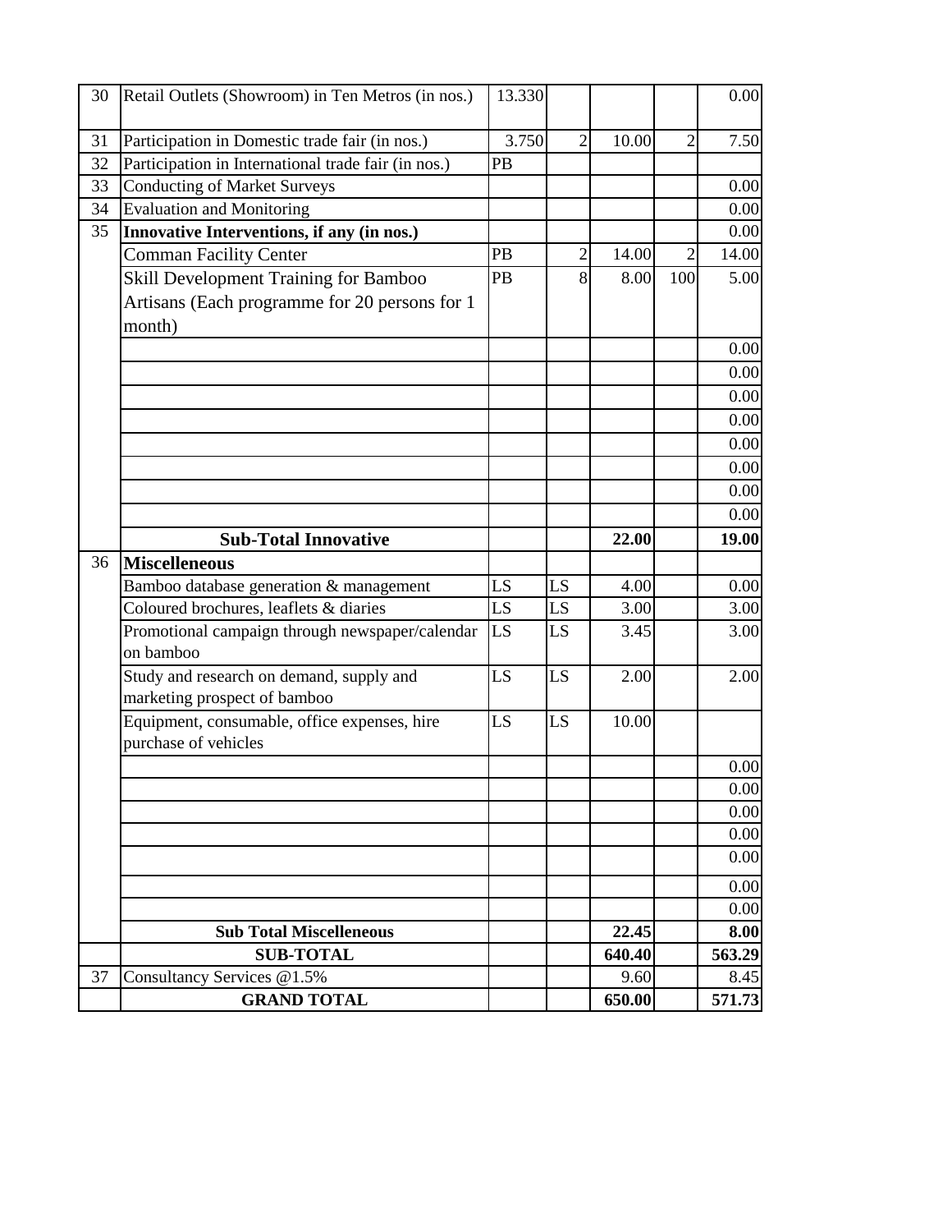| | | | | | | |
|---|---|---|---|---|---|---|
| 30 | Retail Outlets (Showroom) in Ten Metros (in nos.) | 13.330 | | | | 0.00 |
| 31 | Participation in Domestic trade fair (in nos.) | 3.750 | 2 | 10.00 | 2 | 7.50 |
| 32 | Participation in International trade fair (in nos.) | PB | | | | |
| 33 | Conducting of Market Surveys | | | | | 0.00 |
| 34 | Evaluation and Monitoring | | | | | 0.00 |
| 35 | **Innovative Interventions, if any (in nos.)** | | | | | 0.00 |
| | Comman Facility Center | PB | 2 | 14.00 | 2 | 14.00 |
| | Skill Development Training for Bamboo Artisans (Each programme for 20 persons for 1 month) | PB | 8 | 8.00 | 100 | 5.00 |
| | | | | | | 0.00 |
| | | | | | | 0.00 |
| | | | | | | 0.00 |
| | | | | | | 0.00 |
| | | | | | | 0.00 |
| | | | | | | 0.00 |
| | | | | | | 0.00 |
| | | | | | | 0.00 |
| | **Sub-Total Innovative** | | | **22.00** | | **19.00** |
| 36 | **Miscelleneous** | | | | | |
| | Bamboo database generation & management | LS | LS | 4.00 | | 0.00 |
| | Coloured brochures, leaflets & diaries | LS | LS | 3.00 | | 3.00 |
| | Promotional campaign through newspaper/calendar on bamboo | LS | LS | 3.45 | | 3.00 |
| | Study and research on demand, supply and marketing prospect of bamboo | LS | LS | 2.00 | | 2.00 |
| | Equipment, consumable, office expenses, hire purchase of vehicles | LS | LS | 10.00 | | |
| | | | | | | 0.00 |
| | | | | | | 0.00 |
| | | | | | | 0.00 |
| | | | | | | 0.00 |
| | | | | | | 0.00 |
| | | | | | | 0.00 |
| | | | | | | 0.00 |
| | **Sub Total Miscelleneous** | | | **22.45** | | **8.00** |
| | **SUB-TOTAL** | | | **640.40** | | **563.29** |
| 37 | Consultancy Services @1.5% | | | 9.60 | | 8.45 |
| | **GRAND TOTAL** | | | **650.00** | | **571.73** |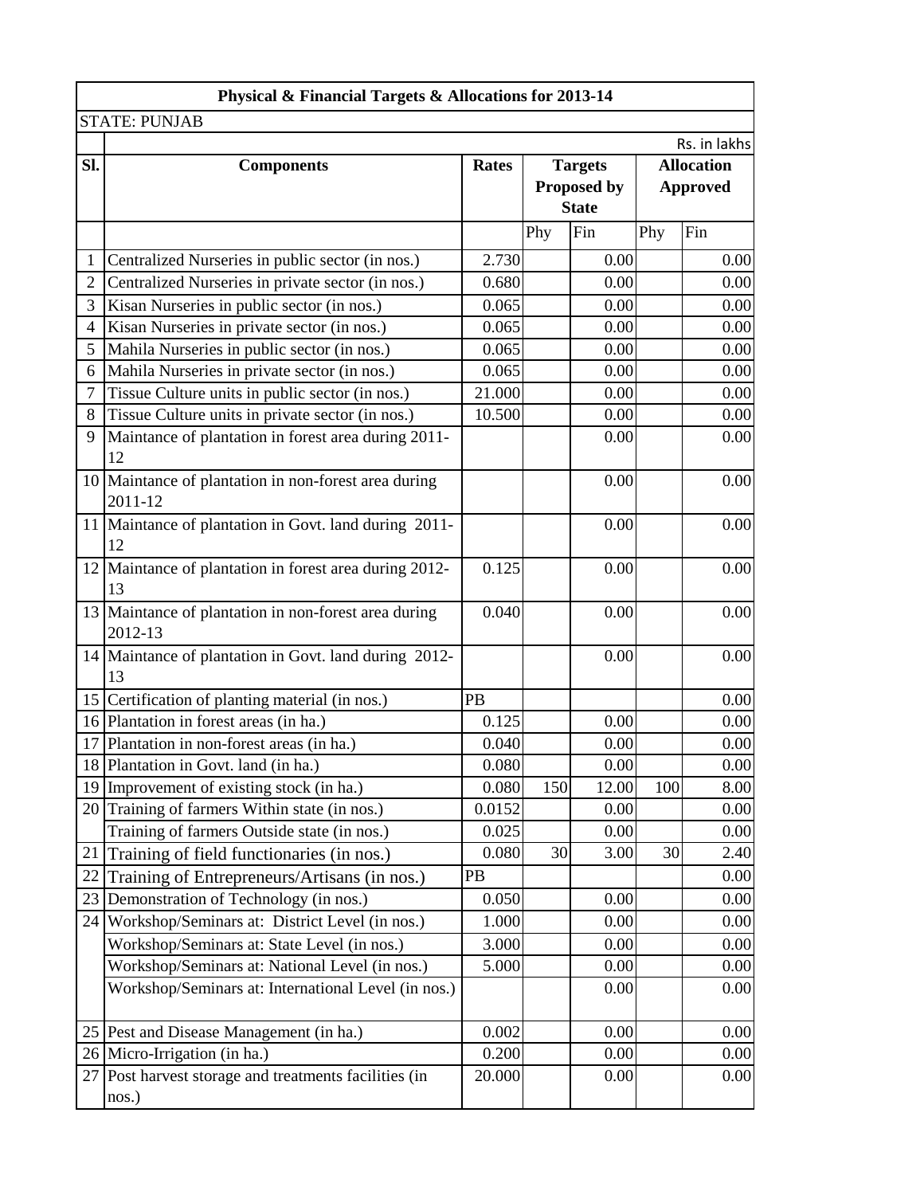| Physical & Financial Targets & Allocations for 2013-14 | | | | | | |
|---|---|---|---|---|---|---|
| STATE: PUNJAB | | | | | | |
| | | | | | | Rs. in lakhs |
| **Sl.** | **Components** | **Rates** | **Targets Proposed by State** | | **Allocation Approved** | |
| | | | Phy | Fin | Phy | Fin |
| 1 | Centralized Nurseries in public sector (in nos.) | 2.730 | | 0.00 | | 0.00 |
| 2 | Centralized Nurseries in private sector (in nos.) | 0.680 | | 0.00 | | 0.00 |
| 3 | Kisan Nurseries in public sector (in nos.) | 0.065 | | 0.00 | | 0.00 |
| 4 | Kisan Nurseries in private sector (in nos.) | 0.065 | | 0.00 | | 0.00 |
| 5 | Mahila Nurseries in public sector (in nos.) | 0.065 | | 0.00 | | 0.00 |
| 6 | Mahila Nurseries in private sector (in nos.) | 0.065 | | 0.00 | | 0.00 |
| 7 | Tissue Culture units in public sector (in nos.) | 21.000 | | 0.00 | | 0.00 |
| 8 | Tissue Culture units in private sector (in nos.) | 10.500 | | 0.00 | | 0.00 |
| 9 | Maintance of plantation in forest area during 2011-12 | | | 0.00 | | 0.00 |
| 10 | Maintance of plantation in non-forest area during 2011-12 | | | 0.00 | | 0.00 |
| 11 | Maintance of plantation in Govt. land during 2011-12 | | | 0.00 | | 0.00 |
| 12 | Maintance of plantation in forest area during 2012-13 | 0.125 | | 0.00 | | 0.00 |
| 13 | Maintance of plantation in non-forest area during 2012-13 | 0.040 | | 0.00 | | 0.00 |
| 14 | Maintance of plantation in Govt. land during 2012-13 | | | 0.00 | | 0.00 |
| 15 | Certification of planting material (in nos.) | PB | | | | 0.00 |
| 16 | Plantation in forest areas (in ha.) | 0.125 | | 0.00 | | 0.00 |
| 17 | Plantation in non-forest areas (in ha.) | 0.040 | | 0.00 | | 0.00 |
| 18 | Plantation in Govt. land (in ha.) | 0.080 | | 0.00 | | 0.00 |
| 19 | Improvement of existing stock (in ha.) | 0.080 | 150 | 12.00 | 100 | 8.00 |
| 20 | Training of farmers Within state (in nos.) | 0.0152 | | 0.00 | | 0.00 |
| | Training of farmers Outside state (in nos.) | 0.025 | | 0.00 | | 0.00 |
| 21 | Training of field functionaries (in nos.) | 0.080 | 30 | 3.00 | 30 | 2.40 |
| 22 | Training of Entrepreneurs/Artisans (in nos.) | PB | | | | 0.00 |
| 23 | Demonstration of Technology (in nos.) | 0.050 | | 0.00 | | 0.00 |
| 24 | Workshop/Seminars at: District Level (in nos.) | 1.000 | | 0.00 | | 0.00 |
| | Workshop/Seminars at: State Level (in nos.) | 3.000 | | 0.00 | | 0.00 |
| | Workshop/Seminars at: National Level (in nos.) | 5.000 | | 0.00 | | 0.00 |
| | Workshop/Seminars at: International Level (in nos.) | | | 0.00 | | 0.00 |
| 25 | Pest and Disease Management (in ha.) | 0.002 | | 0.00 | | 0.00 |
| 26 | Micro-Irrigation (in ha.) | 0.200 | | 0.00 | | 0.00 |
| 27 | Post harvest storage and treatments facilities (in nos.) | 20.000 | | 0.00 | | 0.00 |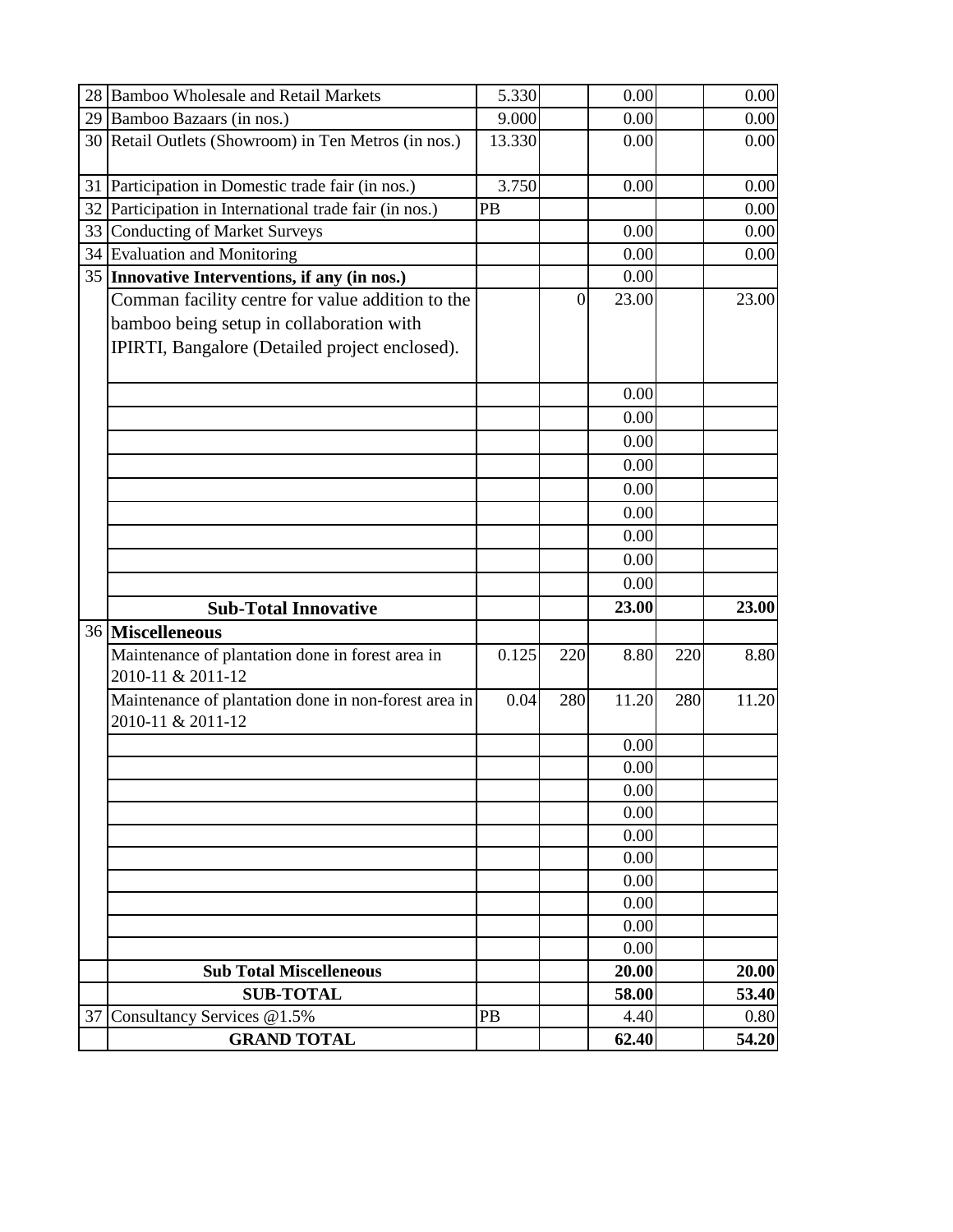| | | | | | | |
|---|---|---|---|---|---|---|
| 28 | Bamboo Wholesale and Retail Markets | 5.330 | | 0.00 | | 0.00 |
| 29 | Bamboo Bazaars (in nos.) | 9.000 | | 0.00 | | 0.00 |
| 30 | Retail Outlets (Showroom) in Ten Metros (in nos.) | 13.330 | | 0.00 | | 0.00 |
| 31 | Participation in Domestic trade fair (in nos.) | 3.750 | | 0.00 | | 0.00 |
| 32 | Participation in International trade fair (in nos.) | PB | | | | 0.00 |
| 33 | Conducting of Market Surveys | | | 0.00 | | 0.00 |
| 34 | Evaluation and Monitoring | | | 0.00 | | 0.00 |
| 35 | **Innovative Interventions, if any (in nos.)** | | | 0.00 | | |
| | Comman facility centre for value addition to the bamboo being setup in collaboration with IPIRTI, Bangalore (Detailed project enclosed). | | 0 | 23.00 | | 23.00 |
| | | | | 0.00 | | |
| | | | | 0.00 | | |
| | | | | 0.00 | | |
| | | | | 0.00 | | |
| | | | | 0.00 | | |
| | | | | 0.00 | | |
| | | | | 0.00 | | |
| | | | | 0.00 | | |
| | | | | 0.00 | | |
| | **Sub-Total Innovative** | | | **23.00** | | **23.00** |
| 36 | **Miscelleneous** | | | | | |
| | Maintenance of plantation done in forest area in 2010-11 & 2011-12 | 0.125 | 220 | 8.80 | 220 | 8.80 |
| | Maintenance of plantation done in non-forest area in 2010-11 & 2011-12 | 0.04 | 280 | 11.20 | 280 | 11.20 |
| | | | | 0.00 | | |
| | | | | 0.00 | | |
| | | | | 0.00 | | |
| | | | | 0.00 | | |
| | | | | 0.00 | | |
| | | | | 0.00 | | |
| | | | | 0.00 | | |
| | | | | 0.00 | | |
| | | | | 0.00 | | |
| | | | | 0.00 | | |
| | **Sub Total Miscelleneous** | | | **20.00** | | **20.00** |
| | **SUB-TOTAL** | | | **58.00** | | **53.40** |
| 37 | Consultancy Services @1.5% | PB | | 4.40 | | 0.80 |
| | **GRAND TOTAL** | | | **62.40** | | **54.20** |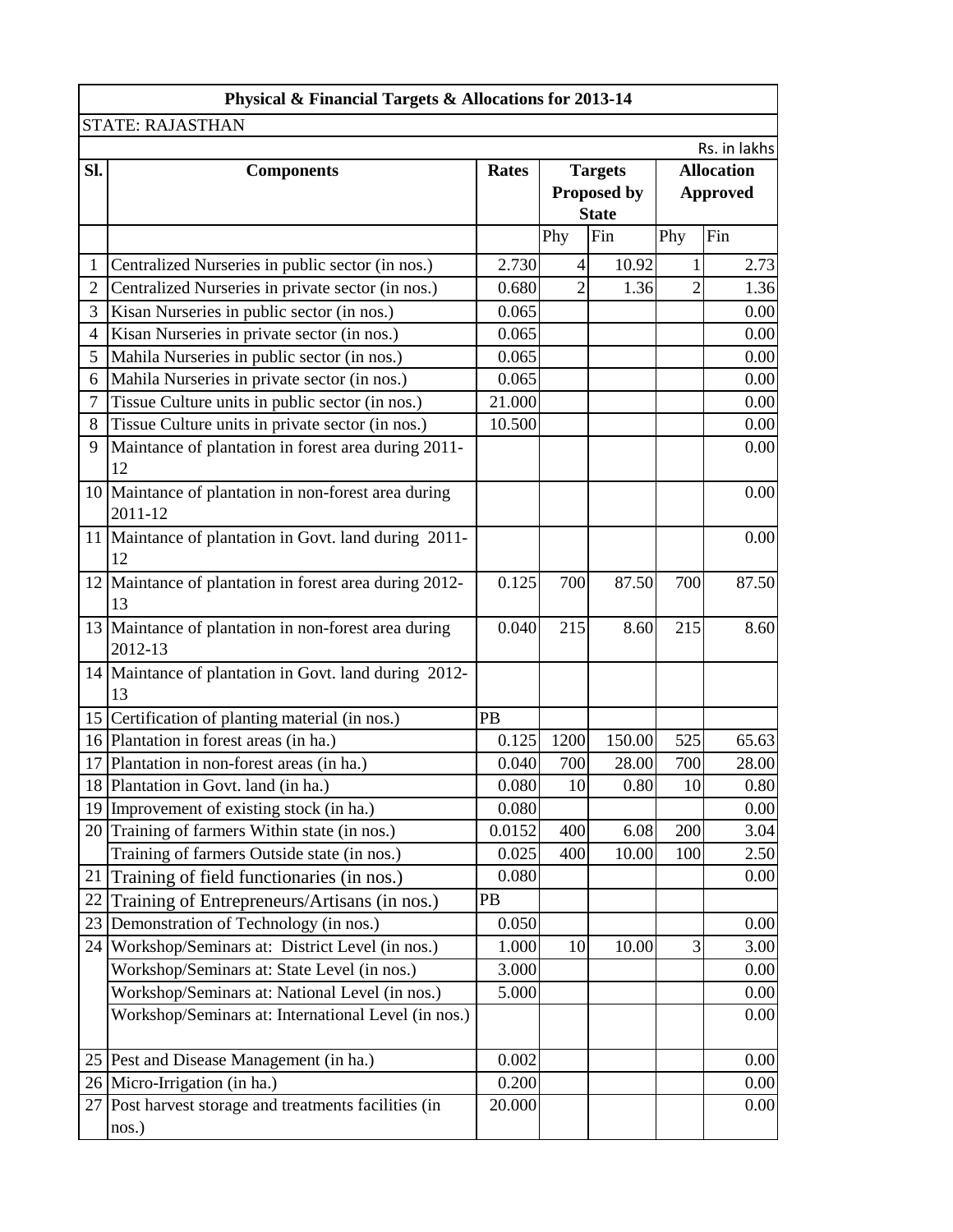| Physical & Financial Targets & Allocations for 2013-14 | | | | | | |
|---|---|---|---|---|---|---|
| STATE: RAJASTHAN | | | | | | |
| | | | | | | Rs. in lakhs |
| **Sl.** | **Components** | **Rates** | **Targets Proposed by State** | | **Allocation Approved** | |
| | | | Phy | Fin | Phy | Fin |
| 1 | Centralized Nurseries in public sector (in nos.) | 2.730 | 4 | 10.92 | 1 | 2.73 |
| 2 | Centralized Nurseries in private sector (in nos.) | 0.680 | 2 | 1.36 | 2 | 1.36 |
| 3 | Kisan Nurseries in public sector (in nos.) | 0.065 | | | | 0.00 |
| 4 | Kisan Nurseries in private sector (in nos.) | 0.065 | | | | 0.00 |
| 5 | Mahila Nurseries in public sector (in nos.) | 0.065 | | | | 0.00 |
| 6 | Mahila Nurseries in private sector (in nos.) | 0.065 | | | | 0.00 |
| 7 | Tissue Culture units in public sector (in nos.) | 21.000 | | | | 0.00 |
| 8 | Tissue Culture units in private sector (in nos.) | 10.500 | | | | 0.00 |
| 9 | Maintance of plantation in forest area during 2011-12 | | | | | 0.00 |
| 10 | Maintance of plantation in non-forest area during 2011-12 | | | | | 0.00 |
| 11 | Maintance of plantation in Govt. land during 2011-12 | | | | | 0.00 |
| 12 | Maintance of plantation in forest area during 2012-13 | 0.125 | 700 | 87.50 | 700 | 87.50 |
| 13 | Maintance of plantation in non-forest area during 2012-13 | 0.040 | 215 | 8.60 | 215 | 8.60 |
| 14 | Maintance of plantation in Govt. land during 2012-13 | | | | | |
| 15 | Certification of planting material (in nos.) | PB | | | | |
| 16 | Plantation in forest areas (in ha.) | 0.125 | 1200 | 150.00 | 525 | 65.63 |
| 17 | Plantation in non-forest areas (in ha.) | 0.040 | 700 | 28.00 | 700 | 28.00 |
| 18 | Plantation in Govt. land (in ha.) | 0.080 | 10 | 0.80 | 10 | 0.80 |
| 19 | Improvement of existing stock (in ha.) | 0.080 | | | | 0.00 |
| 20 | Training of farmers Within state (in nos.) | 0.0152 | 400 | 6.08 | 200 | 3.04 |
| | Training of farmers Outside state (in nos.) | 0.025 | 400 | 10.00 | 100 | 2.50 |
| 21 | Training of field functionaries (in nos.) | 0.080 | | | | 0.00 |
| 22 | Training of Entrepreneurs/Artisans (in nos.) | PB | | | | |
| 23 | Demonstration of Technology (in nos.) | 0.050 | | | | 0.00 |
| 24 | Workshop/Seminars at: District Level (in nos.) | 1.000 | 10 | 10.00 | 3 | 3.00 |
| | Workshop/Seminars at: State Level (in nos.) | 3.000 | | | | 0.00 |
| | Workshop/Seminars at: National Level (in nos.) | 5.000 | | | | 0.00 |
| | Workshop/Seminars at: International Level (in nos.) | | | | | 0.00 |
| 25 | Pest and Disease Management (in ha.) | 0.002 | | | | 0.00 |
| 26 | Micro-Irrigation (in ha.) | 0.200 | | | | 0.00 |
| 27 | Post harvest storage and treatments facilities (in nos.) | 20.000 | | | | 0.00 |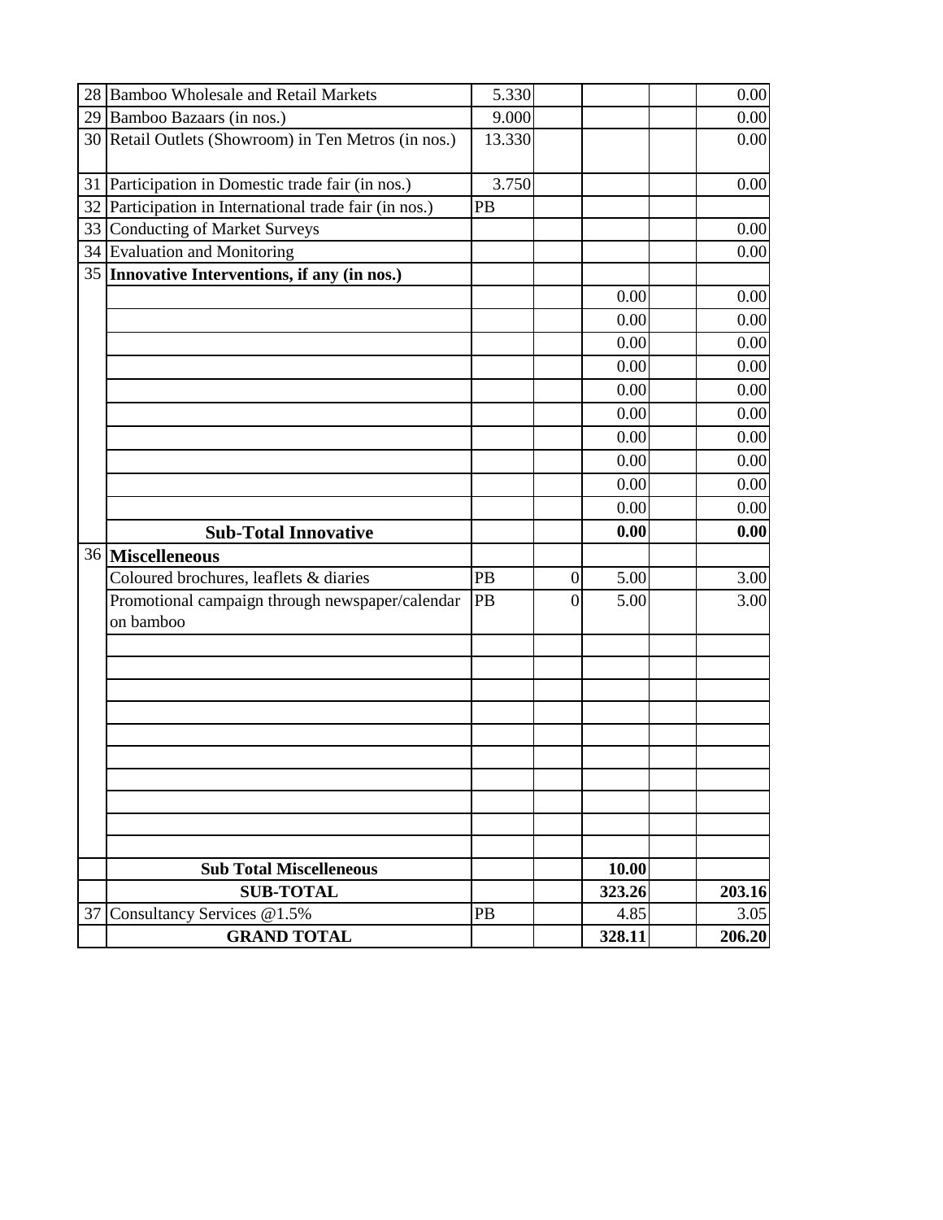| | | | | | | |
|---|---|---|---|---|---|---|
| 28 | Bamboo Wholesale and Retail Markets | 5.330 | | | | 0.00 |
| 29 | Bamboo Bazaars (in nos.) | 9.000 | | | | 0.00 |
| 30 | Retail Outlets (Showroom) in Ten Metros (in nos.) | 13.330 | | | | 0.00 |
| 31 | Participation in Domestic trade fair (in nos.) | 3.750 | | | | 0.00 |
| 32 | Participation in International trade fair (in nos.) | PB | | | | |
| 33 | Conducting of Market Surveys | | | | | 0.00 |
| 34 | Evaluation and Monitoring | | | | | 0.00 |
| 35 | **Innovative Interventions, if any (in nos.)** | | | | | |
| | | | | 0.00 | | 0.00 |
| | | | | 0.00 | | 0.00 |
| | | | | 0.00 | | 0.00 |
| | | | | 0.00 | | 0.00 |
| | | | | 0.00 | | 0.00 |
| | | | | 0.00 | | 0.00 |
| | | | | 0.00 | | 0.00 |
| | | | | 0.00 | | 0.00 |
| | | | | 0.00 | | 0.00 |
| | | | | 0.00 | | 0.00 |
| | **Sub-Total Innovative** | | | **0.00** | | **0.00** |
| 36 | **Miscelleneous** | | | | | |
| | Coloured brochures, leaflets & diaries | PB | 0 | 5.00 | | 3.00 |
| | Promotional campaign through newspaper/calendar on bamboo | PB | 0 | 5.00 | | 3.00 |
| | | | | | | |
| | | | | | | |
| | | | | | | |
| | | | | | | |
| | | | | | | |
| | | | | | | |
| | | | | | | |
| | | | | | | |
| | | | | | | |
| | | | | | | |
| | **Sub Total Miscelleneous** | | | **10.00** | | |
| | **SUB-TOTAL** | | | **323.26** | | **203.16** |
| 37 | Consultancy Services @1.5% | PB | | 4.85 | | 3.05 |
| | **GRAND TOTAL** | | | **328.11** | | **206.20** |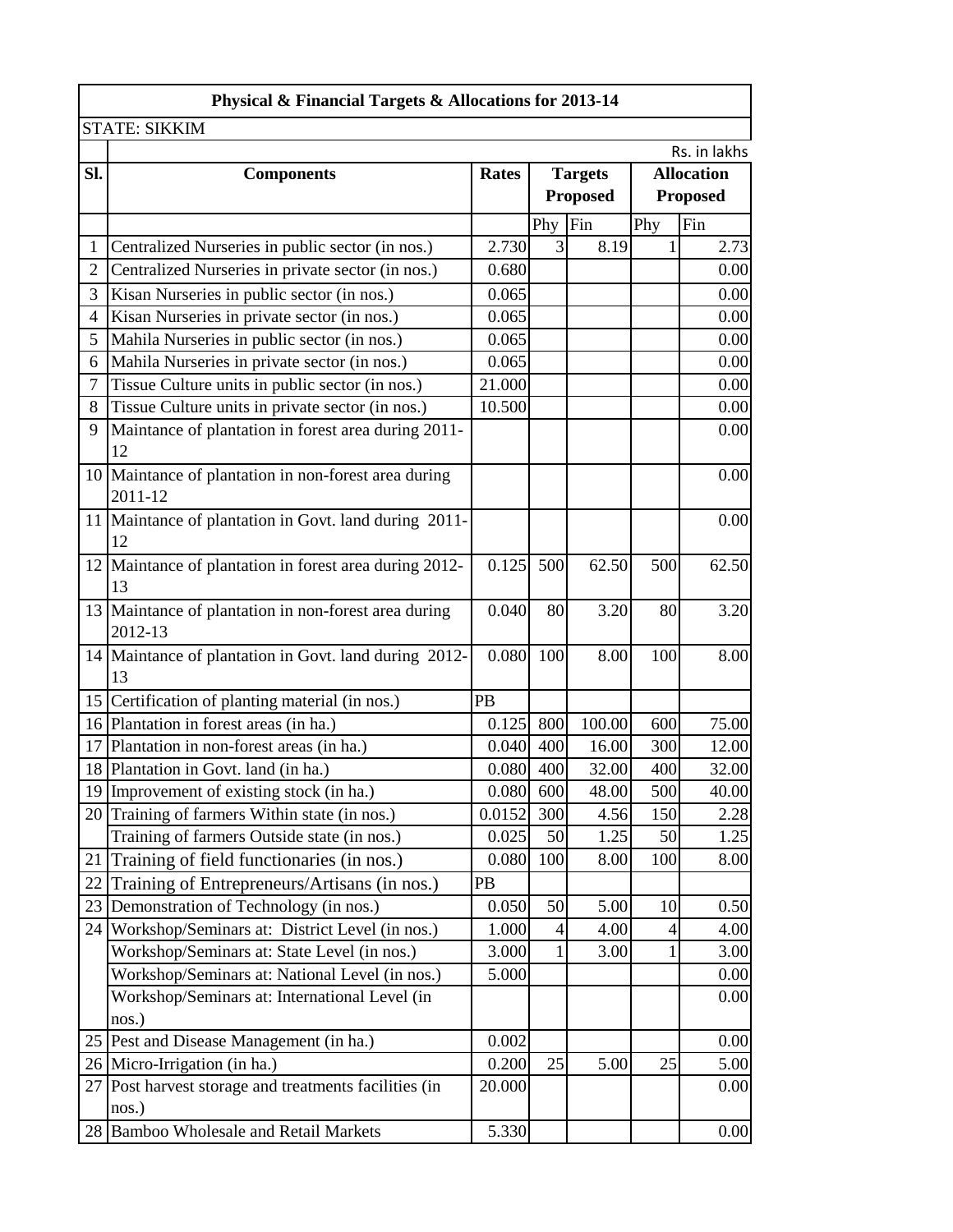**Physical & Financial Targets & Allocations for 2013-14**

STATE: SIKKIM

Rs. in lakhs

| Sl. | Components | Rates | Targets Proposed | | Allocation Proposed | |
|---|---|---|---|---|---|---|
| | | | Phy | Fin | Phy | Fin |
| 1 | Centralized Nurseries in public sector (in nos.) | 2.730 | 3 | 8.19 | 1 | 2.73 |
| 2 | Centralized Nurseries in private sector (in nos.) | 0.680 | | | | 0.00 |
| 3 | Kisan Nurseries in public sector (in nos.) | 0.065 | | | | 0.00 |
| 4 | Kisan Nurseries in private sector (in nos.) | 0.065 | | | | 0.00 |
| 5 | Mahila Nurseries in public sector (in nos.) | 0.065 | | | | 0.00 |
| 6 | Mahila Nurseries in private sector (in nos.) | 0.065 | | | | 0.00 |
| 7 | Tissue Culture units in public sector (in nos.) | 21.000 | | | | 0.00 |
| 8 | Tissue Culture units in private sector (in nos.) | 10.500 | | | | 0.00 |
| 9 | Maintance of plantation in forest area during 2011-12 | | | | | 0.00 |
| 10 | Maintance of plantation in non-forest area during 2011-12 | | | | | 0.00 |
| 11 | Maintance of plantation in Govt. land during 2011-12 | | | | | 0.00 |
| 12 | Maintance of plantation in forest area during 2012-13 | 0.125 | 500 | 62.50 | 500 | 62.50 |
| 13 | Maintance of plantation in non-forest area during 2012-13 | 0.040 | 80 | 3.20 | 80 | 3.20 |
| 14 | Maintance of plantation in Govt. land during 2012-13 | 0.080 | 100 | 8.00 | 100 | 8.00 |
| 15 | Certification of planting material (in nos.) | PB | | | | |
| 16 | Plantation in forest areas (in ha.) | 0.125 | 800 | 100.00 | 600 | 75.00 |
| 17 | Plantation in non-forest areas (in ha.) | 0.040 | 400 | 16.00 | 300 | 12.00 |
| 18 | Plantation in Govt. land (in ha.) | 0.080 | 400 | 32.00 | 400 | 32.00 |
| 19 | Improvement of existing stock (in ha.) | 0.080 | 600 | 48.00 | 500 | 40.00 |
| 20 | Training of farmers Within state (in nos.) | 0.0152 | 300 | 4.56 | 150 | 2.28 |
| | Training of farmers Outside state (in nos.) | 0.025 | 50 | 1.25 | 50 | 1.25 |
| 21 | Training of field functionaries (in nos.) | 0.080 | 100 | 8.00 | 100 | 8.00 |
| 22 | Training of Entrepreneurs/Artisans (in nos.) | PB | | | | |
| 23 | Demonstration of Technology (in nos.) | 0.050 | 50 | 5.00 | 10 | 0.50 |
| 24 | Workshop/Seminars at: District Level (in nos.) | 1.000 | 4 | 4.00 | 4 | 4.00 |
| | Workshop/Seminars at: State Level (in nos.) | 3.000 | 1 | 3.00 | 1 | 3.00 |
| | Workshop/Seminars at: National Level (in nos.) | 5.000 | | | | 0.00 |
| | Workshop/Seminars at: International Level (in nos.) | | | | | 0.00 |
| 25 | Pest and Disease Management (in ha.) | 0.002 | | | | 0.00 |
| 26 | Micro-Irrigation (in ha.) | 0.200 | 25 | 5.00 | 25 | 5.00 |
| 27 | Post harvest storage and treatments facilities (in nos.) | 20.000 | | | | 0.00 |
| 28 | Bamboo Wholesale and Retail Markets | 5.330 | | | | 0.00 |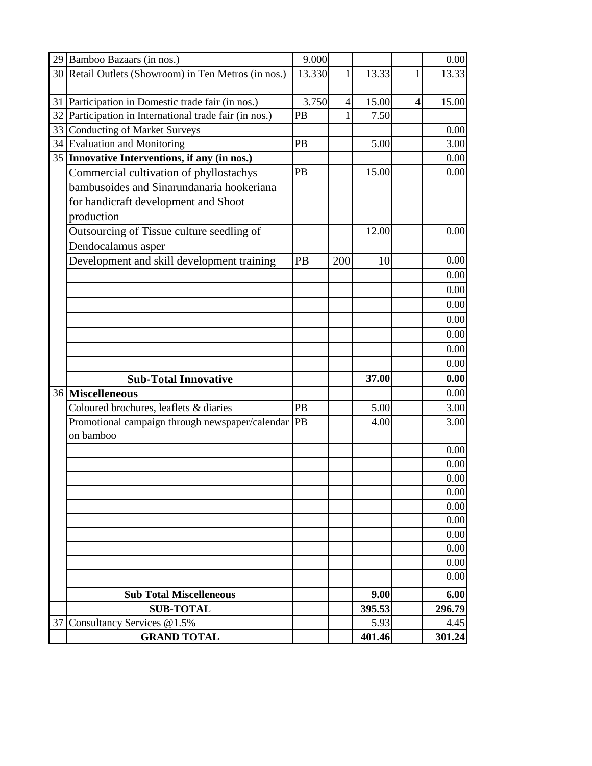| | | | | | | |
|---|---|---|---|---|---|---|
| 29 | Bamboo Bazaars (in nos.) | 9.000 | | | | 0.00 |
| 30 | Retail Outlets (Showroom) in Ten Metros (in nos.) | 13.330 | 1 | 13.33 | 1 | 13.33 |
| 31 | Participation in Domestic trade fair (in nos.) | 3.750 | 4 | 15.00 | 4 | 15.00 |
| 32 | Participation in International trade fair (in nos.) | PB | 1 | 7.50 | | |
| 33 | Conducting of Market Surveys | | | | | 0.00 |
| 34 | Evaluation and Monitoring | PB | | 5.00 | | 3.00 |
| 35 | **Innovative Interventions, if any (in nos.)** | | | | | 0.00 |
| | Commercial cultivation of phyllostachys bambusoides and Sinarundanaria hookeriana for handicraft development and Shoot production | PB | | 15.00 | | 0.00 |
| | Outsourcing of Tissue culture seedling of Dendocalamus asper | | | 12.00 | | 0.00 |
| | Development and skill development training | PB | 200 | 10 | | 0.00 |
| | | | | | | 0.00 |
| | | | | | | 0.00 |
| | | | | | | 0.00 |
| | | | | | | 0.00 |
| | | | | | | 0.00 |
| | | | | | | 0.00 |
| | | | | | | 0.00 |
| | **Sub-Total Innovative** | | | **37.00** | | **0.00** |
| 36 | **Miscelleneous** | | | | | 0.00 |
| | Coloured brochures, leaflets & diaries | PB | | 5.00 | | 3.00 |
| | Promotional campaign through newspaper/calendar on bamboo | PB | | 4.00 | | 3.00 |
| | | | | | | 0.00 |
| | | | | | | 0.00 |
| | | | | | | 0.00 |
| | | | | | | 0.00 |
| | | | | | | 0.00 |
| | | | | | | 0.00 |
| | | | | | | 0.00 |
| | | | | | | 0.00 |
| | | | | | | 0.00 |
| | | | | | | 0.00 |
| | **Sub Total Miscelleneous** | | | **9.00** | | **6.00** |
| | **SUB-TOTAL** | | | **395.53** | | **296.79** |
| 37 | Consultancy Services @1.5% | | | 5.93 | | 4.45 |
| | **GRAND TOTAL** | | | **401.46** | | **301.24** |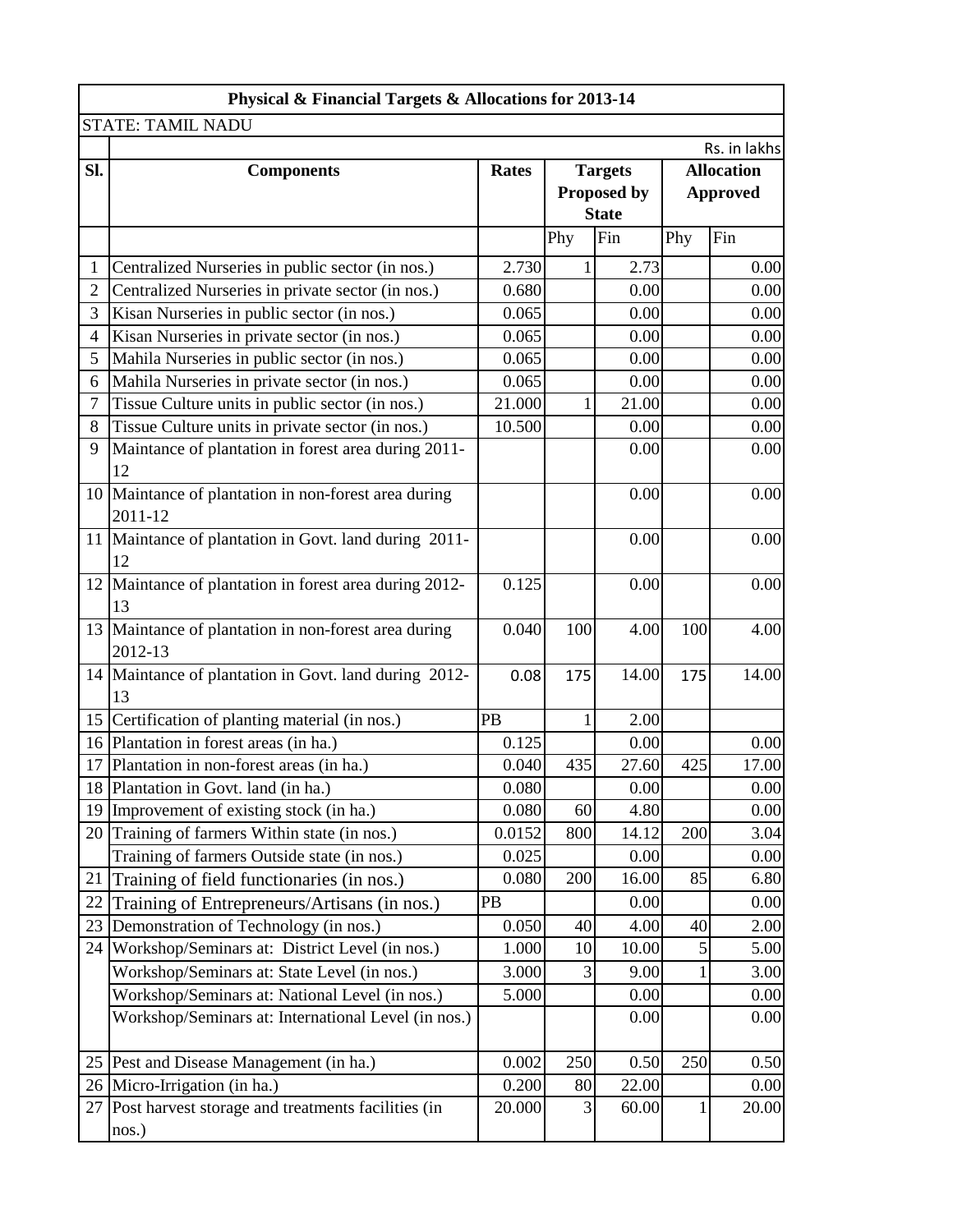| Physical & Financial Targets & Allocations for 2013-14 | | | | | | |
|---|---|---|---|---|---|---|
| STATE: TAMIL NADU | | | | | | |
| | | | | | | Rs. in lakhs |
| Sl. | Components | Rates | Targets Proposed by State | | Allocation Approved | |
| | | | Phy | Fin | Phy | Fin |
| 1 | Centralized Nurseries in public sector (in nos.) | 2.730 | 1 | 2.73 | | 0.00 |
| 2 | Centralized Nurseries in private sector (in nos.) | 0.680 | | 0.00 | | 0.00 |
| 3 | Kisan Nurseries in public sector (in nos.) | 0.065 | | 0.00 | | 0.00 |
| 4 | Kisan Nurseries in private sector (in nos.) | 0.065 | | 0.00 | | 0.00 |
| 5 | Mahila Nurseries in public sector (in nos.) | 0.065 | | 0.00 | | 0.00 |
| 6 | Mahila Nurseries in private sector (in nos.) | 0.065 | | 0.00 | | 0.00 |
| 7 | Tissue Culture units in public sector (in nos.) | 21.000 | 1 | 21.00 | | 0.00 |
| 8 | Tissue Culture units in private sector (in nos.) | 10.500 | | 0.00 | | 0.00 |
| 9 | Maintance of plantation in forest area during 2011-12 | | | 0.00 | | 0.00 |
| 10 | Maintance of plantation in non-forest area during 2011-12 | | | 0.00 | | 0.00 |
| 11 | Maintance of plantation in Govt. land during 2011-12 | | | 0.00 | | 0.00 |
| 12 | Maintance of plantation in forest area during 2012-13 | 0.125 | | 0.00 | | 0.00 |
| 13 | Maintance of plantation in non-forest area during 2012-13 | 0.040 | 100 | 4.00 | 100 | 4.00 |
| 14 | Maintance of plantation in Govt. land during 2012-13 | 0.08 | 175 | 14.00 | 175 | 14.00 |
| 15 | Certification of planting material (in nos.) | PB | 1 | 2.00 | | |
| 16 | Plantation in forest areas (in ha.) | 0.125 | | 0.00 | | 0.00 |
| 17 | Plantation in non-forest areas (in ha.) | 0.040 | 435 | 27.60 | 425 | 17.00 |
| 18 | Plantation in Govt. land (in ha.) | 0.080 | | 0.00 | | 0.00 |
| 19 | Improvement of existing stock (in ha.) | 0.080 | 60 | 4.80 | | 0.00 |
| 20 | Training of farmers Within state (in nos.) | 0.0152 | 800 | 14.12 | 200 | 3.04 |
| | Training of farmers Outside state (in nos.) | 0.025 | | 0.00 | | 0.00 |
| 21 | Training of field functionaries (in nos.) | 0.080 | 200 | 16.00 | 85 | 6.80 |
| 22 | Training of Entrepreneurs/Artisans (in nos.) | PB | | 0.00 | | 0.00 |
| 23 | Demonstration of Technology (in nos.) | 0.050 | 40 | 4.00 | 40 | 2.00 |
| 24 | Workshop/Seminars at: District Level (in nos.) | 1.000 | 10 | 10.00 | 5 | 5.00 |
| | Workshop/Seminars at: State Level (in nos.) | 3.000 | 3 | 9.00 | 1 | 3.00 |
| | Workshop/Seminars at: National Level (in nos.) | 5.000 | | 0.00 | | 0.00 |
| | Workshop/Seminars at: International Level (in nos.) | | | 0.00 | | 0.00 |
| 25 | Pest and Disease Management (in ha.) | 0.002 | 250 | 0.50 | 250 | 0.50 |
| 26 | Micro-Irrigation (in ha.) | 0.200 | 80 | 22.00 | | 0.00 |
| 27 | Post harvest storage and treatments facilities (in nos.) | 20.000 | 3 | 60.00 | 1 | 20.00 |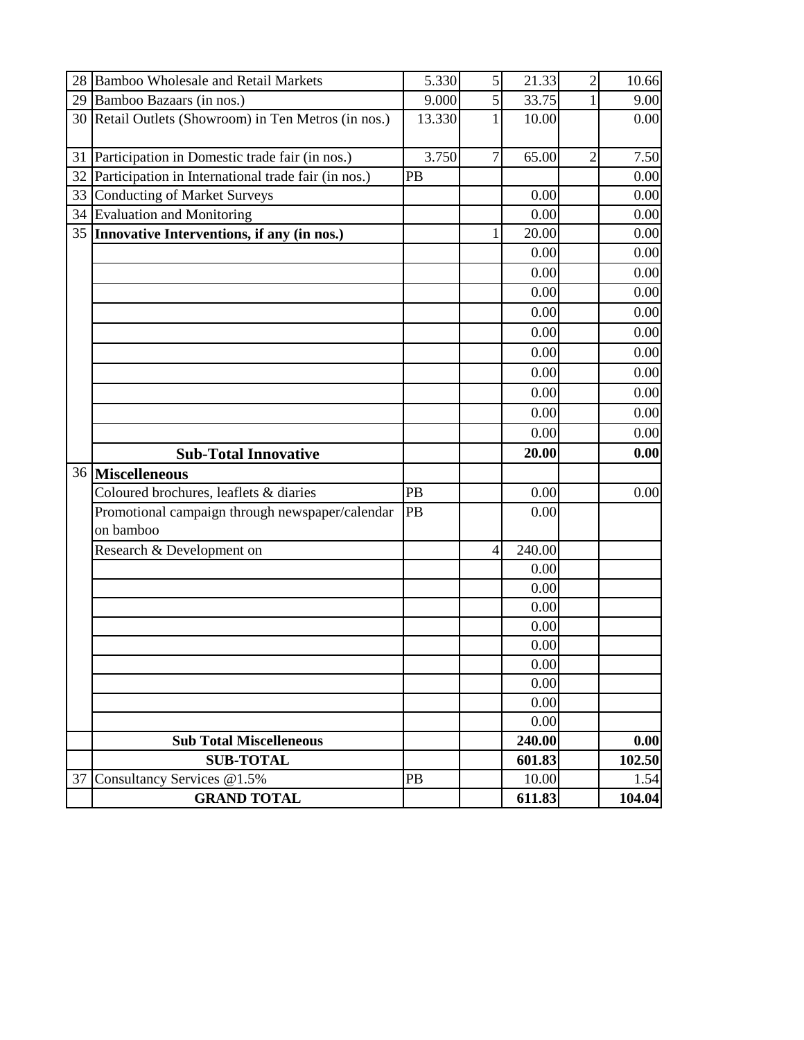| | | | | | | |
|---|---|---|---|---|---|---|
| 28 | Bamboo Wholesale and Retail Markets | 5.330 | 5 | 21.33 | 2 | 10.66 |
| 29 | Bamboo Bazaars (in nos.) | 9.000 | 5 | 33.75 | 1 | 9.00 |
| 30 | Retail Outlets (Showroom) in Ten Metros (in nos.) | 13.330 | 1 | 10.00 | | 0.00 |
| 31 | Participation in Domestic trade fair (in nos.) | 3.750 | 7 | 65.00 | 2 | 7.50 |
| 32 | Participation in International trade fair (in nos.) | PB | | | | 0.00 |
| 33 | Conducting of Market Surveys | | | 0.00 | | 0.00 |
| 34 | Evaluation and Monitoring | | | 0.00 | | 0.00 |
| 35 | **Innovative Interventions, if any (in nos.)** | | 1 | 20.00 | | 0.00 |
| | | | | 0.00 | | 0.00 |
| | | | | 0.00 | | 0.00 |
| | | | | 0.00 | | 0.00 |
| | | | | 0.00 | | 0.00 |
| | | | | 0.00 | | 0.00 |
| | | | | 0.00 | | 0.00 |
| | | | | 0.00 | | 0.00 |
| | | | | 0.00 | | 0.00 |
| | | | | 0.00 | | 0.00 |
| | | | | 0.00 | | 0.00 |
| | **Sub-Total Innovative** | | | **20.00** | | **0.00** |
| 36 | **Miscelleneous** | | | | | |
| | Coloured brochures, leaflets & diaries | PB | | 0.00 | | 0.00 |
| | Promotional campaign through newspaper/calendar on bamboo | PB | | 0.00 | | |
| | Research & Development on | | 4 | 240.00 | | |
| | | | | 0.00 | | |
| | | | | 0.00 | | |
| | | | | 0.00 | | |
| | | | | 0.00 | | |
| | | | | 0.00 | | |
| | | | | 0.00 | | |
| | | | | 0.00 | | |
| | | | | 0.00 | | |
| | | | | 0.00 | | |
| | **Sub Total Miscelleneous** | | | **240.00** | | **0.00** |
| | **SUB-TOTAL** | | | **601.83** | | **102.50** |
| 37 | Consultancy Services @1.5% | PB | | 10.00 | | 1.54 |
| | **GRAND TOTAL** | | | **611.83** | | **104.04** |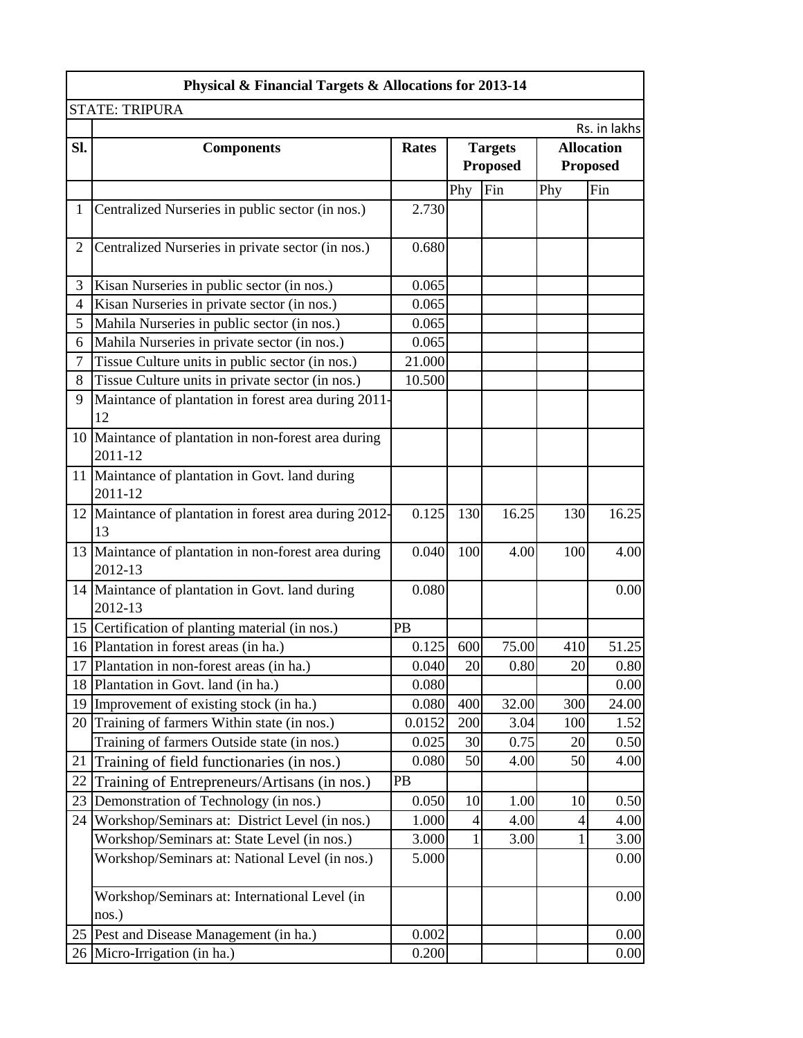| Physical & Financial Targets & Allocations for 2013-14 | | | | | | |
|---|---|---|---|---|---|---|
| STATE: TRIPURA | | | | | | |
| | | | | | | Rs. in lakhs |
| Sl. | Components | Rates | Targets Proposed | | Allocation Proposed | |
| | | | Phy | Fin | Phy | Fin |
| 1 | Centralized Nurseries in public sector (in nos.) | 2.730 | | | | |
| 2 | Centralized Nurseries in private sector (in nos.) | 0.680 | | | | |
| 3 | Kisan Nurseries in public sector (in nos.) | 0.065 | | | | |
| 4 | Kisan Nurseries in private sector (in nos.) | 0.065 | | | | |
| 5 | Mahila Nurseries in public sector (in nos.) | 0.065 | | | | |
| 6 | Mahila Nurseries in private sector (in nos.) | 0.065 | | | | |
| 7 | Tissue Culture units in public sector (in nos.) | 21.000 | | | | |
| 8 | Tissue Culture units in private sector (in nos.) | 10.500 | | | | |
| 9 | Maintance of plantation in forest area during 2011-12 | | | | | |
| 10 | Maintance of plantation in non-forest area during 2011-12 | | | | | |
| 11 | Maintance of plantation in Govt. land during 2011-12 | | | | | |
| 12 | Maintance of plantation in forest area during 2012-13 | 0.125 | 130 | 16.25 | 130 | 16.25 |
| 13 | Maintance of plantation in non-forest area during 2012-13 | 0.040 | 100 | 4.00 | 100 | 4.00 |
| 14 | Maintance of plantation in Govt. land during 2012-13 | 0.080 | | | | 0.00 |
| 15 | Certification of planting material (in nos.) | PB | | | | |
| 16 | Plantation in forest areas (in ha.) | 0.125 | 600 | 75.00 | 410 | 51.25 |
| 17 | Plantation in non-forest areas (in ha.) | 0.040 | 20 | 0.80 | 20 | 0.80 |
| 18 | Plantation in Govt. land (in ha.) | 0.080 | | | | 0.00 |
| 19 | Improvement of existing stock (in ha.) | 0.080 | 400 | 32.00 | 300 | 24.00 |
| 20 | Training of farmers Within state (in nos.) | 0.0152 | 200 | 3.04 | 100 | 1.52 |
| | Training of farmers Outside state (in nos.) | 0.025 | 30 | 0.75 | 20 | 0.50 |
| 21 | Training of field functionaries (in nos.) | 0.080 | 50 | 4.00 | 50 | 4.00 |
| 22 | Training of Entrepreneurs/Artisans (in nos.) | PB | | | | |
| 23 | Demonstration of Technology (in nos.) | 0.050 | 10 | 1.00 | 10 | 0.50 |
| 24 | Workshop/Seminars at: District Level (in nos.) | 1.000 | 4 | 4.00 | 4 | 4.00 |
| | Workshop/Seminars at: State Level (in nos.) | 3.000 | 1 | 3.00 | 1 | 3.00 |
| | Workshop/Seminars at: National Level (in nos.) | 5.000 | | | | 0.00 |
| | Workshop/Seminars at: International Level (in nos.) | | | | | 0.00 |
| 25 | Pest and Disease Management (in ha.) | 0.002 | | | | 0.00 |
| 26 | Micro-Irrigation (in ha.) | 0.200 | | | | 0.00 |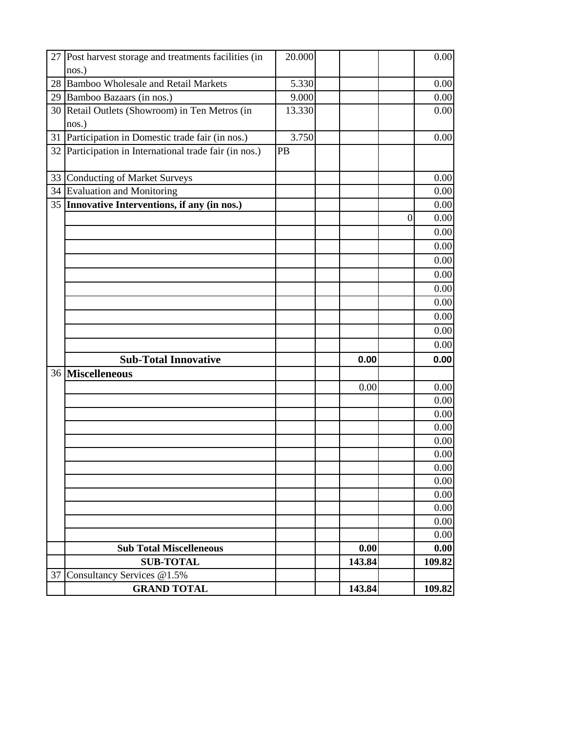| | | | | | | |
|---|---|---|---|---|---|---|
| 27 | Post harvest storage and treatments facilities (in nos.) | 20.000 | | | | 0.00 |
| 28 | Bamboo Wholesale and Retail Markets | 5.330 | | | | 0.00 |
| 29 | Bamboo Bazaars (in nos.) | 9.000 | | | | 0.00 |
| 30 | Retail Outlets (Showroom) in Ten Metros (in nos.) | 13.330 | | | | 0.00 |
| 31 | Participation in Domestic trade fair (in nos.) | 3.750 | | | | 0.00 |
| 32 | Participation in International trade fair (in nos.) | PB | | | | |
| 33 | Conducting of Market Surveys | | | | | 0.00 |
| 34 | Evaluation and Monitoring | | | | | 0.00 |
| 35 | **Innovative Interventions, if any (in nos.)** | | | | | 0.00 |
| | | | | | 0 | 0.00 |
| | | | | | | 0.00 |
| | | | | | | 0.00 |
| | | | | | | 0.00 |
| | | | | | | 0.00 |
| | | | | | | 0.00 |
| | | | | | | 0.00 |
| | | | | | | 0.00 |
| | | | | | | 0.00 |
| | | | | | | 0.00 |
| | **Sub-Total Innovative** | | | **0.00** | | **0.00** |
| 36 | **Miscelleneous** | | | | | |
| | | | | 0.00 | | 0.00 |
| | | | | | | 0.00 |
| | | | | | | 0.00 |
| | | | | | | 0.00 |
| | | | | | | 0.00 |
| | | | | | | 0.00 |
| | | | | | | 0.00 |
| | | | | | | 0.00 |
| | | | | | | 0.00 |
| | | | | | | 0.00 |
| | | | | | | 0.00 |
| | | | | | | 0.00 |
| | **Sub Total Miscelleneous** | | | **0.00** | | **0.00** |
| | **SUB-TOTAL** | | | **143.84** | | **109.82** |
| 37 | Consultancy Services @1.5% | | | | | |
| | **GRAND TOTAL** | | | **143.84** | | **109.82** |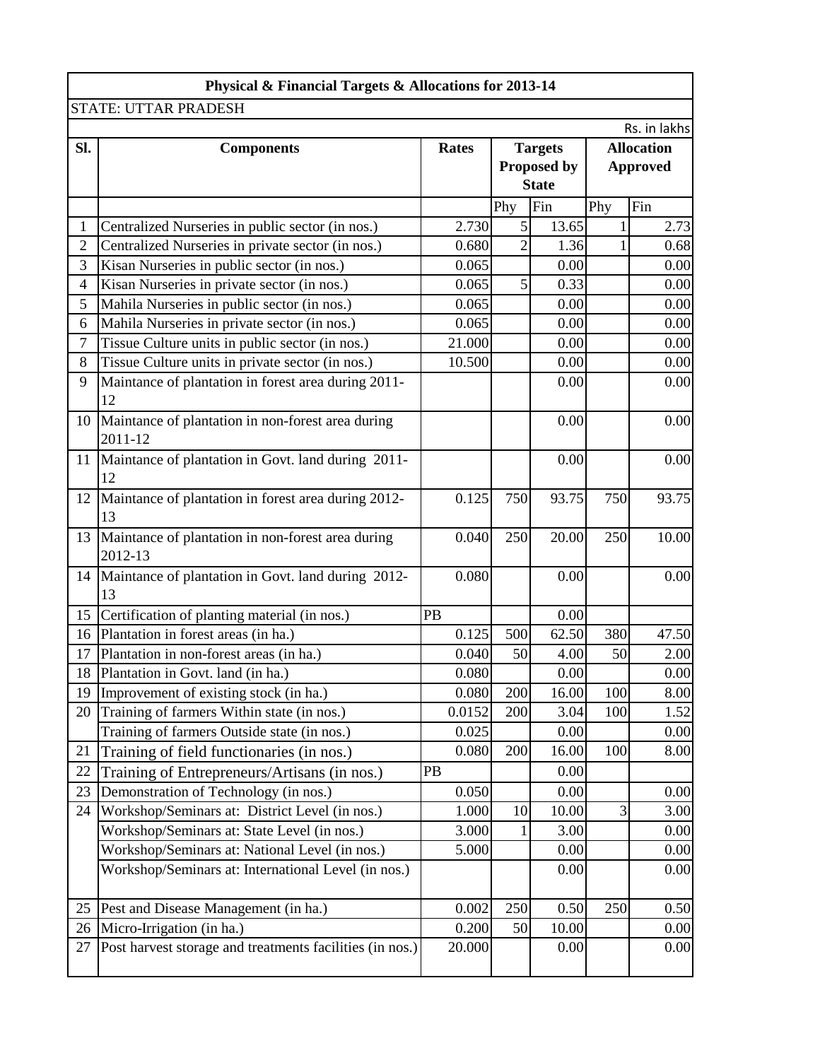**Physical & Financial Targets & Allocations for 2013-14**

STATE: UTTAR PRADESH

Rs. in lakhs

| Sl. | Components | Rates | Targets Proposed by State | | Allocation Approved | |
|---|---|---|---|---|---|---|
| | | | Phy | Fin | Phy | Fin |
| 1 | Centralized Nurseries in public sector (in nos.) | 2.730 | 5 | 13.65 | 1 | 2.73 |
| 2 | Centralized Nurseries in private sector (in nos.) | 0.680 | 2 | 1.36 | 1 | 0.68 |
| 3 | Kisan Nurseries in public sector (in nos.) | 0.065 | | 0.00 | | 0.00 |
| 4 | Kisan Nurseries in private sector (in nos.) | 0.065 | 5 | 0.33 | | 0.00 |
| 5 | Mahila Nurseries in public sector (in nos.) | 0.065 | | 0.00 | | 0.00 |
| 6 | Mahila Nurseries in private sector (in nos.) | 0.065 | | 0.00 | | 0.00 |
| 7 | Tissue Culture units in public sector (in nos.) | 21.000 | | 0.00 | | 0.00 |
| 8 | Tissue Culture units in private sector (in nos.) | 10.500 | | 0.00 | | 0.00 |
| 9 | Maintance of plantation in forest area during 2011-12 | | | 0.00 | | 0.00 |
| 10 | Maintance of plantation in non-forest area during 2011-12 | | | 0.00 | | 0.00 |
| 11 | Maintance of plantation in Govt. land during 2011-12 | | | 0.00 | | 0.00 |
| 12 | Maintance of plantation in forest area during 2012-13 | 0.125 | 750 | 93.75 | 750 | 93.75 |
| 13 | Maintance of plantation in non-forest area during 2012-13 | 0.040 | 250 | 20.00 | 250 | 10.00 |
| 14 | Maintance of plantation in Govt. land during 2012-13 | 0.080 | | 0.00 | | 0.00 |
| 15 | Certification of planting material (in nos.) | PB | | 0.00 | | |
| 16 | Plantation in forest areas (in ha.) | 0.125 | 500 | 62.50 | 380 | 47.50 |
| 17 | Plantation in non-forest areas (in ha.) | 0.040 | 50 | 4.00 | 50 | 2.00 |
| 18 | Plantation in Govt. land (in ha.) | 0.080 | | 0.00 | | 0.00 |
| 19 | Improvement of existing stock (in ha.) | 0.080 | 200 | 16.00 | 100 | 8.00 |
| 20 | Training of farmers Within state (in nos.) | 0.0152 | 200 | 3.04 | 100 | 1.52 |
| | Training of farmers Outside state (in nos.) | 0.025 | | 0.00 | | 0.00 |
| 21 | Training of field functionaries (in nos.) | 0.080 | 200 | 16.00 | 100 | 8.00 |
| 22 | Training of Entrepreneurs/Artisans (in nos.) | PB | | 0.00 | | |
| 23 | Demonstration of Technology (in nos.) | 0.050 | | 0.00 | | 0.00 |
| 24 | Workshop/Seminars at: District Level (in nos.) | 1.000 | 10 | 10.00 | 3 | 3.00 |
| | Workshop/Seminars at: State Level (in nos.) | 3.000 | 1 | 3.00 | | 0.00 |
| | Workshop/Seminars at: National Level (in nos.) | 5.000 | | 0.00 | | 0.00 |
| | Workshop/Seminars at: International Level (in nos.) | | | 0.00 | | 0.00 |
| 25 | Pest and Disease Management (in ha.) | 0.002 | 250 | 0.50 | 250 | 0.50 |
| 26 | Micro-Irrigation (in ha.) | 0.200 | 50 | 10.00 | | 0.00 |
| 27 | Post harvest storage and treatments facilities (in nos.) | 20.000 | | 0.00 | | 0.00 |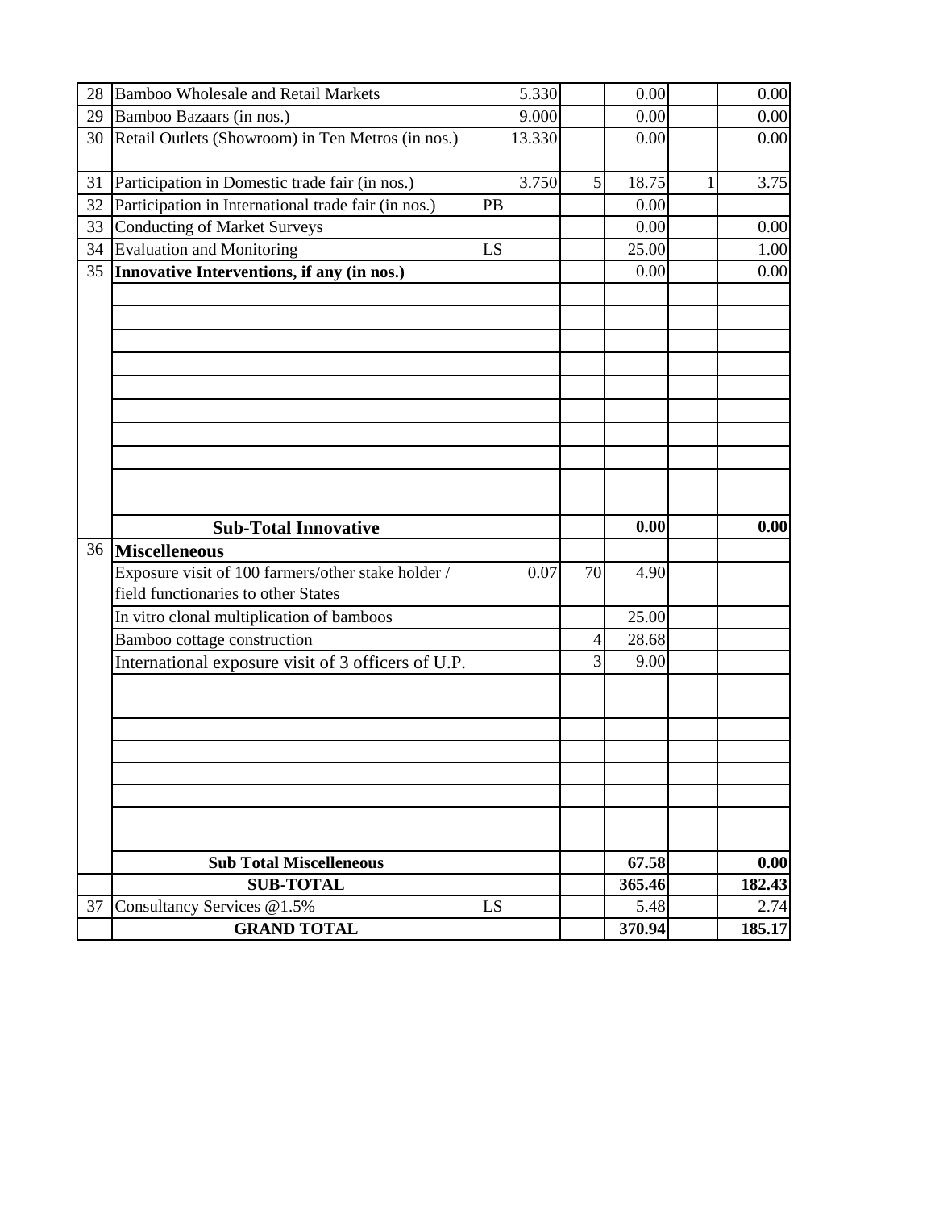| | | | | | | |
|---|---|---|---|---|---|---|
| 28 | Bamboo Wholesale and Retail Markets | 5.330 | | 0.00 | | 0.00 |
| 29 | Bamboo Bazaars (in nos.) | 9.000 | | 0.00 | | 0.00 |
| 30 | Retail Outlets (Showroom) in Ten Metros (in nos.) | 13.330 | | 0.00 | | 0.00 |
| 31 | Participation in Domestic trade fair (in nos.) | 3.750 | 5 | 18.75 | 1 | 3.75 |
| 32 | Participation in International trade fair (in nos.) | PB | | 0.00 | | |
| 33 | Conducting of Market Surveys | | | 0.00 | | 0.00 |
| 34 | Evaluation and Monitoring | LS | | 25.00 | | 1.00 |
| 35 | **Innovative Interventions, if any (in nos.)** | | | 0.00 | | 0.00 |
| | | | | | | |
| | | | | | | |
| | | | | | | |
| | | | | | | |
| | | | | | | |
| | | | | | | |
| | | | | | | |
| | | | | | | |
| | | | | | | |
| | | | | | | |
| | **Sub-Total Innovative** | | | **0.00** | | **0.00** |
| 36 | **Miscelleneous** | | | | | |
| | Exposure visit of 100 farmers/other stake holder / field functionaries to other States | 0.07 | 70 | 4.90 | | |
| | In vitro clonal multiplication of bamboos | | | 25.00 | | |
| | Bamboo cottage construction | | 4 | 28.68 | | |
| | International exposure visit of 3 officers of U.P. | | 3 | 9.00 | | |
| | | | | | | |
| | | | | | | |
| | | | | | | |
| | | | | | | |
| | | | | | | |
| | | | | | | |
| | | | | | | |
| | | | | | | |
| | **Sub Total Miscelleneous** | | | **67.58** | | **0.00** |
| | **SUB-TOTAL** | | | **365.46** | | **182.43** |
| 37 | Consultancy Services @1.5% | LS | | 5.48 | | 2.74 |
| | **GRAND TOTAL** | | | **370.94** | | **185.17** |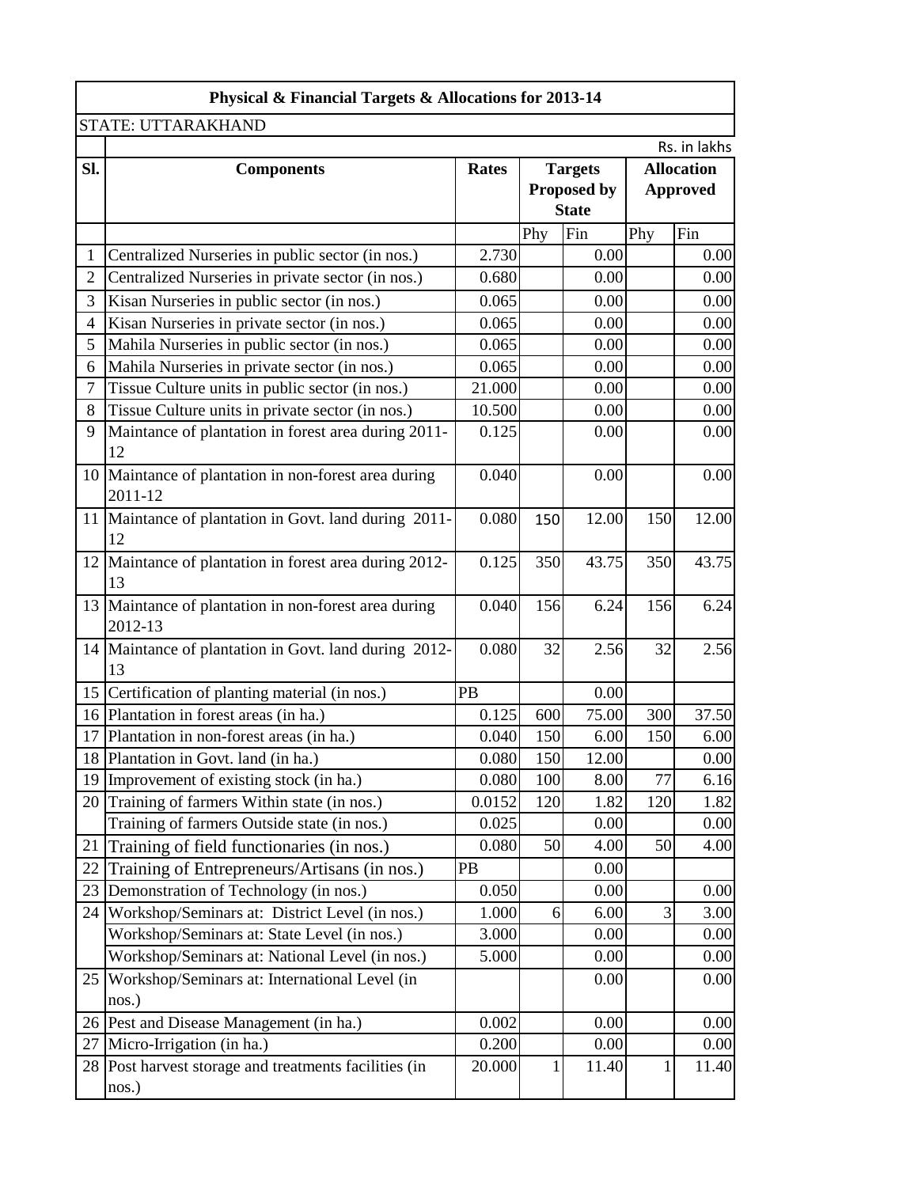| Physical & Financial Targets & Allocations for 2013-14 | | | | | | |
|---|---|---|---|---|---|---|
| STATE: UTTARAKHAND | | | | | | |
| | | | | | | Rs. in lakhs |
| **Sl.** | **Components** | **Rates** | **Targets Proposed by State** | | **Allocation Approved** | |
| | | | Phy | Fin | Phy | Fin |
| 1 | Centralized Nurseries in public sector (in nos.) | 2.730 | | 0.00 | | 0.00 |
| 2 | Centralized Nurseries in private sector (in nos.) | 0.680 | | 0.00 | | 0.00 |
| 3 | Kisan Nurseries in public sector (in nos.) | 0.065 | | 0.00 | | 0.00 |
| 4 | Kisan Nurseries in private sector (in nos.) | 0.065 | | 0.00 | | 0.00 |
| 5 | Mahila Nurseries in public sector (in nos.) | 0.065 | | 0.00 | | 0.00 |
| 6 | Mahila Nurseries in private sector (in nos.) | 0.065 | | 0.00 | | 0.00 |
| 7 | Tissue Culture units in public sector (in nos.) | 21.000 | | 0.00 | | 0.00 |
| 8 | Tissue Culture units in private sector (in nos.) | 10.500 | | 0.00 | | 0.00 |
| 9 | Maintance of plantation in forest area during 2011-12 | 0.125 | | 0.00 | | 0.00 |
| 10 | Maintance of plantation in non-forest area during 2011-12 | 0.040 | | 0.00 | | 0.00 |
| 11 | Maintance of plantation in Govt. land during 2011-12 | 0.080 | 150 | 12.00 | 150 | 12.00 |
| 12 | Maintance of plantation in forest area during 2012-13 | 0.125 | 350 | 43.75 | 350 | 43.75 |
| 13 | Maintance of plantation in non-forest area during 2012-13 | 0.040 | 156 | 6.24 | 156 | 6.24 |
| 14 | Maintance of plantation in Govt. land during 2012-13 | 0.080 | 32 | 2.56 | 32 | 2.56 |
| 15 | Certification of planting material (in nos.) | PB | | 0.00 | | |
| 16 | Plantation in forest areas (in ha.) | 0.125 | 600 | 75.00 | 300 | 37.50 |
| 17 | Plantation in non-forest areas (in ha.) | 0.040 | 150 | 6.00 | 150 | 6.00 |
| 18 | Plantation in Govt. land (in ha.) | 0.080 | 150 | 12.00 | | 0.00 |
| 19 | Improvement of existing stock (in ha.) | 0.080 | 100 | 8.00 | 77 | 6.16 |
| 20 | Training of farmers Within state (in nos.) | 0.0152 | 120 | 1.82 | 120 | 1.82 |
| | Training of farmers Outside state (in nos.) | 0.025 | | 0.00 | | 0.00 |
| 21 | Training of field functionaries (in nos.) | 0.080 | 50 | 4.00 | 50 | 4.00 |
| 22 | Training of Entrepreneurs/Artisans (in nos.) | PB | | 0.00 | | |
| 23 | Demonstration of Technology (in nos.) | 0.050 | | 0.00 | | 0.00 |
| 24 | Workshop/Seminars at: District Level (in nos.) | 1.000 | 6 | 6.00 | 3 | 3.00 |
| | Workshop/Seminars at: State Level (in nos.) | 3.000 | | 0.00 | | 0.00 |
| | Workshop/Seminars at: National Level (in nos.) | 5.000 | | 0.00 | | 0.00 |
| 25 | Workshop/Seminars at: International Level (in nos.) | | | 0.00 | | 0.00 |
| 26 | Pest and Disease Management (in ha.) | 0.002 | | 0.00 | | 0.00 |
| 27 | Micro-Irrigation (in ha.) | 0.200 | | 0.00 | | 0.00 |
| 28 | Post harvest storage and treatments facilities (in nos.) | 20.000 | 1 | 11.40 | 1 | 11.40 |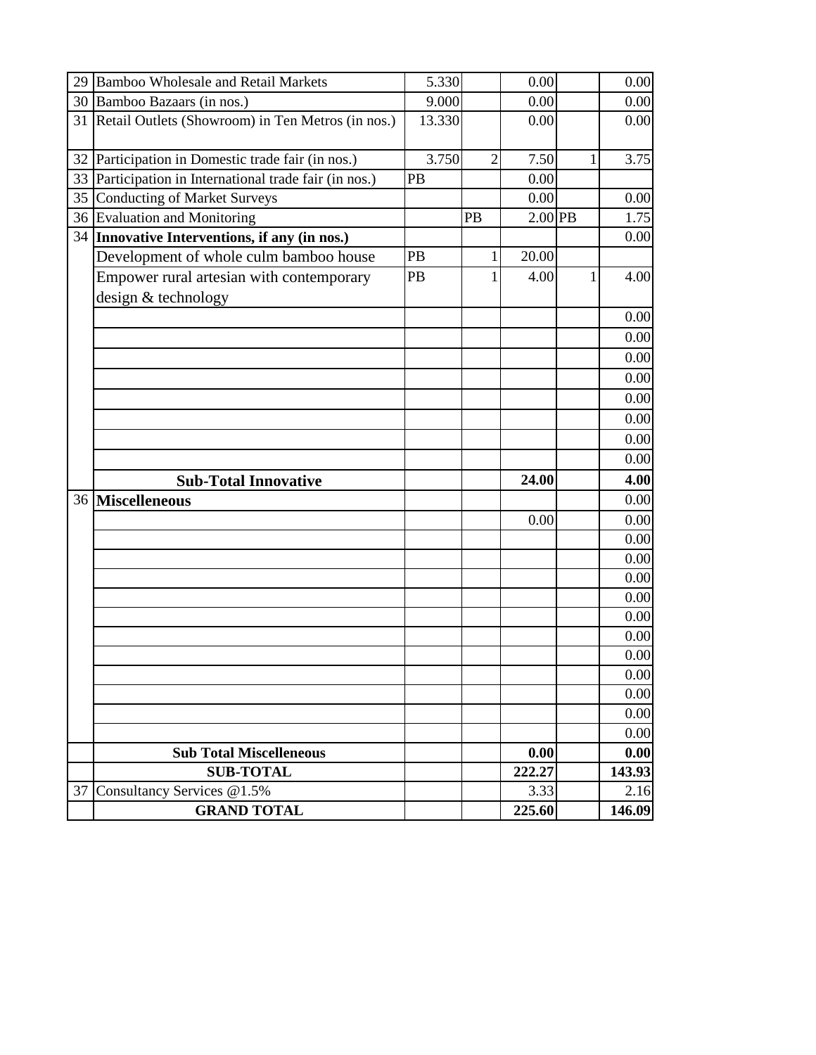| | | | | | | |
|---|---|---|---|---|---|---|
| 29 | Bamboo Wholesale and Retail Markets | 5.330 | | 0.00 | | 0.00 |
| 30 | Bamboo Bazaars (in nos.) | 9.000 | | 0.00 | | 0.00 |
| 31 | Retail Outlets (Showroom) in Ten Metros (in nos.) | 13.330 | | 0.00 | | 0.00 |
| 32 | Participation in Domestic trade fair (in nos.) | 3.750 | 2 | 7.50 | 1 | 3.75 |
| 33 | Participation in International trade fair (in nos.) | PB | | 0.00 | | |
| 35 | Conducting of Market Surveys | | | 0.00 | | 0.00 |
| 36 | Evaluation and Monitoring | | PB | 2.00 | PB | 1.75 |
| 34 | **Innovative Interventions, if any (in nos.)** | | | | | 0.00 |
| | Development of whole culm bamboo house | PB | 1 | 20.00 | | |
| | Empower rural artesian with contemporary design & technology | PB | 1 | 4.00 | 1 | 4.00 |
| | | | | | | 0.00 |
| | | | | | | 0.00 |
| | | | | | | 0.00 |
| | | | | | | 0.00 |
| | | | | | | 0.00 |
| | | | | | | 0.00 |
| | | | | | | 0.00 |
| | | | | | | 0.00 |
| | **Sub-Total Innovative** | | | **24.00** | | **4.00** |
| 36 | **Miscelleneous** | | | | | 0.00 |
| | | | | 0.00 | | 0.00 |
| | | | | | | 0.00 |
| | | | | | | 0.00 |
| | | | | | | 0.00 |
| | | | | | | 0.00 |
| | | | | | | 0.00 |
| | | | | | | 0.00 |
| | | | | | | 0.00 |
| | | | | | | 0.00 |
| | | | | | | 0.00 |
| | | | | | | 0.00 |
| | | | | | | 0.00 |
| | **Sub Total Miscelleneous** | | | **0.00** | | **0.00** |
| | **SUB-TOTAL** | | | **222.27** | | **143.93** |
| 37 | Consultancy Services @1.5% | | | 3.33 | | 2.16 |
| | **GRAND TOTAL** | | | **225.60** | | **146.09** |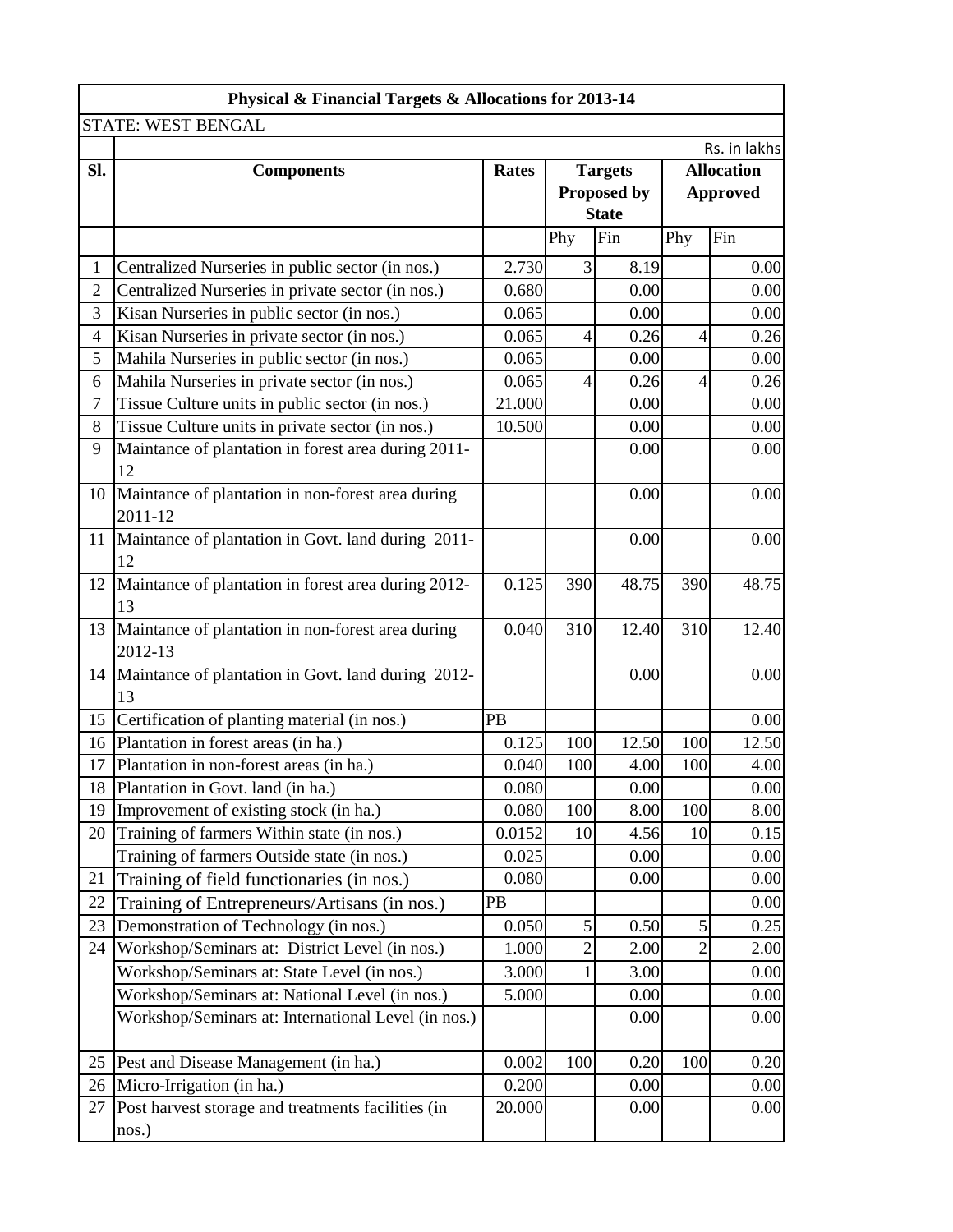| Physical & Financial Targets & Allocations for 2013-14 | | | | | | |
|---|---|---|---|---|---|---|
| STATE: WEST BENGAL | | | | | | |
| | | | | | | Rs. in lakhs |
| Sl. | Components | Rates | Targets Proposed by State | | Allocation Approved | |
| | | | Phy | Fin | Phy | Fin |
| 1 | Centralized Nurseries in public sector (in nos.) | 2.730 | 3 | 8.19 | | 0.00 |
| 2 | Centralized Nurseries in private sector (in nos.) | 0.680 | | 0.00 | | 0.00 |
| 3 | Kisan Nurseries in public sector (in nos.) | 0.065 | | 0.00 | | 0.00 |
| 4 | Kisan Nurseries in private sector (in nos.) | 0.065 | 4 | 0.26 | 4 | 0.26 |
| 5 | Mahila Nurseries in public sector (in nos.) | 0.065 | | 0.00 | | 0.00 |
| 6 | Mahila Nurseries in private sector (in nos.) | 0.065 | 4 | 0.26 | 4 | 0.26 |
| 7 | Tissue Culture units in public sector (in nos.) | 21.000 | | 0.00 | | 0.00 |
| 8 | Tissue Culture units in private sector (in nos.) | 10.500 | | 0.00 | | 0.00 |
| 9 | Maintance of plantation in forest area during 2011-12 | | | 0.00 | | 0.00 |
| 10 | Maintance of plantation in non-forest area during 2011-12 | | | 0.00 | | 0.00 |
| 11 | Maintance of plantation in Govt. land during 2011-12 | | | 0.00 | | 0.00 |
| 12 | Maintance of plantation in forest area during 2012-13 | 0.125 | 390 | 48.75 | 390 | 48.75 |
| 13 | Maintance of plantation in non-forest area during 2012-13 | 0.040 | 310 | 12.40 | 310 | 12.40 |
| 14 | Maintance of plantation in Govt. land during 2012-13 | | | 0.00 | | 0.00 |
| 15 | Certification of planting material (in nos.) | PB | | | | 0.00 |
| 16 | Plantation in forest areas (in ha.) | 0.125 | 100 | 12.50 | 100 | 12.50 |
| 17 | Plantation in non-forest areas (in ha.) | 0.040 | 100 | 4.00 | 100 | 4.00 |
| 18 | Plantation in Govt. land (in ha.) | 0.080 | | 0.00 | | 0.00 |
| 19 | Improvement of existing stock (in ha.) | 0.080 | 100 | 8.00 | 100 | 8.00 |
| 20 | Training of farmers Within state (in nos.) | 0.0152 | 10 | 4.56 | 10 | 0.15 |
| | Training of farmers Outside state (in nos.) | 0.025 | | 0.00 | | 0.00 |
| 21 | Training of field functionaries (in nos.) | 0.080 | | 0.00 | | 0.00 |
| 22 | Training of Entrepreneurs/Artisans (in nos.) | PB | | | | 0.00 |
| 23 | Demonstration of Technology (in nos.) | 0.050 | 5 | 0.50 | 5 | 0.25 |
| 24 | Workshop/Seminars at: District Level (in nos.) | 1.000 | 2 | 2.00 | 2 | 2.00 |
| | Workshop/Seminars at: State Level (in nos.) | 3.000 | 1 | 3.00 | | 0.00 |
| | Workshop/Seminars at: National Level (in nos.) | 5.000 | | 0.00 | | 0.00 |
| | Workshop/Seminars at: International Level (in nos.) | | | 0.00 | | 0.00 |
| 25 | Pest and Disease Management (in ha.) | 0.002 | 100 | 0.20 | 100 | 0.20 |
| 26 | Micro-Irrigation (in ha.) | 0.200 | | 0.00 | | 0.00 |
| 27 | Post harvest storage and treatments facilities (in nos.) | 20.000 | | 0.00 | | 0.00 |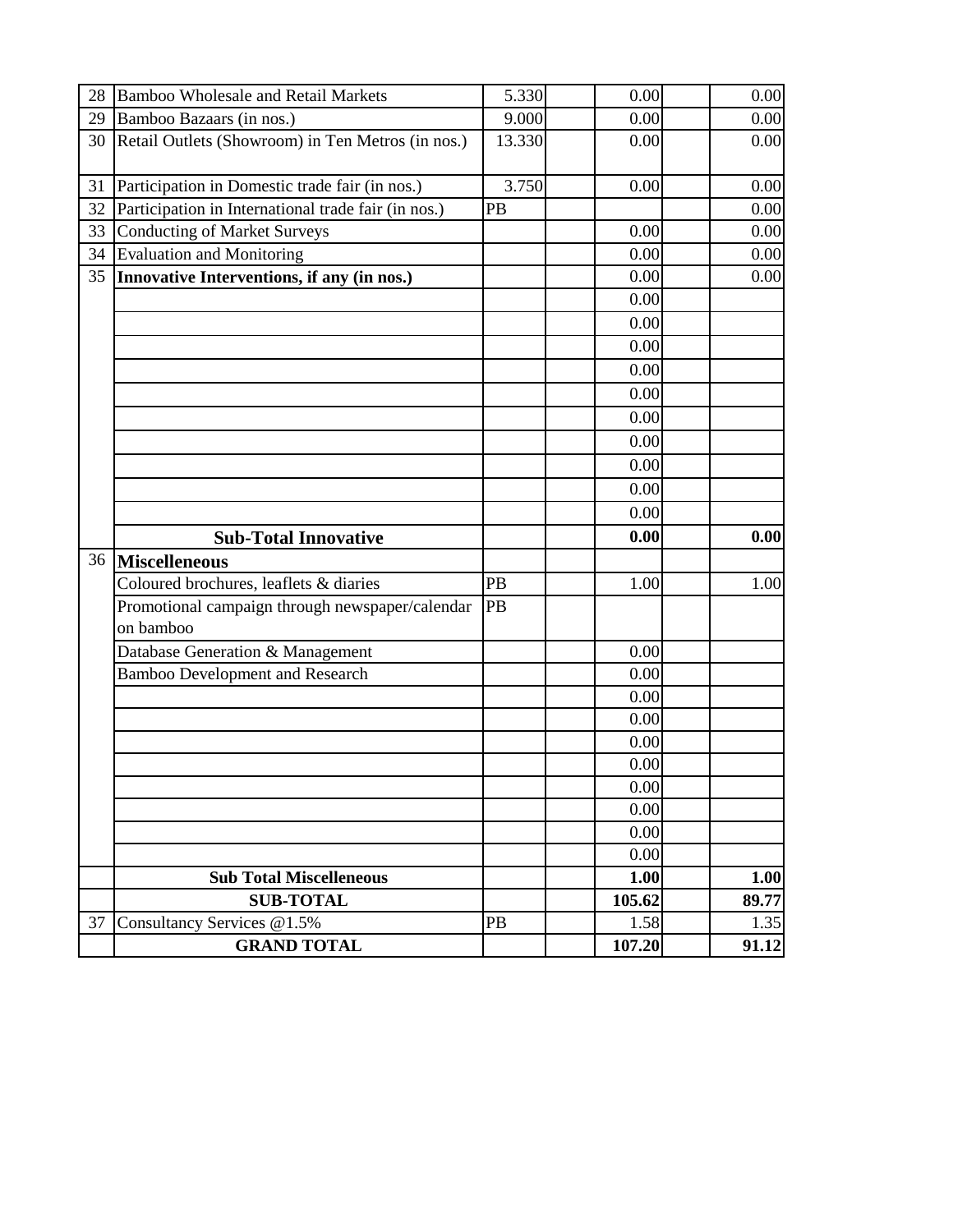| | | | | | | |
|---|---|---|---|---|---|---|
| 28 | Bamboo Wholesale and Retail Markets | 5.330 | | 0.00 | | 0.00 |
| 29 | Bamboo Bazaars (in nos.) | 9.000 | | 0.00 | | 0.00 |
| 30 | Retail Outlets (Showroom) in Ten Metros (in nos.) | 13.330 | | 0.00 | | 0.00 |
| 31 | Participation in Domestic trade fair (in nos.) | 3.750 | | 0.00 | | 0.00 |
| 32 | Participation in International trade fair (in nos.) | PB | | | | 0.00 |
| 33 | Conducting of Market Surveys | | | 0.00 | | 0.00 |
| 34 | Evaluation and Monitoring | | | 0.00 | | 0.00 |
| 35 | **Innovative Interventions, if any (in nos.)** | | | 0.00 | | 0.00 |
| | | | | 0.00 | | |
| | | | | 0.00 | | |
| | | | | 0.00 | | |
| | | | | 0.00 | | |
| | | | | 0.00 | | |
| | | | | 0.00 | | |
| | | | | 0.00 | | |
| | | | | 0.00 | | |
| | | | | 0.00 | | |
| | | | | 0.00 | | |
| | **Sub-Total Innovative** | | | **0.00** | | **0.00** |
| 36 | **Miscelleneous** | | | | | |
| | Coloured brochures, leaflets & diaries | PB | | 1.00 | | 1.00 |
| | Promotional campaign through newspaper/calendar on bamboo | PB | | | | |
| | Database Generation & Management | | | 0.00 | | |
| | Bamboo Development and Research | | | 0.00 | | |
| | | | | 0.00 | | |
| | | | | 0.00 | | |
| | | | | 0.00 | | |
| | | | | 0.00 | | |
| | | | | 0.00 | | |
| | | | | 0.00 | | |
| | | | | 0.00 | | |
| | | | | 0.00 | | |
| | **Sub Total Miscelleneous** | | | **1.00** | | **1.00** |
| | **SUB-TOTAL** | | | **105.62** | | **89.77** |
| 37 | Consultancy Services @1.5% | PB | | 1.58 | | 1.35 |
| | **GRAND TOTAL** | | | **107.20** | | **91.12** |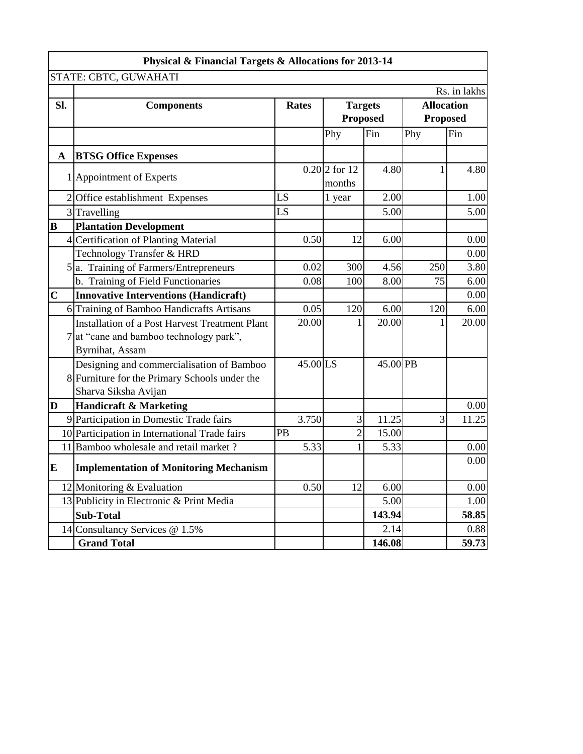| Physical & Financial Targets & Allocations for 2013-14 | | | | | | |
|---|---|---|---|---|---|---|
| STATE: CBTC, GUWAHATI | | | | | | |
| | | | | | | Rs. in lakhs |
| **Sl.** | **Components** | **Rates** | **Targets Proposed** | | **Allocation Proposed** | |
| | | | Phy | Fin | Phy | Fin |
| **A** | **BTSG Office Expenses** | | | | | |
| 1 | Appointment of Experts | 0.20 | 2 for 12 months | 4.80 | 1 | 4.80 |
| 2 | Office establishment Expenses | LS | 1 year | 2.00 | | 1.00 |
| 3 | Travelling | LS | | 5.00 | | 5.00 |
| **B** | **Plantation Development** | | | | | |
| 4 | Certification of Planting Material | 0.50 | 12 | 6.00 | | 0.00 |
| | Technology Transfer & HRD | | | | | 0.00 |
| 5 | a. Training of Farmers/Entrepreneurs | 0.02 | 300 | 4.56 | 250 | 3.80 |
| | b. Training of Field Functionaries | 0.08 | 100 | 8.00 | 75 | 6.00 |
| **C** | **Innovative Interventions (Handicraft)** | | | | | 0.00 |
| 6 | Training of Bamboo Handicrafts Artisans | 0.05 | 120 | 6.00 | 120 | 6.00 |
| 7 | Installation of a Post Harvest Treatment Plant at "cane and bamboo technology park", Byrnihat, Assam | 20.00 | 1 | 20.00 | 1 | 20.00 |
| 8 | Designing and commercialisation of Bamboo Furniture for the Primary Schools under the Sharva Siksha Avijan | 45.00 | LS | 45.00 | PB | |
| **D** | **Handicraft & Marketing** | | | | | 0.00 |
| 9 | Participation in Domestic Trade fairs | 3.750 | 3 | 11.25 | 3 | 11.25 |
| 10 | Participation in International Trade fairs | PB | 2 | 15.00 | | |
| 11 | Bamboo wholesale and retail market ? | 5.33 | 1 | 5.33 | | 0.00 |
| **E** | **Implementation of Monitoring Mechanism** | | | | | 0.00 |
| 12 | Monitoring & Evaluation | 0.50 | 12 | 6.00 | | 0.00 |
| 13 | Publicity in Electronic & Print Media | | | 5.00 | | 1.00 |
| | **Sub-Total** | | | **143.94** | | **58.85** |
| 14 | Consultancy Services @ 1.5% | | | 2.14 | | 0.88 |
| | **Grand Total** | | | **146.08** | | **59.73** |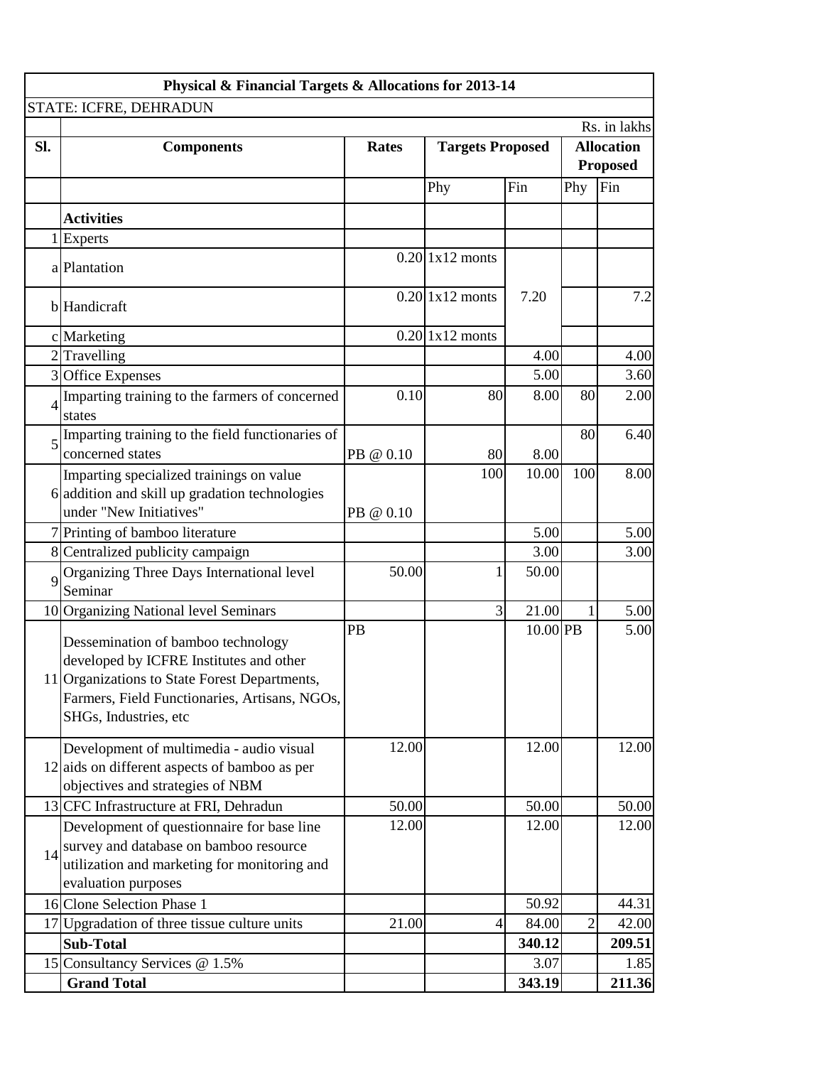**Physical & Financial Targets & Allocations for 2013-14**

STATE: ICFRE, DEHRADUN

Rs. in lakhs

| Sl. | Components | Rates | Targets Proposed | | Allocation Proposed | |
|---|---|---|---|---|---|---|
| | | | Phy | Fin | Phy | Fin |
| | **Activities** | | | | | |
| 1 | Experts | | | | | |
| a | Plantation | 0.20 | 1x12 monts | 7.20 | | 7.2 |
| b | Handicraft | 0.20 | 1x12 monts | | | |
| c | Marketing | 0.20 | 1x12 monts | | | |
| 2 | Travelling | | | 4.00 | | 4.00 |
| 3 | Office Expenses | | | 5.00 | | 3.60 |
| 4 | Imparting training to the farmers of concerned states | 0.10 | 80 | 8.00 | 80 | 2.00 |
| 5 | Imparting training to the field functionaries of concerned states | PB @ 0.10 | 80 | 8.00 | 80 | 6.40 |
| 6 | Imparting specialized trainings on value addition and skill up gradation technologies under "New Initiatives" | PB @ 0.10 | 100 | 10.00 | 100 | 8.00 |
| 7 | Printing of bamboo literature | | | 5.00 | | 5.00 |
| 8 | Centralized publicity campaign | | | 3.00 | | 3.00 |
| 9 | Organizing Three Days International level Seminar | 50.00 | 1 | 50.00 | | |
| 10 | Organizing National level Seminars | | 3 | 21.00 | 1 | 5.00 |
| 11 | Dessemination of bamboo technology developed by ICFRE Institutes and other Organizations to State Forest Departments, Farmers, Field Functionaries, Artisans, NGOs, SHGs, Industries, etc | PB | | 10.00 | PB | 5.00 |
| 12 | Development of multimedia - audio visual aids on different aspects of bamboo as per objectives and strategies of NBM | 12.00 | | 12.00 | | 12.00 |
| 13 | CFC Infrastructure at FRI, Dehradun | 50.00 | | 50.00 | | 50.00 |
| 14 | Development of questionnaire for base line survey and database on bamboo resource utilization and marketing for monitoring and evaluation purposes | 12.00 | | 12.00 | | 12.00 |
| 16 | Clone Selection Phase 1 | | | 50.92 | | 44.31 |
| 17 | Upgradation of three tissue culture units | 21.00 | 4 | 84.00 | 2 | 42.00 |
| | **Sub-Total** | | | **340.12** | | **209.51** |
| 15 | Consultancy Services @ 1.5% | | | 3.07 | | 1.85 |
| | **Grand Total** | | | **343.19** | | **211.36** |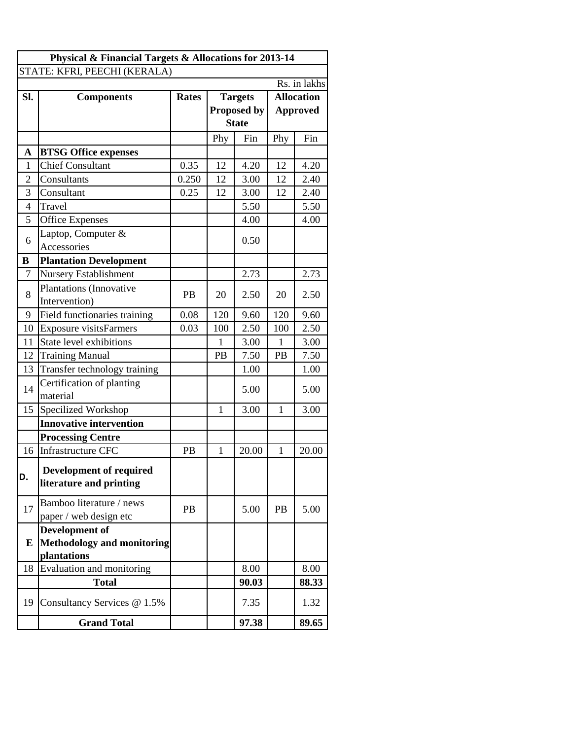**Physical & Financial Targets & Allocations for 2013-14**

STATE: KFRI, PEECHI (KERALA)

Rs. in lakhs

| Sl. | Components | Rates | Targets Proposed by State | | Allocation Approved | |
|---|---|---|---|---|---|---|
| | | | Phy | Fin | Phy | Fin |
| **A** | **BTSG Office expenses** | | | | | |
| 1 | Chief Consultant | 0.35 | 12 | 4.20 | 12 | 4.20 |
| 2 | Consultants | 0.250 | 12 | 3.00 | 12 | 2.40 |
| 3 | Consultant | 0.25 | 12 | 3.00 | 12 | 2.40 |
| 4 | Travel | | | 5.50 | | 5.50 |
| 5 | Office Expenses | | | 4.00 | | 4.00 |
| 6 | Laptop, Computer & Accessories | | | 0.50 | | |
| **B** | **Plantation Development** | | | | | |
| 7 | Nursery Establishment | | | 2.73 | | 2.73 |
| 8 | Plantations (Innovative Intervention) | PB | 20 | 2.50 | 20 | 2.50 |
| 9 | Field functionaries training | 0.08 | 120 | 9.60 | 120 | 9.60 |
| 10 | Exposure visitsFarmers | 0.03 | 100 | 2.50 | 100 | 2.50 |
| 11 | State level exhibitions | | 1 | 3.00 | 1 | 3.00 |
| 12 | Training Manual | | PB | 7.50 | PB | 7.50 |
| 13 | Transfer technology training | | | 1.00 | | 1.00 |
| 14 | Certification of planting material | | | 5.00 | | 5.00 |
| 15 | Specilized Workshop | | 1 | 3.00 | 1 | 3.00 |
| | **Innovative intervention** | | | | | |
| | **Processing Centre** | | | | | |
| 16 | Infrastructure CFC | PB | 1 | 20.00 | 1 | 20.00 |
| **D.** | **Development of required literature and printing** | | | | | |
| 17 | Bamboo literature / news paper / web design etc | PB | | 5.00 | PB | 5.00 |
| **E** | **Development of Methodology and monitoring plantations** | | | | | |
| 18 | Evaluation and monitoring | | | 8.00 | | 8.00 |
| | **Total** | | | **90.03** | | **88.33** |
| 19 | Consultancy Services @ 1.5% | | | 7.35 | | 1.32 |
| | **Grand Total** | | | **97.38** | | **89.65** |